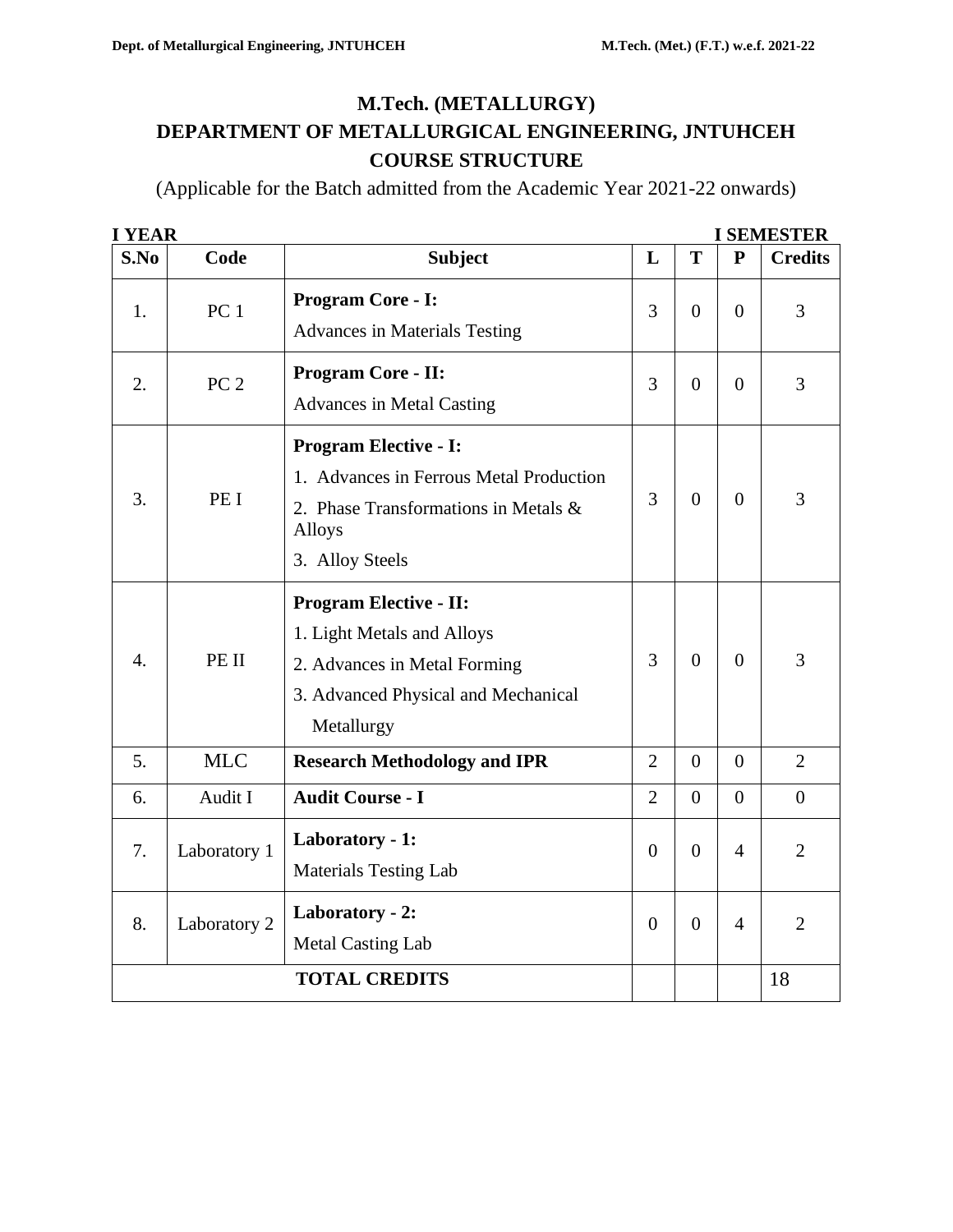# M.Tech. (METALLURGY)

## DEPARTMENT OF METALLURGICAL ENGINEERING, JNTUHCEH

## COURSE STRUCTURE

(Applicable for the Batch admitted from the Academic Year 2021-22 onwards)

**I YEAR** **I SEMESTER**

| S.No | Code | Subject | L | T | P | Credits |
|---|---|---|---|---|---|---|
| 1. | PC 1 | **Program Core - I:** Advances in Materials Testing | 3 | 0 | 0 | 3 |
| 2. | PC 2 | **Program Core - II:** Advances in Metal Casting | 3 | 0 | 0 | 3 |
| 3. | PE I | **Program Elective - I:** 1. Advances in Ferrous Metal Production 2. Phase Transformations in Metals & Alloys 3. Alloy Steels | 3 | 0 | 0 | 3 |
| 4. | PE II | **Program Elective - II:** 1. Light Metals and Alloys 2. Advances in Metal Forming 3. Advanced Physical and Mechanical Metallurgy | 3 | 0 | 0 | 3 |
| 5. | MLC | **Research Methodology and IPR** | 2 | 0 | 0 | 2 |
| 6. | Audit I | **Audit Course - I** | 2 | 0 | 0 | 0 |
| 7. | Laboratory 1 | **Laboratory - 1:** Materials Testing Lab | 0 | 0 | 4 | 2 |
| 8. | Laboratory 2 | **Laboratory - 2:** Metal Casting Lab | 0 | 0 | 4 | 2 |
| | | **TOTAL CREDITS** | | | | 18 |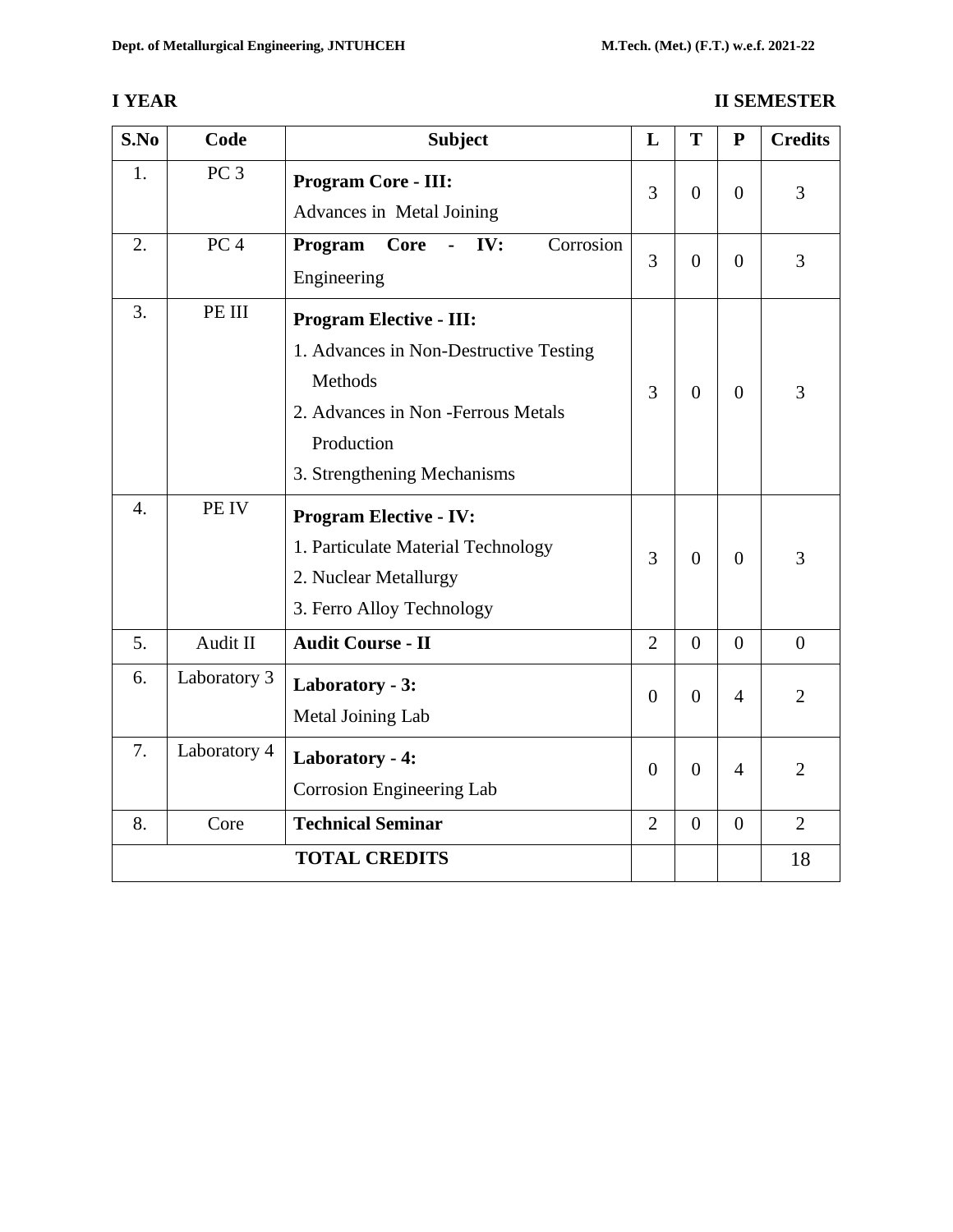**I YEAR** **II SEMESTER**

| S.No | Code | Subject | L | T | P | Credits |
|---|---|---|---|---|---|---|
| 1. | PC 3 | **Program Core - III:** Advances in Metal Joining | 3 | 0 | 0 | 3 |
| 2. | PC 4 | **Program Core - IV:** Corrosion Engineering | 3 | 0 | 0 | 3 |
| 3. | PE III | **Program Elective - III:** 1. Advances in Non-Destructive Testing Methods 2. Advances in Non -Ferrous Metals Production 3. Strengthening Mechanisms | 3 | 0 | 0 | 3 |
| 4. | PE IV | **Program Elective - IV:** 1. Particulate Material Technology 2. Nuclear Metallurgy 3. Ferro Alloy Technology | 3 | 0 | 0 | 3 |
| 5. | Audit II | **Audit Course - II** | 2 | 0 | 0 | 0 |
| 6. | Laboratory 3 | **Laboratory - 3:** Metal Joining Lab | 0 | 0 | 4 | 2 |
| 7. | Laboratory 4 | **Laboratory - 4:** Corrosion Engineering Lab | 0 | 0 | 4 | 2 |
| 8. | Core | **Technical Seminar** | 2 | 0 | 0 | 2 |
| | | **TOTAL CREDITS** | | | | 18 |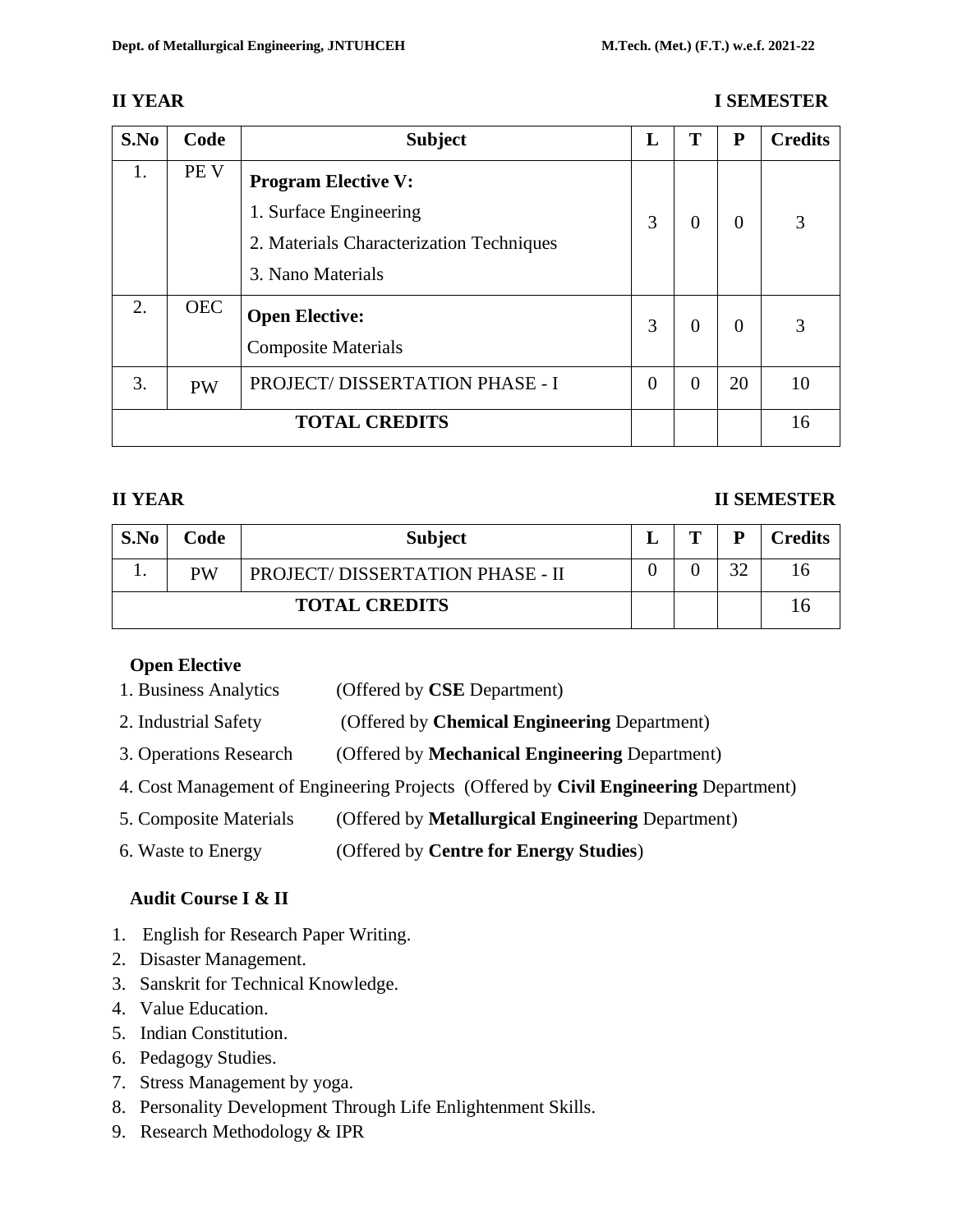## II YEAR — I SEMESTER

| S.No | Code | Subject | L | T | P | Credits |
|---|---|---|---|---|---|---|
| 1. | PE V | **Program Elective V:**<br>1. Surface Engineering<br>2. Materials Characterization Techniques<br>3. Nano Materials | 3 | 0 | 0 | 3 |
| 2. | OEC | **Open Elective:**<br>Composite Materials | 3 | 0 | 0 | 3 |
| 3. | PW | PROJECT/ DISSERTATION PHASE - I | 0 | 0 | 20 | 10 |
| **TOTAL CREDITS** | | | | | | 16 |

## II YEAR — II SEMESTER

| S.No | Code | Subject | L | T | P | Credits |
|---|---|---|---|---|---|---|
| 1. | PW | PROJECT/ DISSERTATION PHASE - II | 0 | 0 | 32 | 16 |
| **TOTAL CREDITS** | | | | | | 16 |

### Open Elective

1. Business Analytics (Offered by **CSE** Department)
2. Industrial Safety (Offered by **Chemical Engineering** Department)
3. Operations Research (Offered by **Mechanical Engineering** Department)
4. Cost Management of Engineering Projects (Offered by **Civil Engineering** Department)
5. Composite Materials (Offered by **Metallurgical Engineering** Department)
6. Waste to Energy (Offered by **Centre for Energy Studies**)

### Audit Course I & II

1. English for Research Paper Writing.
2. Disaster Management.
3. Sanskrit for Technical Knowledge.
4. Value Education.
5. Indian Constitution.
6. Pedagogy Studies.
7. Stress Management by yoga.
8. Personality Development Through Life Enlightenment Skills.
9. Research Methodology & IPR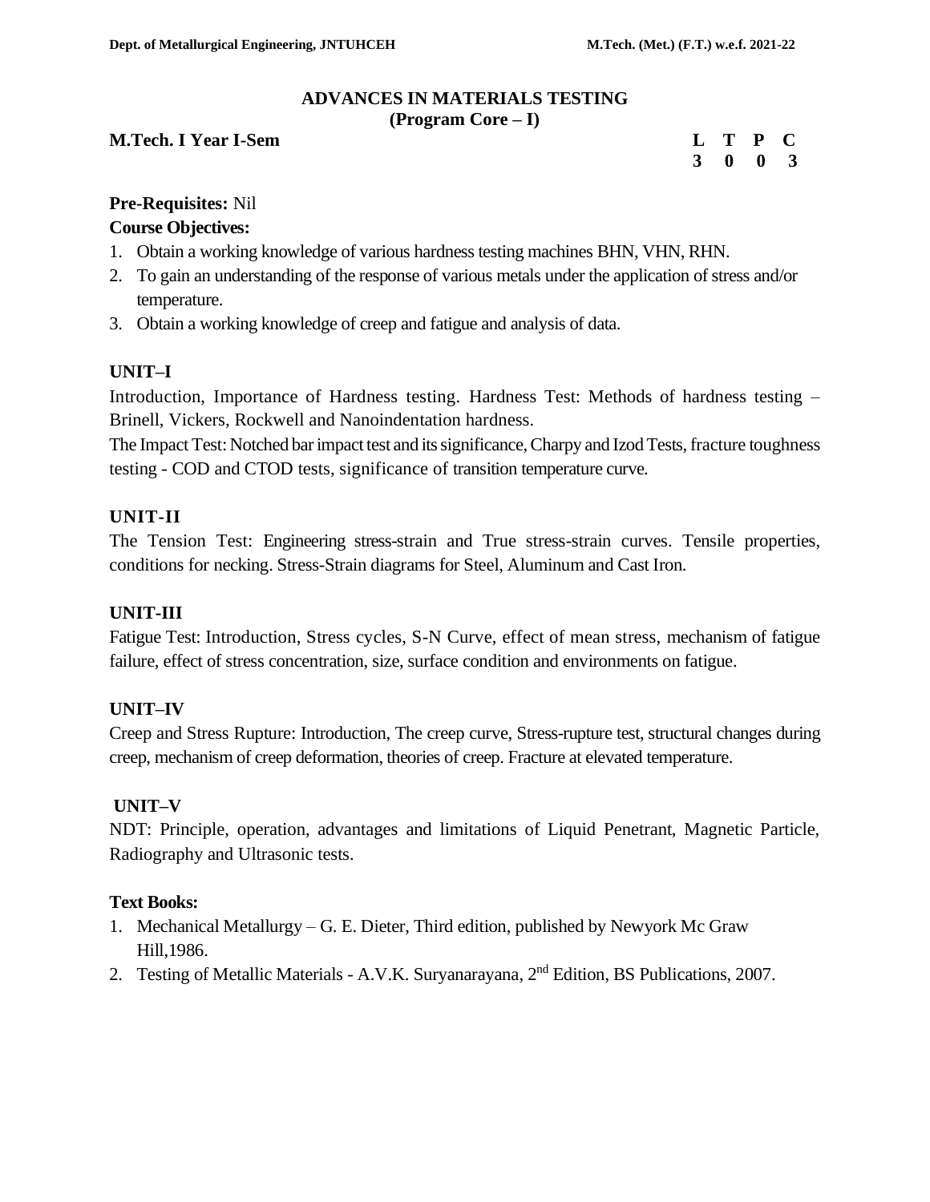## ADVANCES IN MATERIALS TESTING
**(Program Core – I)**

**M.Tech. I Year I-Sem**

| L | T | P | C |
|---|---|---|---|
| 3 | 0 | 0 | 3 |

**Pre-Requisites:** Nil

**Course Objectives:**

1. Obtain a working knowledge of various hardness testing machines BHN, VHN, RHN.
2. To gain an understanding of the response of various metals under the application of stress and/or temperature.
3. Obtain a working knowledge of creep and fatigue and analysis of data.

### UNIT–I

Introduction, Importance of Hardness testing. Hardness Test: Methods of hardness testing – Brinell, Vickers, Rockwell and Nanoindentation hardness.

The Impact Test: Notched bar impact test and its significance, Charpy and Izod Tests, fracture toughness testing - COD and CTOD tests, significance of transition temperature curve.

### UNIT-II

The Tension Test: Engineering stress-strain and True stress-strain curves. Tensile properties, conditions for necking. Stress-Strain diagrams for Steel, Aluminum and Cast Iron.

### UNIT-III

Fatigue Test: Introduction, Stress cycles, S-N Curve, effect of mean stress, mechanism of fatigue failure, effect of stress concentration, size, surface condition and environments on fatigue.

### UNIT–IV

Creep and Stress Rupture: Introduction, The creep curve, Stress-rupture test, structural changes during creep, mechanism of creep deformation, theories of creep. Fracture at elevated temperature.

### UNIT–V

NDT: Principle, operation, advantages and limitations of Liquid Penetrant, Magnetic Particle, Radiography and Ultrasonic tests.

**Text Books:**

1. Mechanical Metallurgy – G. E. Dieter, Third edition, published by Newyork Mc Graw Hill,1986.
2. Testing of Metallic Materials - A.V.K. Suryanarayana, 2nd Edition, BS Publications, 2007.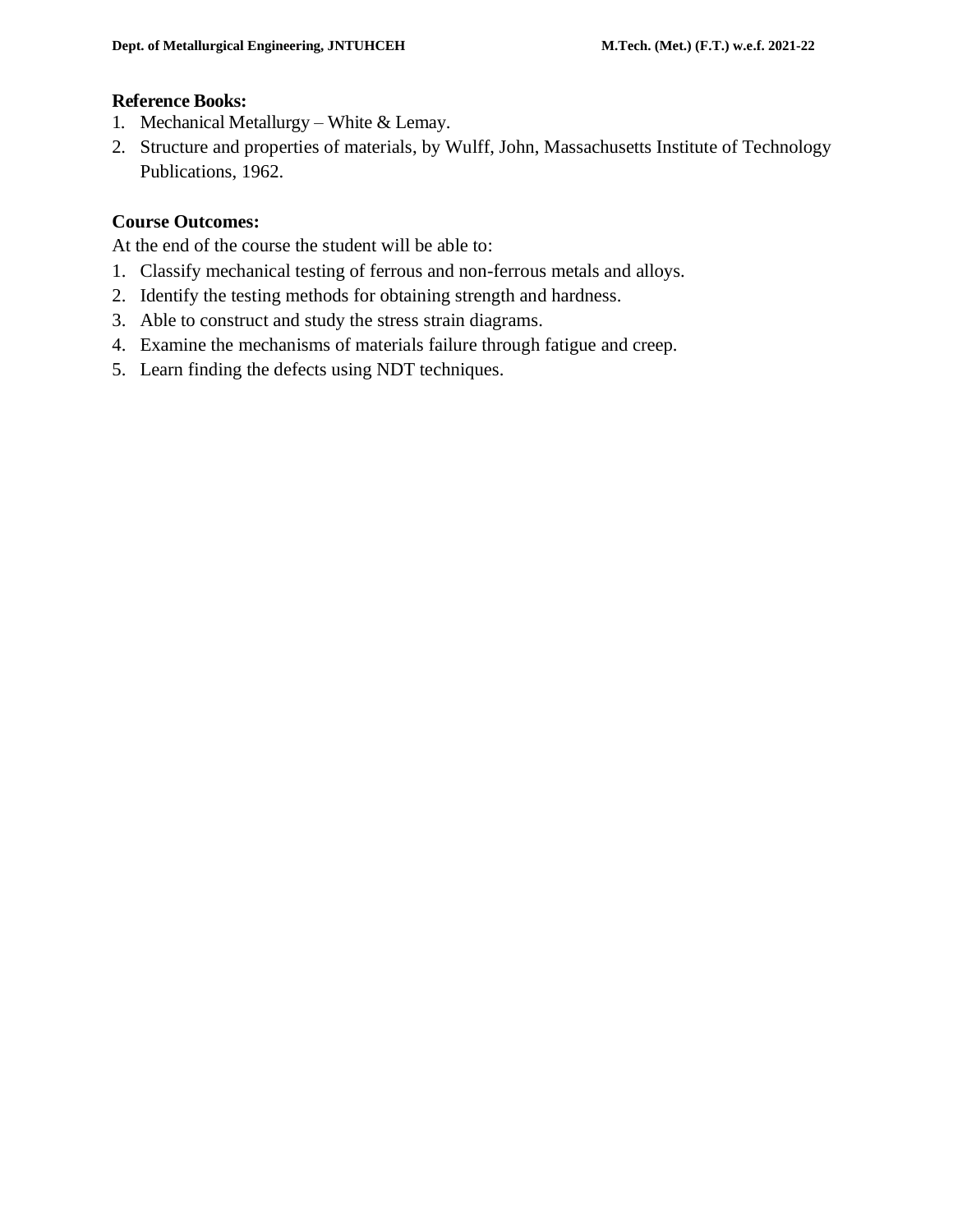**Reference Books:**

1. Mechanical Metallurgy – White & Lemay.
2. Structure and properties of materials, by Wulff, John, Massachusetts Institute of Technology Publications, 1962.

**Course Outcomes:**

At the end of the course the student will be able to:

1. Classify mechanical testing of ferrous and non-ferrous metals and alloys.
2. Identify the testing methods for obtaining strength and hardness.
3. Able to construct and study the stress strain diagrams.
4. Examine the mechanisms of materials failure through fatigue and creep.
5. Learn finding the defects using NDT techniques.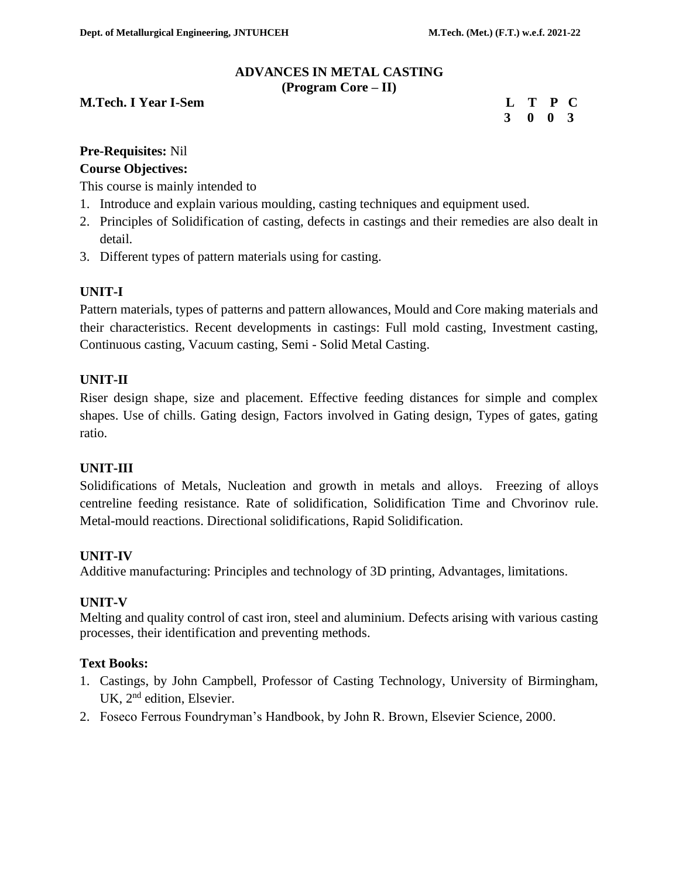## ADVANCES IN METAL CASTING
### (Program Core – II)

**M.Tech. I Year I-Sem**

| L | T | P | C |
|---|---|---|---|
| 3 | 0 | 0 | 3 |

**Pre-Requisites:** Nil

**Course Objectives:**

This course is mainly intended to

1. Introduce and explain various moulding, casting techniques and equipment used.
2. Principles of Solidification of casting, defects in castings and their remedies are also dealt in detail.
3. Different types of pattern materials using for casting.

### UNIT-I

Pattern materials, types of patterns and pattern allowances, Mould and Core making materials and their characteristics. Recent developments in castings: Full mold casting, Investment casting, Continuous casting, Vacuum casting, Semi - Solid Metal Casting.

### UNIT-II

Riser design shape, size and placement. Effective feeding distances for simple and complex shapes. Use of chills. Gating design, Factors involved in Gating design, Types of gates, gating ratio.

### UNIT-III

Solidifications of Metals, Nucleation and growth in metals and alloys. Freezing of alloys centreline feeding resistance. Rate of solidification, Solidification Time and Chvorinov rule. Metal-mould reactions. Directional solidifications, Rapid Solidification.

### UNIT-IV

Additive manufacturing: Principles and technology of 3D printing, Advantages, limitations.

### UNIT-V

Melting and quality control of cast iron, steel and aluminium. Defects arising with various casting processes, their identification and preventing methods.

**Text Books:**

1. Castings, by John Campbell, Professor of Casting Technology, University of Birmingham, UK, 2nd edition, Elsevier.
2. Foseco Ferrous Foundryman's Handbook, by John R. Brown, Elsevier Science, 2000.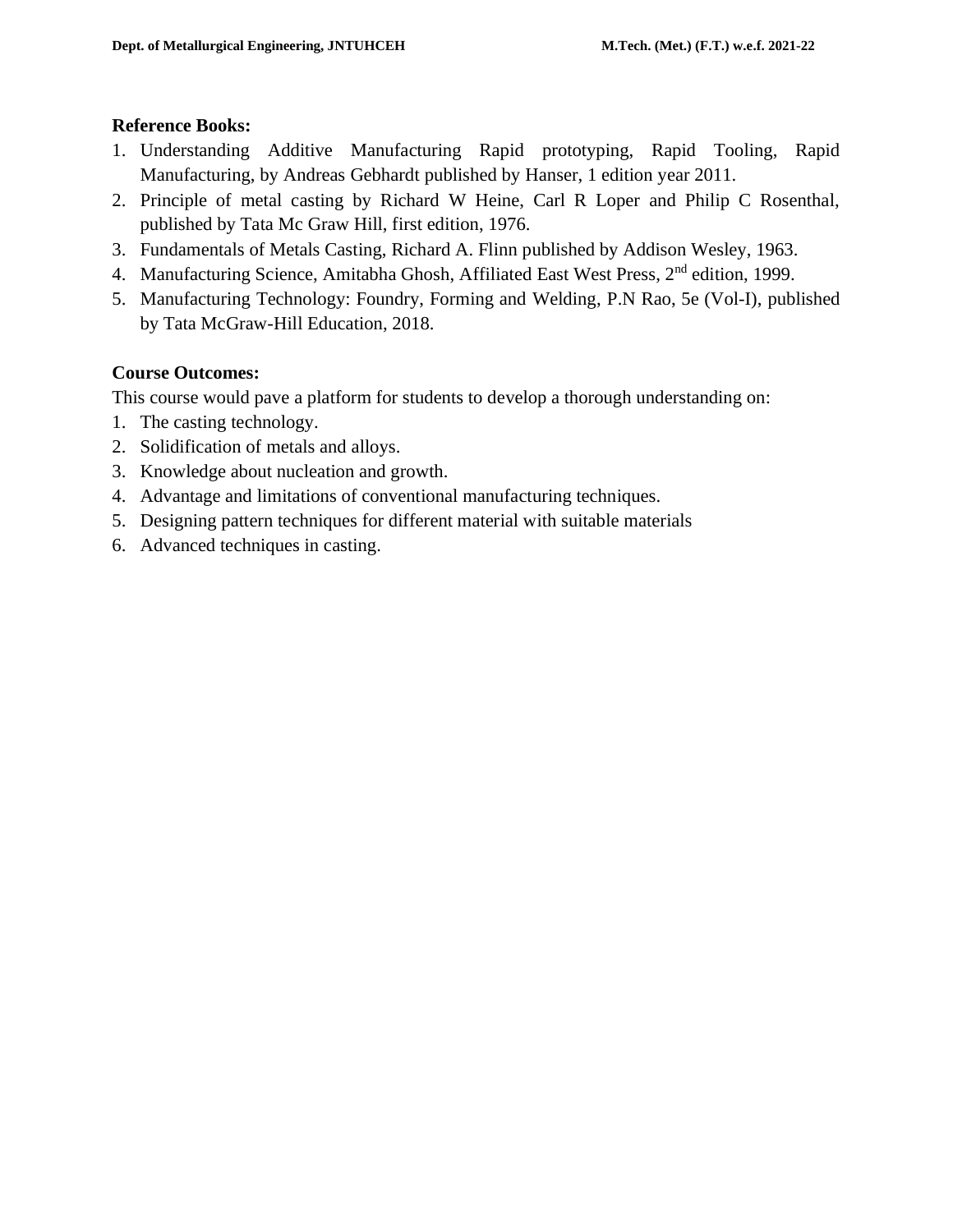**Reference Books:**

1. Understanding Additive Manufacturing Rapid prototyping, Rapid Tooling, Rapid Manufacturing, by Andreas Gebhardt published by Hanser, 1 edition year 2011.
2. Principle of metal casting by Richard W Heine, Carl R Loper and Philip C Rosenthal, published by Tata Mc Graw Hill, first edition, 1976.
3. Fundamentals of Metals Casting, Richard A. Flinn published by Addison Wesley, 1963.
4. Manufacturing Science, Amitabha Ghosh, Affiliated East West Press, 2$^{nd}$ edition, 1999.
5. Manufacturing Technology: Foundry, Forming and Welding, P.N Rao, 5e (Vol-I), published by Tata McGraw-Hill Education, 2018.

**Course Outcomes:**

This course would pave a platform for students to develop a thorough understanding on:

1. The casting technology.
2. Solidification of metals and alloys.
3. Knowledge about nucleation and growth.
4. Advantage and limitations of conventional manufacturing techniques.
5. Designing pattern techniques for different material with suitable materials
6. Advanced techniques in casting.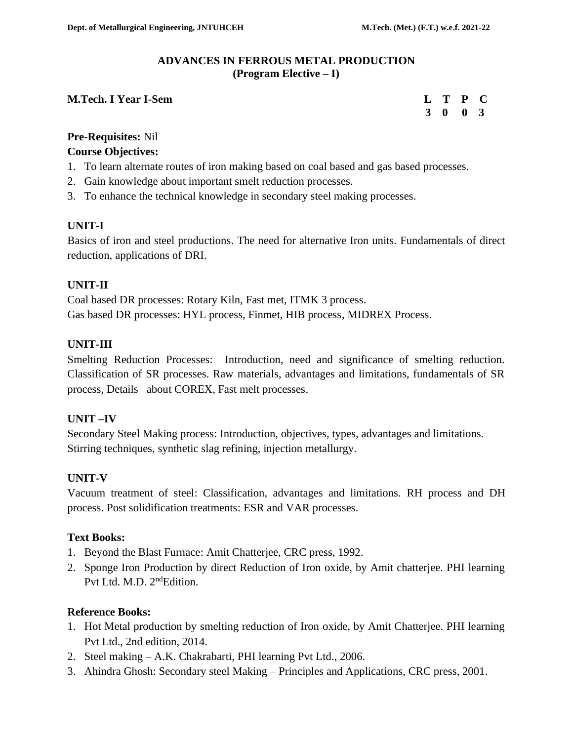# ADVANCES IN FERROUS METAL PRODUCTION
## (Program Elective – I)

**M.Tech. I Year I-Sem**

| L | T | P | C |
|---|---|---|---|
| 3 | 0 | 0 | 3 |

**Pre-Requisites:** Nil

**Course Objectives:**

1. To learn alternate routes of iron making based on coal based and gas based processes.
2. Gain knowledge about important smelt reduction processes.
3. To enhance the technical knowledge in secondary steel making processes.

**UNIT-I**

Basics of iron and steel productions. The need for alternative Iron units. Fundamentals of direct reduction, applications of DRI.

**UNIT-II**

Coal based DR processes: Rotary Kiln, Fast met, ITMK 3 process.
Gas based DR processes: HYL process, Finmet, HIB process, MIDREX Process.

**UNIT-III**

Smelting Reduction Processes: Introduction, need and significance of smelting reduction. Classification of SR processes. Raw materials, advantages and limitations, fundamentals of SR process, Details about COREX, Fast melt processes.

**UNIT –IV**

Secondary Steel Making process: Introduction, objectives, types, advantages and limitations.
Stirring techniques, synthetic slag refining, injection metallurgy.

**UNIT-V**

Vacuum treatment of steel: Classification, advantages and limitations. RH process and DH process. Post solidification treatments: ESR and VAR processes.

**Text Books:**

1. Beyond the Blast Furnace: Amit Chatterjee, CRC press, 1992.
2. Sponge Iron Production by direct Reduction of Iron oxide, by Amit chatterjee. PHI learning Pvt Ltd. M.D. 2nd Edition.

**Reference Books:**

1. Hot Metal production by smelting reduction of Iron oxide, by Amit Chatterjee. PHI learning Pvt Ltd., 2nd edition, 2014.
2. Steel making – A.K. Chakrabarti, PHI learning Pvt Ltd., 2006.
3. Ahindra Ghosh: Secondary steel Making – Principles and Applications, CRC press, 2001.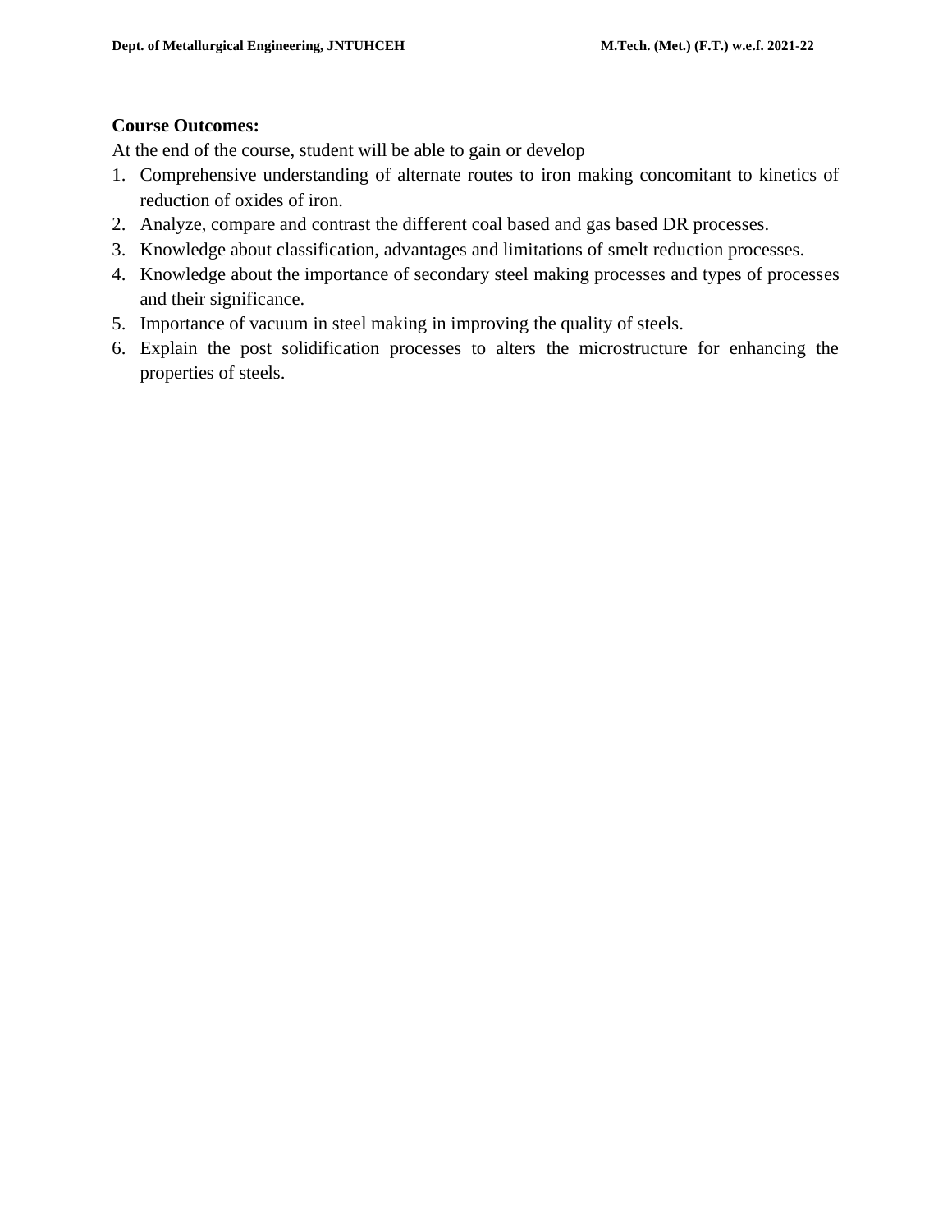**Course Outcomes:**

At the end of the course, student will be able to gain or develop

1. Comprehensive understanding of alternate routes to iron making concomitant to kinetics of reduction of oxides of iron.
2. Analyze, compare and contrast the different coal based and gas based DR processes.
3. Knowledge about classification, advantages and limitations of smelt reduction processes.
4. Knowledge about the importance of secondary steel making processes and types of processes and their significance.
5. Importance of vacuum in steel making in improving the quality of steels.
6. Explain the post solidification processes to alters the microstructure for enhancing the properties of steels.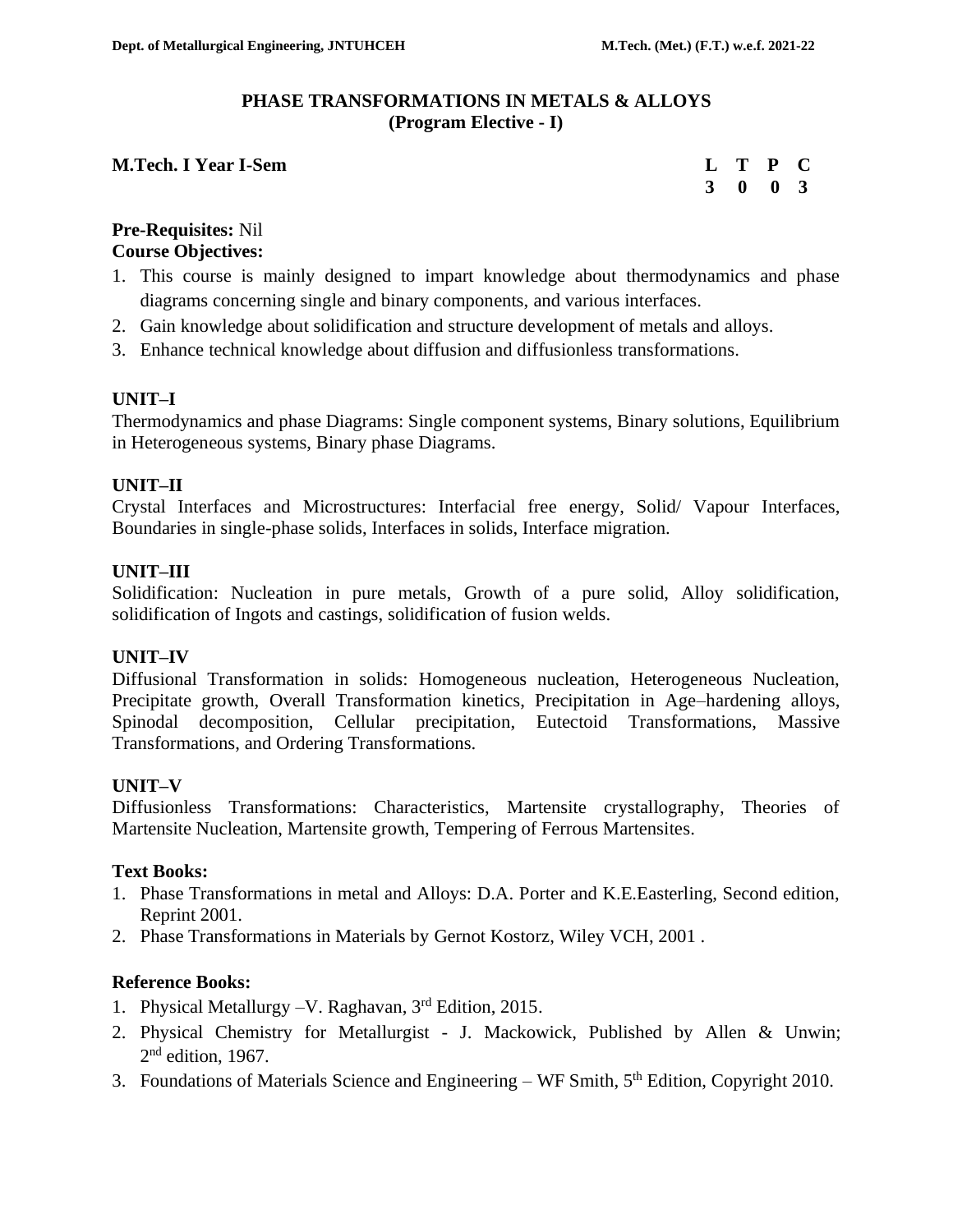# PHASE TRANSFORMATIONS IN METALS & ALLOYS
## (Program Elective - I)

**M.Tech. I Year I-Sem**

| L | T | P | C |
|---|---|---|---|
| 3 | 0 | 0 | 3 |

**Pre-Requisites:** Nil

**Course Objectives:**

1. This course is mainly designed to impart knowledge about thermodynamics and phase diagrams concerning single and binary components, and various interfaces.
2. Gain knowledge about solidification and structure development of metals and alloys.
3. Enhance technical knowledge about diffusion and diffusionless transformations.

**UNIT–I**

Thermodynamics and phase Diagrams: Single component systems, Binary solutions, Equilibrium in Heterogeneous systems, Binary phase Diagrams.

**UNIT–II**

Crystal Interfaces and Microstructures: Interfacial free energy, Solid/ Vapour Interfaces, Boundaries in single-phase solids, Interfaces in solids, Interface migration.

**UNIT–III**

Solidification: Nucleation in pure metals, Growth of a pure solid, Alloy solidification, solidification of Ingots and castings, solidification of fusion welds.

**UNIT–IV**

Diffusional Transformation in solids: Homogeneous nucleation, Heterogeneous Nucleation, Precipitate growth, Overall Transformation kinetics, Precipitation in Age–hardening alloys, Spinodal decomposition, Cellular precipitation, Eutectoid Transformations, Massive Transformations, and Ordering Transformations.

**UNIT–V**

Diffusionless Transformations: Characteristics, Martensite crystallography, Theories of Martensite Nucleation, Martensite growth, Tempering of Ferrous Martensites.

**Text Books:**

1. Phase Transformations in metal and Alloys: D.A. Porter and K.E.Easterling, Second edition, Reprint 2001.
2. Phase Transformations in Materials by Gernot Kostorz, Wiley VCH, 2001 .

**Reference Books:**

1. Physical Metallurgy –V. Raghavan, 3rd Edition, 2015.
2. Physical Chemistry for Metallurgist - J. Mackowick, Published by Allen & Unwin; 2nd edition, 1967.
3. Foundations of Materials Science and Engineering – WF Smith, 5th Edition, Copyright 2010.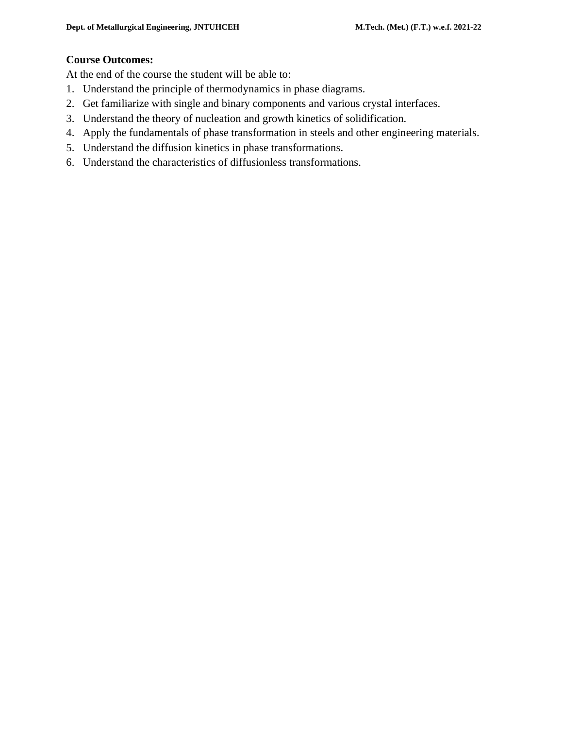**Course Outcomes:**

At the end of the course the student will be able to:

1. Understand the principle of thermodynamics in phase diagrams.
2. Get familiarize with single and binary components and various crystal interfaces.
3. Understand the theory of nucleation and growth kinetics of solidification.
4. Apply the fundamentals of phase transformation in steels and other engineering materials.
5. Understand the diffusion kinetics in phase transformations.
6. Understand the characteristics of diffusionless transformations.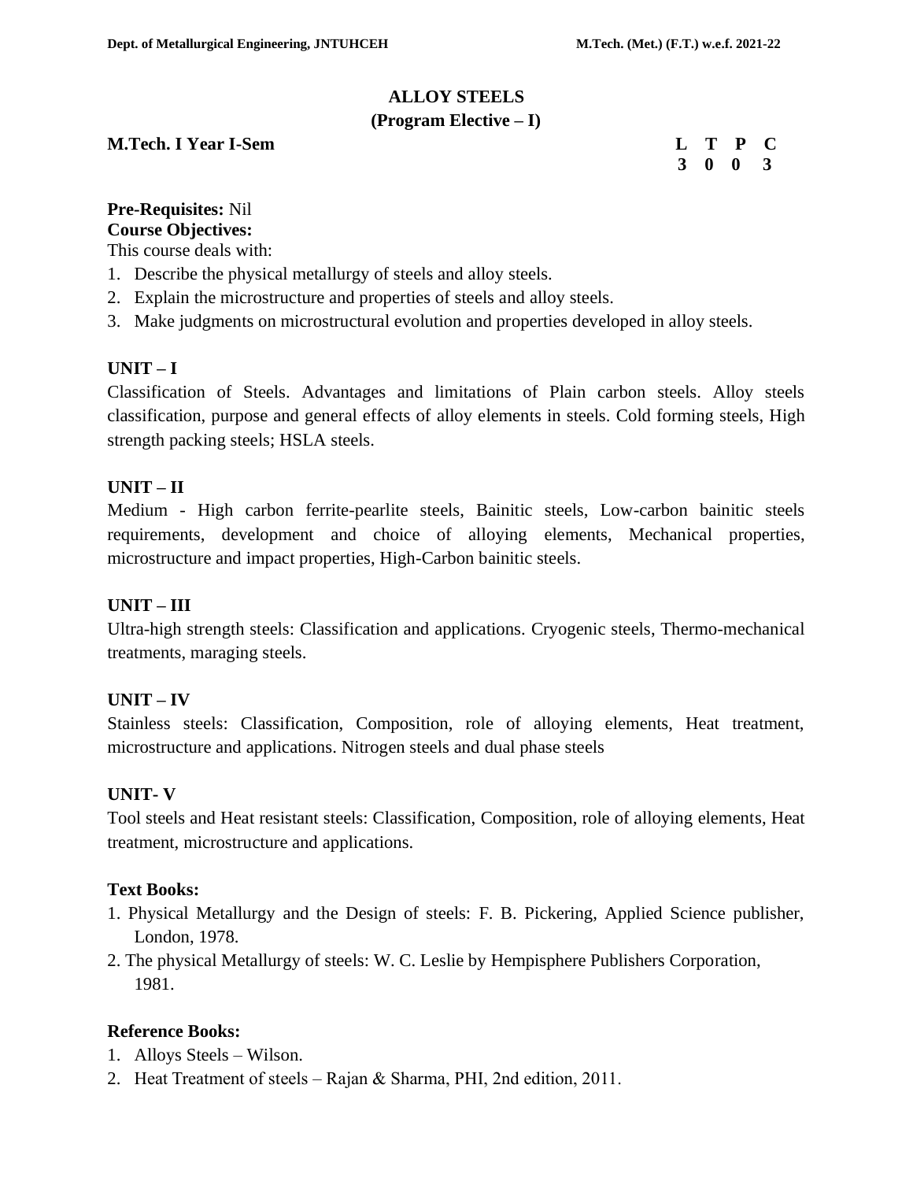# ALLOY STEELS

## (Program Elective – I)

**M.Tech. I Year I-Sem**

| L | T | P | C |
|---|---|---|---|
| 3 | 0 | 0 | 3 |

**Pre-Requisites:** Nil

**Course Objectives:**

This course deals with:

1. Describe the physical metallurgy of steels and alloy steels.
2. Explain the microstructure and properties of steels and alloy steels.
3. Make judgments on microstructural evolution and properties developed in alloy steels.

**UNIT – I**

Classification of Steels. Advantages and limitations of Plain carbon steels. Alloy steels classification, purpose and general effects of alloy elements in steels. Cold forming steels, High strength packing steels; HSLA steels.

**UNIT – II**

Medium - High carbon ferrite-pearlite steels, Bainitic steels, Low-carbon bainitic steels requirements, development and choice of alloying elements, Mechanical properties, microstructure and impact properties, High-Carbon bainitic steels.

**UNIT – III**

Ultra-high strength steels: Classification and applications. Cryogenic steels, Thermo-mechanical treatments, maraging steels.

**UNIT – IV**

Stainless steels: Classification, Composition, role of alloying elements, Heat treatment, microstructure and applications. Nitrogen steels and dual phase steels

**UNIT- V**

Tool steels and Heat resistant steels: Classification, Composition, role of alloying elements, Heat treatment, microstructure and applications.

**Text Books:**

1. Physical Metallurgy and the Design of steels: F. B. Pickering, Applied Science publisher, London, 1978.
2. The physical Metallurgy of steels: W. C. Leslie by Hempisphere Publishers Corporation, 1981.

**Reference Books:**

1. Alloys Steels – Wilson.
2. Heat Treatment of steels – Rajan & Sharma, PHI, 2nd edition, 2011.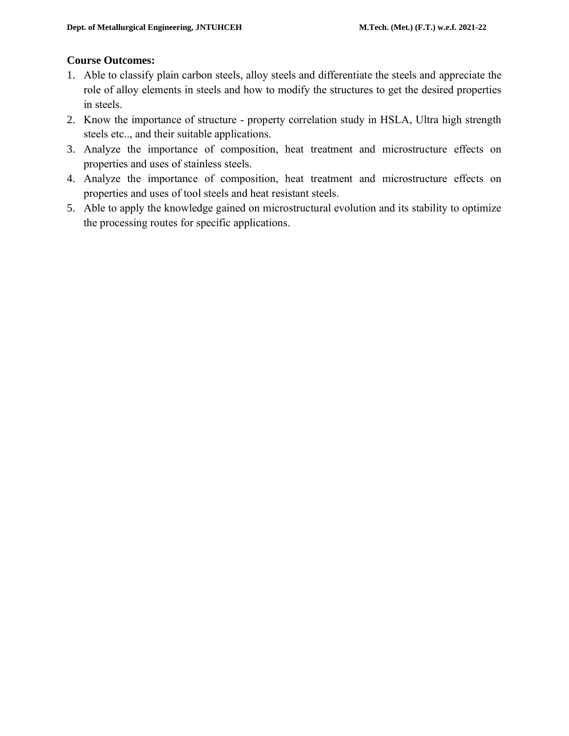**Course Outcomes:**

1. Able to classify plain carbon steels, alloy steels and differentiate the steels and appreciate the role of alloy elements in steels and how to modify the structures to get the desired properties in steels.
2. Know the importance of structure - property correlation study in HSLA, Ultra high strength steels etc.., and their suitable applications.
3. Analyze the importance of composition, heat treatment and microstructure effects on properties and uses of stainless steels.
4. Analyze the importance of composition, heat treatment and microstructure effects on properties and uses of tool steels and heat resistant steels.
5. Able to apply the knowledge gained on microstructural evolution and its stability to optimize the processing routes for specific applications.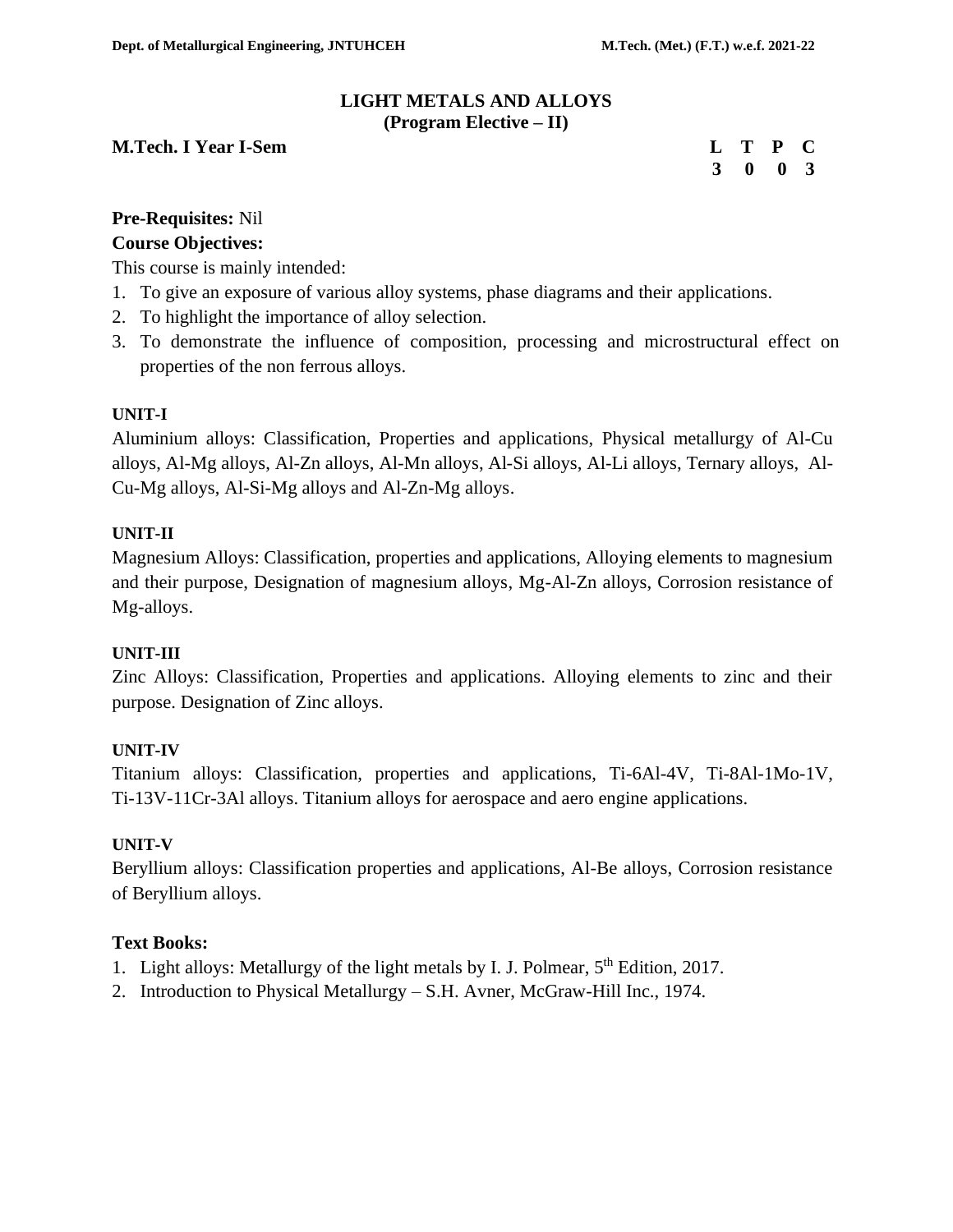# LIGHT METALS AND ALLOYS
## (Program Elective – II)

**M.Tech. I Year I-Sem**

| L | T | P | C |
|---|---|---|---|
| 3 | 0 | 0 | 3 |

**Pre-Requisites:** Nil

**Course Objectives:**

This course is mainly intended:

1. To give an exposure of various alloy systems, phase diagrams and their applications.
2. To highlight the importance of alloy selection.
3. To demonstrate the influence of composition, processing and microstructural effect on properties of the non ferrous alloys.

**UNIT-I**

Aluminium alloys: Classification, Properties and applications, Physical metallurgy of Al-Cu alloys, Al-Mg alloys, Al-Zn alloys, Al-Mn alloys, Al-Si alloys, Al-Li alloys, Ternary alloys, Al-Cu-Mg alloys, Al-Si-Mg alloys and Al-Zn-Mg alloys.

**UNIT-II**

Magnesium Alloys: Classification, properties and applications, Alloying elements to magnesium and their purpose, Designation of magnesium alloys, Mg-Al-Zn alloys, Corrosion resistance of Mg-alloys.

**UNIT-III**

Zinc Alloys: Classification, Properties and applications. Alloying elements to zinc and their purpose. Designation of Zinc alloys.

**UNIT-IV**

Titanium alloys: Classification, properties and applications, Ti-6Al-4V, Ti-8Al-1Mo-1V, Ti-13V-11Cr-3Al alloys. Titanium alloys for aerospace and aero engine applications.

**UNIT-V**

Beryllium alloys: Classification properties and applications, Al-Be alloys, Corrosion resistance of Beryllium alloys.

**Text Books:**

1. Light alloys: Metallurgy of the light metals by I. J. Polmear, 5th Edition, 2017.
2. Introduction to Physical Metallurgy – S.H. Avner, McGraw-Hill Inc., 1974.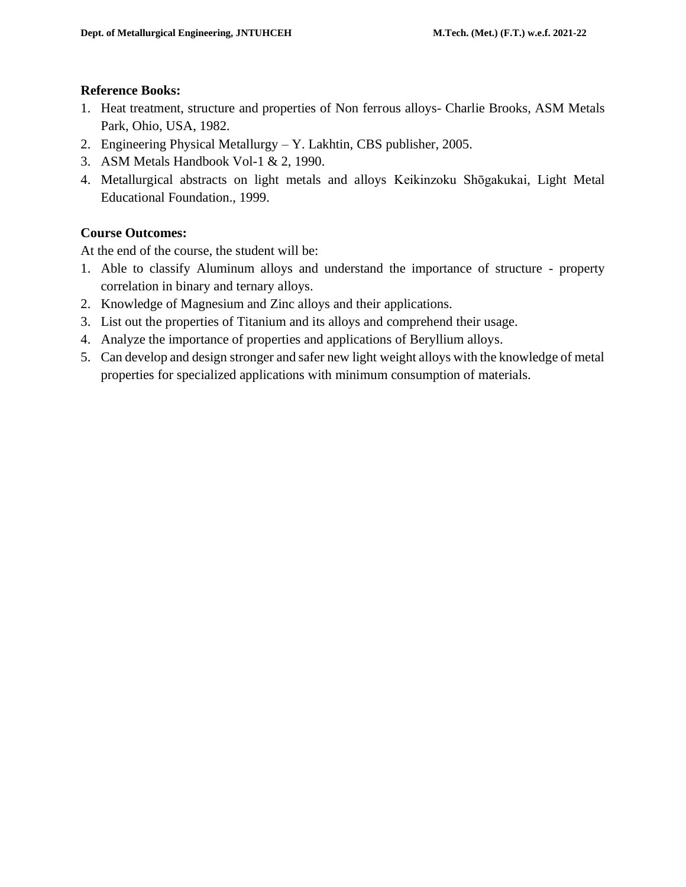**Reference Books:**

1. Heat treatment, structure and properties of Non ferrous alloys- Charlie Brooks, ASM Metals Park, Ohio, USA, 1982.
2. Engineering Physical Metallurgy – Y. Lakhtin, CBS publisher, 2005.
3. ASM Metals Handbook Vol-1 & 2, 1990.
4. Metallurgical abstracts on light metals and alloys Keikinzoku Shōgakukai, Light Metal Educational Foundation., 1999.

**Course Outcomes:**

At the end of the course, the student will be:

1. Able to classify Aluminum alloys and understand the importance of structure - property correlation in binary and ternary alloys.
2. Knowledge of Magnesium and Zinc alloys and their applications.
3. List out the properties of Titanium and its alloys and comprehend their usage.
4. Analyze the importance of properties and applications of Beryllium alloys.
5. Can develop and design stronger and safer new light weight alloys with the knowledge of metal properties for specialized applications with minimum consumption of materials.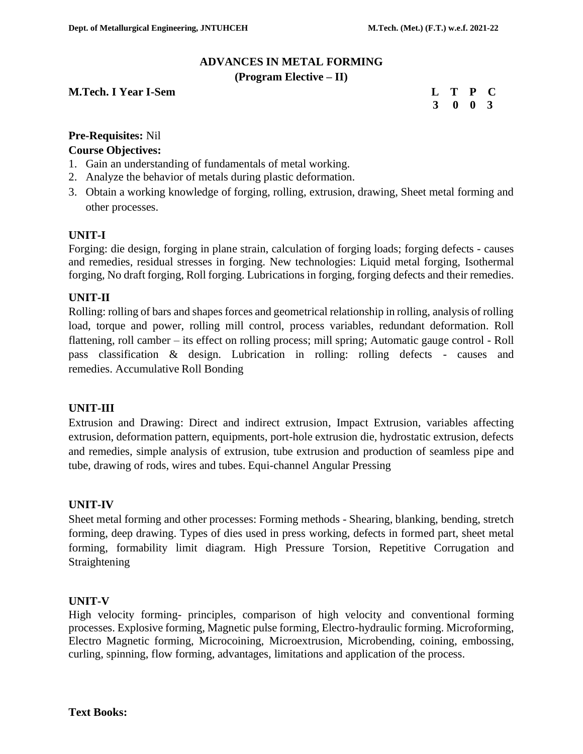# ADVANCES IN METAL FORMING

## (Program Elective – II)

**M.Tech. I Year I-Sem**

| L | T | P | C |
|---|---|---|---|
| 3 | 0 | 0 | 3 |

**Pre-Requisites:** Nil

**Course Objectives:**

1. Gain an understanding of fundamentals of metal working.
2. Analyze the behavior of metals during plastic deformation.
3. Obtain a working knowledge of forging, rolling, extrusion, drawing, Sheet metal forming and other processes.

**UNIT-I**

Forging: die design, forging in plane strain, calculation of forging loads; forging defects - causes and remedies, residual stresses in forging. New technologies: Liquid metal forging, Isothermal forging, No draft forging, Roll forging. Lubrications in forging, forging defects and their remedies.

**UNIT-II**

Rolling: rolling of bars and shapes forces and geometrical relationship in rolling, analysis of rolling load, torque and power, rolling mill control, process variables, redundant deformation. Roll flattening, roll camber – its effect on rolling process; mill spring; Automatic gauge control - Roll pass classification & design. Lubrication in rolling: rolling defects - causes and remedies. Accumulative Roll Bonding

**UNIT-III**

Extrusion and Drawing: Direct and indirect extrusion, Impact Extrusion, variables affecting extrusion, deformation pattern, equipments, port-hole extrusion die, hydrostatic extrusion, defects and remedies, simple analysis of extrusion, tube extrusion and production of seamless pipe and tube, drawing of rods, wires and tubes. Equi-channel Angular Pressing

**UNIT-IV**

Sheet metal forming and other processes: Forming methods - Shearing, blanking, bending, stretch forming, deep drawing. Types of dies used in press working, defects in formed part, sheet metal forming, formability limit diagram. High Pressure Torsion, Repetitive Corrugation and Straightening

**UNIT-V**

High velocity forming- principles, comparison of high velocity and conventional forming processes. Explosive forming, Magnetic pulse forming, Electro-hydraulic forming. Microforming, Electro Magnetic forming, Microcoining, Microextrusion, Microbending, coining, embossing, curling, spinning, flow forming, advantages, limitations and application of the process.

**Text Books:**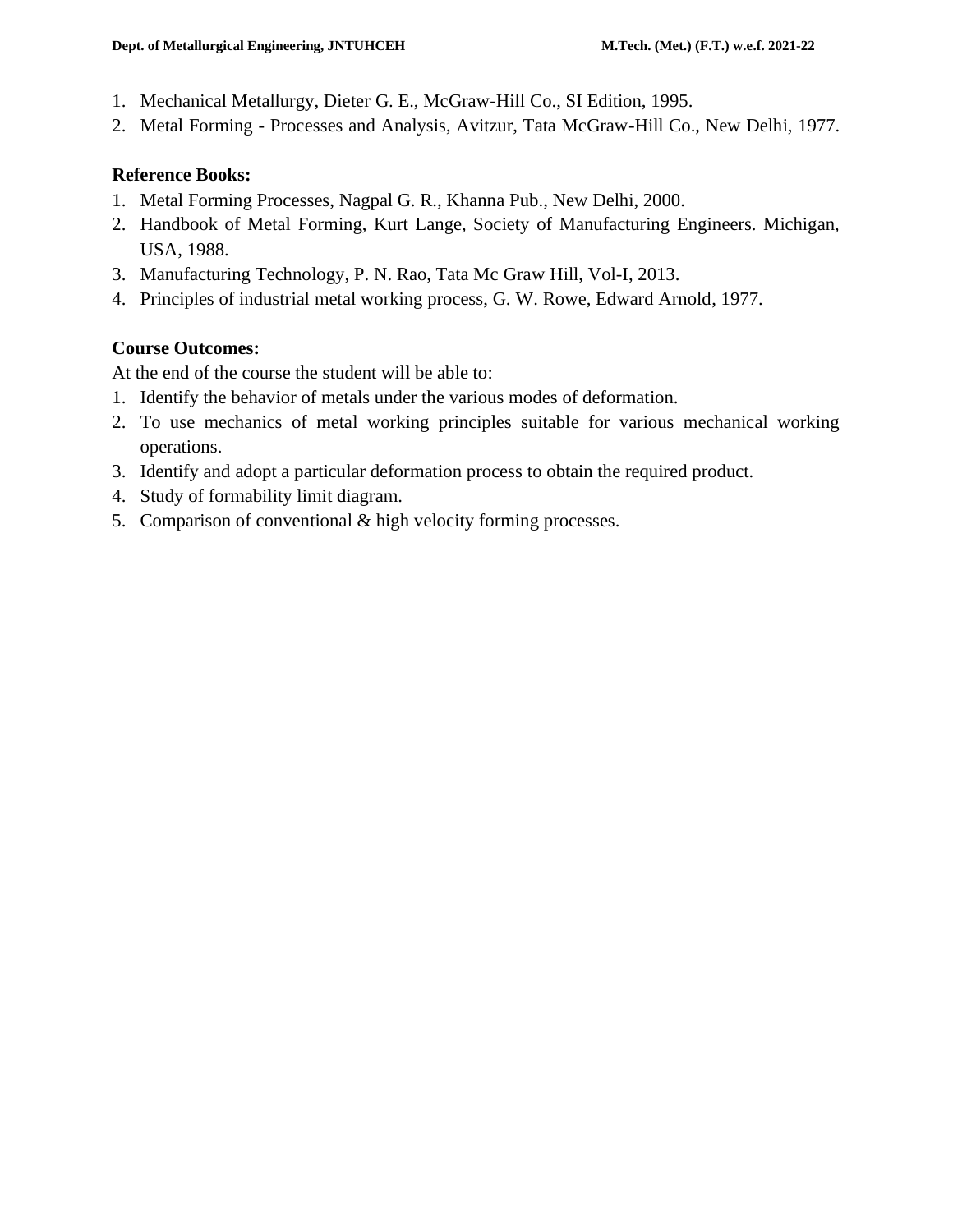1. Mechanical Metallurgy, Dieter G. E., McGraw-Hill Co., SI Edition, 1995.
2. Metal Forming - Processes and Analysis, Avitzur, Tata McGraw-Hill Co., New Delhi, 1977.

**Reference Books:**

1. Metal Forming Processes, Nagpal G. R., Khanna Pub., New Delhi, 2000.
2. Handbook of Metal Forming, Kurt Lange, Society of Manufacturing Engineers. Michigan, USA, 1988.
3. Manufacturing Technology, P. N. Rao, Tata Mc Graw Hill, Vol-I, 2013.
4. Principles of industrial metal working process, G. W. Rowe, Edward Arnold, 1977.

**Course Outcomes:**

At the end of the course the student will be able to:

1. Identify the behavior of metals under the various modes of deformation.
2. To use mechanics of metal working principles suitable for various mechanical working operations.
3. Identify and adopt a particular deformation process to obtain the required product.
4. Study of formability limit diagram.
5. Comparison of conventional & high velocity forming processes.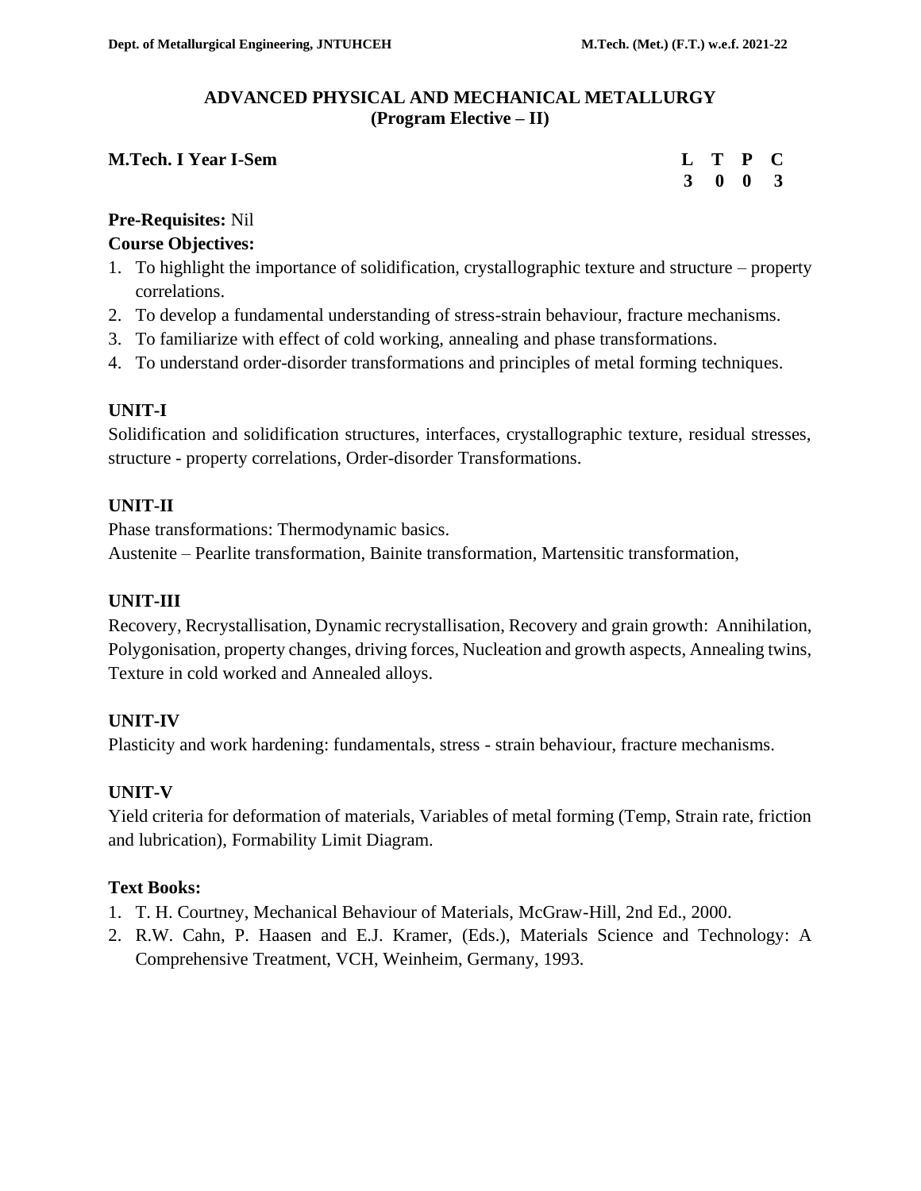## ADVANCED PHYSICAL AND MECHANICAL METALLURGY
## (Program Elective – II)

**M.Tech. I Year I-Sem**

| L | T | P | C |
|---|---|---|---|
| 3 | 0 | 0 | 3 |

**Pre-Requisites:** Nil

**Course Objectives:**
1. To highlight the importance of solidification, crystallographic texture and structure – property correlations.
2. To develop a fundamental understanding of stress-strain behaviour, fracture mechanisms.
3. To familiarize with effect of cold working, annealing and phase transformations.
4. To understand order-disorder transformations and principles of metal forming techniques.

### UNIT-I
Solidification and solidification structures, interfaces, crystallographic texture, residual stresses, structure - property correlations, Order-disorder Transformations.

### UNIT-II
Phase transformations: Thermodynamic basics.
Austenite – Pearlite transformation, Bainite transformation, Martensitic transformation,

### UNIT-III
Recovery, Recrystallisation, Dynamic recrystallisation, Recovery and grain growth: Annihilation, Polygonisation, property changes, driving forces, Nucleation and growth aspects, Annealing twins, Texture in cold worked and Annealed alloys.

### UNIT-IV
Plasticity and work hardening: fundamentals, stress - strain behaviour, fracture mechanisms.

### UNIT-V
Yield criteria for deformation of materials, Variables of metal forming (Temp, Strain rate, friction and lubrication), Formability Limit Diagram.

**Text Books:**
1. T. H. Courtney, Mechanical Behaviour of Materials, McGraw-Hill, 2nd Ed., 2000.
2. R.W. Cahn, P. Haasen and E.J. Kramer, (Eds.), Materials Science and Technology: A Comprehensive Treatment, VCH, Weinheim, Germany, 1993.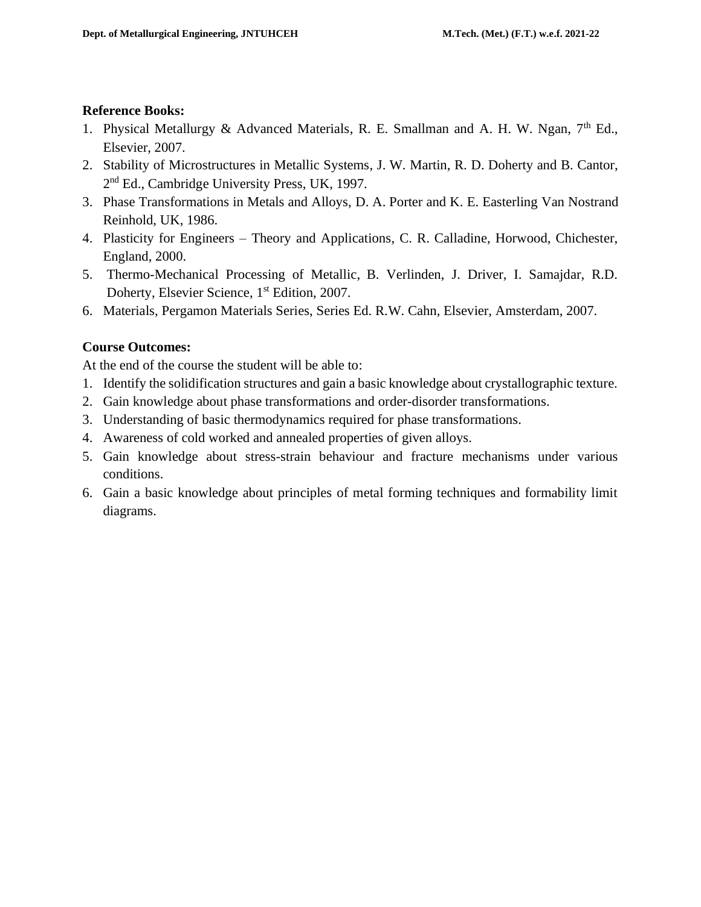**Reference Books:**

1. Physical Metallurgy & Advanced Materials, R. E. Smallman and A. H. W. Ngan, 7th Ed., Elsevier, 2007.
2. Stability of Microstructures in Metallic Systems, J. W. Martin, R. D. Doherty and B. Cantor, 2nd Ed., Cambridge University Press, UK, 1997.
3. Phase Transformations in Metals and Alloys, D. A. Porter and K. E. Easterling Van Nostrand Reinhold, UK, 1986.
4. Plasticity for Engineers – Theory and Applications, C. R. Calladine, Horwood, Chichester, England, 2000.
5. Thermo-Mechanical Processing of Metallic, B. Verlinden, J. Driver, I. Samajdar, R.D. Doherty, Elsevier Science, 1st Edition, 2007.
6. Materials, Pergamon Materials Series, Series Ed. R.W. Cahn, Elsevier, Amsterdam, 2007.

**Course Outcomes:**

At the end of the course the student will be able to:

1. Identify the solidification structures and gain a basic knowledge about crystallographic texture.
2. Gain knowledge about phase transformations and order-disorder transformations.
3. Understanding of basic thermodynamics required for phase transformations.
4. Awareness of cold worked and annealed properties of given alloys.
5. Gain knowledge about stress-strain behaviour and fracture mechanisms under various conditions.
6. Gain a basic knowledge about principles of metal forming techniques and formability limit diagrams.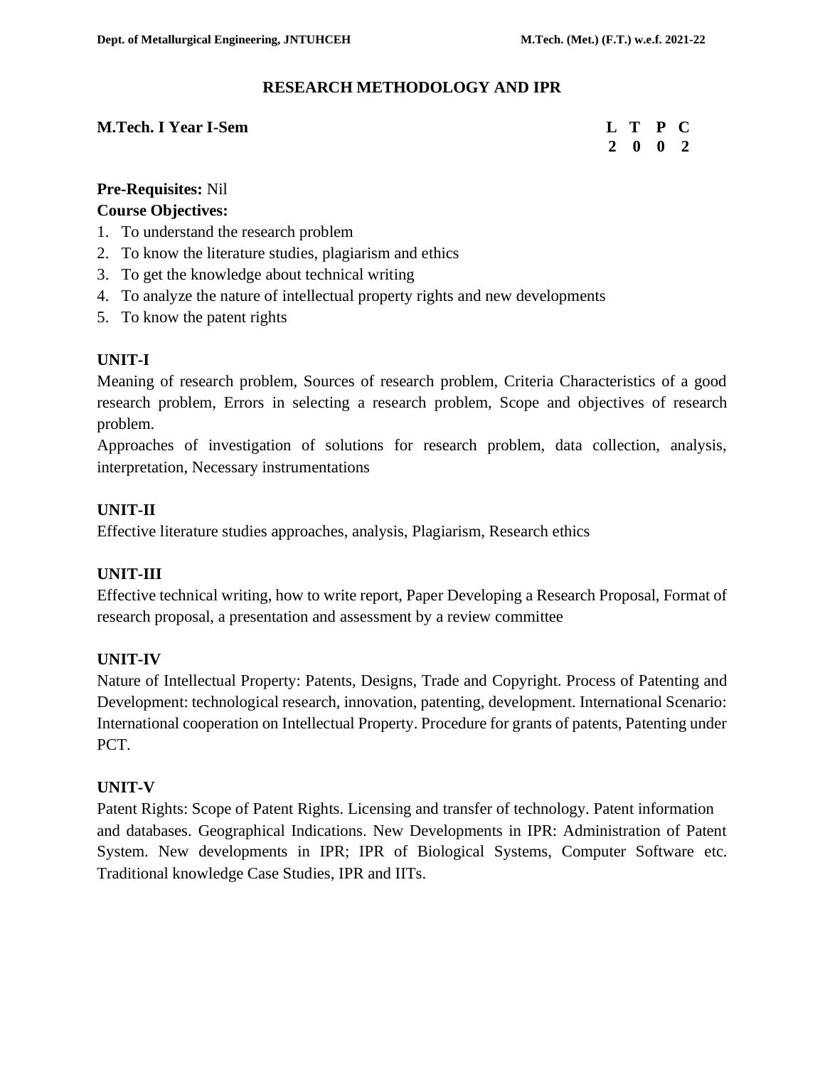# RESEARCH METHODOLOGY AND IPR

**M.Tech. I Year I-Sem**

| L | T | P | C |
|---|---|---|---|
| 2 | 0 | 0 | 2 |

**Pre-Requisites:** Nil

**Course Objectives:**

1. To understand the research problem
2. To know the literature studies, plagiarism and ethics
3. To get the knowledge about technical writing
4. To analyze the nature of intellectual property rights and new developments
5. To know the patent rights

## UNIT-I

Meaning of research problem, Sources of research problem, Criteria Characteristics of a good research problem, Errors in selecting a research problem, Scope and objectives of research problem.

Approaches of investigation of solutions for research problem, data collection, analysis, interpretation, Necessary instrumentations

## UNIT-II

Effective literature studies approaches, analysis, Plagiarism, Research ethics

## UNIT-III

Effective technical writing, how to write report, Paper Developing a Research Proposal, Format of research proposal, a presentation and assessment by a review committee

## UNIT-IV

Nature of Intellectual Property: Patents, Designs, Trade and Copyright. Process of Patenting and Development: technological research, innovation, patenting, development. International Scenario: International cooperation on Intellectual Property. Procedure for grants of patents, Patenting under PCT.

## UNIT-V

Patent Rights: Scope of Patent Rights. Licensing and transfer of technology. Patent information and databases. Geographical Indications. New Developments in IPR: Administration of Patent System. New developments in IPR; IPR of Biological Systems, Computer Software etc. Traditional knowledge Case Studies, IPR and IITs.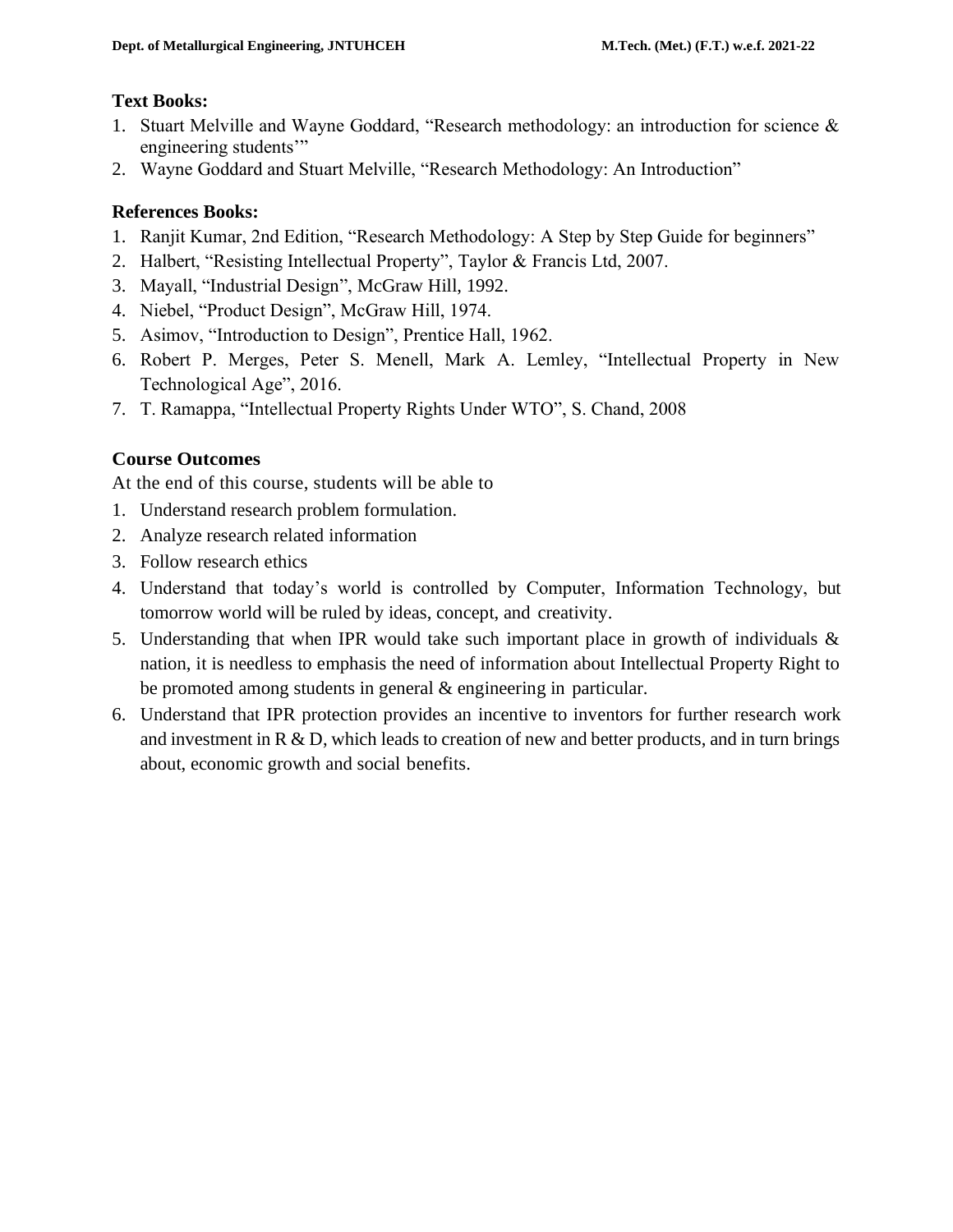**Text Books:**

1. Stuart Melville and Wayne Goddard, "Research methodology: an introduction for science & engineering students'"
2. Wayne Goddard and Stuart Melville, "Research Methodology: An Introduction"

**References Books:**

1. Ranjit Kumar, 2nd Edition, "Research Methodology: A Step by Step Guide for beginners"
2. Halbert, "Resisting Intellectual Property", Taylor & Francis Ltd, 2007.
3. Mayall, "Industrial Design", McGraw Hill, 1992.
4. Niebel, "Product Design", McGraw Hill, 1974.
5. Asimov, "Introduction to Design", Prentice Hall, 1962.
6. Robert P. Merges, Peter S. Menell, Mark A. Lemley, "Intellectual Property in New Technological Age", 2016.
7. T. Ramappa, "Intellectual Property Rights Under WTO", S. Chand, 2008

**Course Outcomes**

At the end of this course, students will be able to

1. Understand research problem formulation.
2. Analyze research related information
3. Follow research ethics
4. Understand that today's world is controlled by Computer, Information Technology, but tomorrow world will be ruled by ideas, concept, and creativity.
5. Understanding that when IPR would take such important place in growth of individuals & nation, it is needless to emphasis the need of information about Intellectual Property Right to be promoted among students in general & engineering in particular.
6. Understand that IPR protection provides an incentive to inventors for further research work and investment in R & D, which leads to creation of new and better products, and in turn brings about, economic growth and social benefits.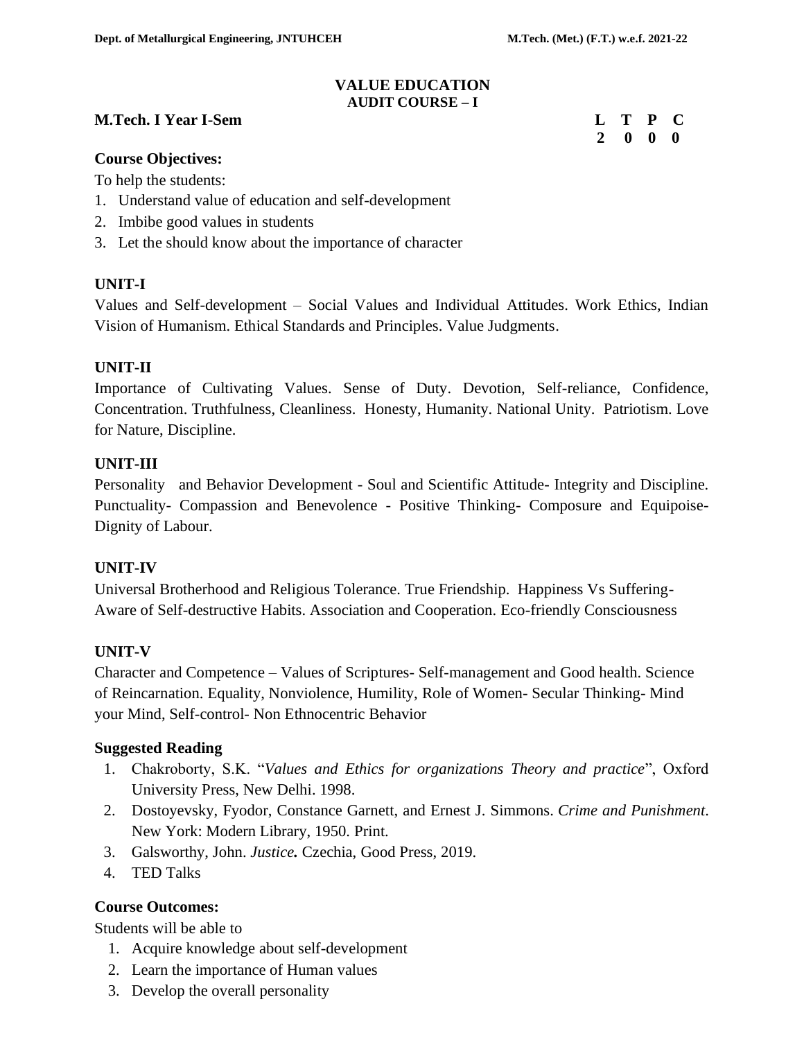# VALUE EDUCATION

## AUDIT COURSE – I

**M.Tech. I Year I-Sem**

| L | T | P | C |
|---|---|---|---|
| 2 | 0 | 0 | 0 |

**Course Objectives:**

To help the students:

1. Understand value of education and self-development
2. Imbibe good values in students
3. Let the should know about the importance of character

**UNIT-I**

Values and Self-development – Social Values and Individual Attitudes. Work Ethics, Indian Vision of Humanism. Ethical Standards and Principles. Value Judgments.

**UNIT-II**

Importance of Cultivating Values. Sense of Duty. Devotion, Self-reliance, Confidence, Concentration. Truthfulness, Cleanliness. Honesty, Humanity. National Unity. Patriotism. Love for Nature, Discipline.

**UNIT-III**

Personality and Behavior Development - Soul and Scientific Attitude- Integrity and Discipline. Punctuality- Compassion and Benevolence - Positive Thinking- Composure and Equipoise- Dignity of Labour.

**UNIT-IV**

Universal Brotherhood and Religious Tolerance. True Friendship. Happiness Vs Suffering- Aware of Self-destructive Habits. Association and Cooperation. Eco-friendly Consciousness

**UNIT-V**

Character and Competence – Values of Scriptures- Self-management and Good health. Science of Reincarnation. Equality, Nonviolence, Humility, Role of Women- Secular Thinking- Mind your Mind, Self-control- Non Ethnocentric Behavior

**Suggested Reading**

1. Chakroborty, S.K. "*Values and Ethics for organizations Theory and practice*", Oxford University Press, New Delhi. 1998.
2. Dostoyevsky, Fyodor, Constance Garnett, and Ernest J. Simmons. *Crime and Punishment*. New York: Modern Library, 1950. Print.
3. Galsworthy, John. ***Justice.*** Czechia, Good Press, 2019.
4. TED Talks

**Course Outcomes:**

Students will be able to

1. Acquire knowledge about self-development
2. Learn the importance of Human values
3. Develop the overall personality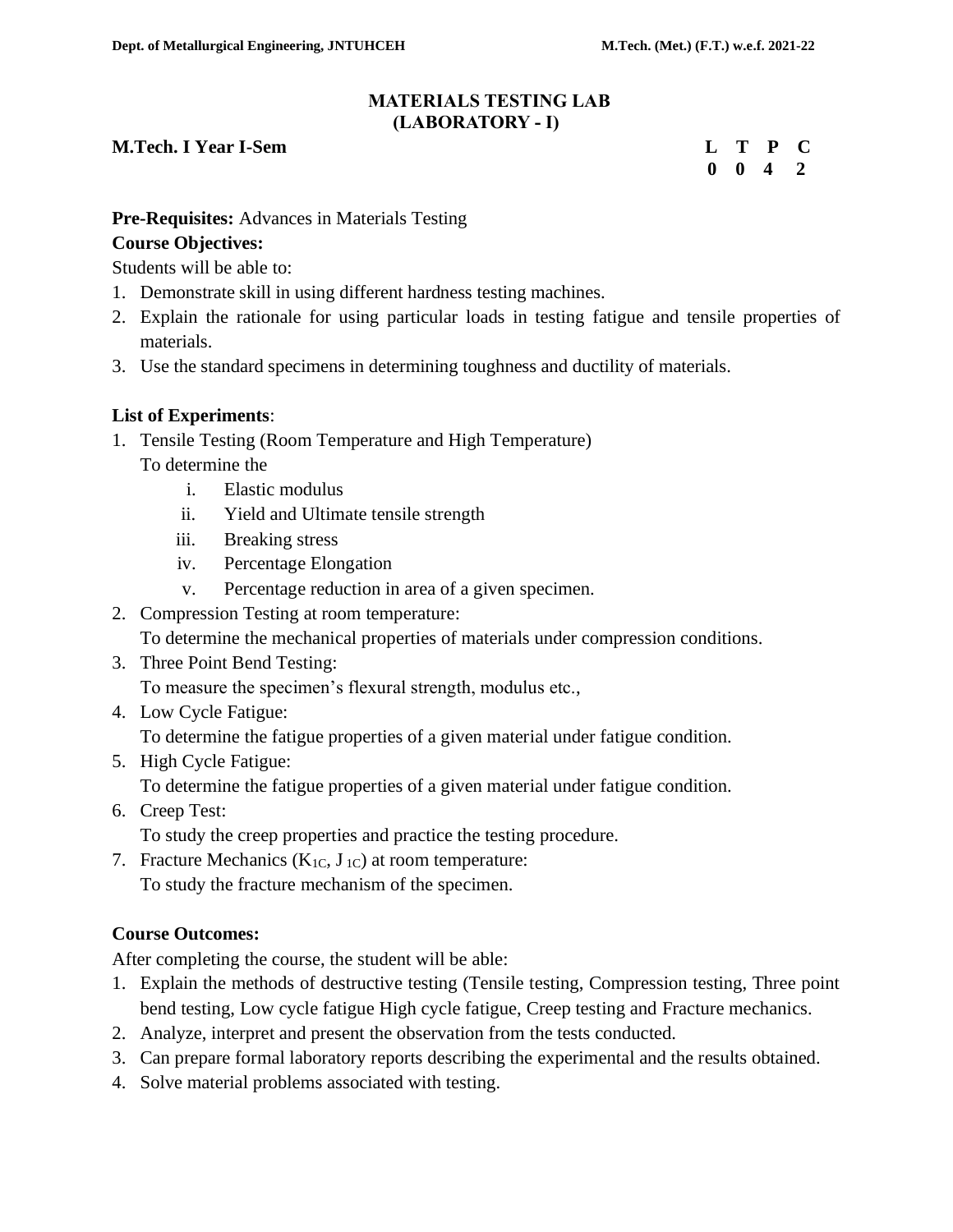# MATERIALS TESTING LAB
## (LABORATORY - I)

**M.Tech. I Year I-Sem**

| L | T | P | C |
|---|---|---|---|
| 0 | 0 | 4 | 2 |

**Pre-Requisites:** Advances in Materials Testing

**Course Objectives:**

Students will be able to:

1. Demonstrate skill in using different hardness testing machines.
2. Explain the rationale for using particular loads in testing fatigue and tensile properties of materials.
3. Use the standard specimens in determining toughness and ductility of materials.

**List of Experiments**:

1. Tensile Testing (Room Temperature and High Temperature)
   To determine the
   i. Elastic modulus
   ii. Yield and Ultimate tensile strength
   iii. Breaking stress
   iv. Percentage Elongation
   v. Percentage reduction in area of a given specimen.
2. Compression Testing at room temperature:
   To determine the mechanical properties of materials under compression conditions.
3. Three Point Bend Testing:
   To measure the specimen's flexural strength, modulus etc.,
4. Low Cycle Fatigue:
   To determine the fatigue properties of a given material under fatigue condition.
5. High Cycle Fatigue:
   To determine the fatigue properties of a given material under fatigue condition.
6. Creep Test:
   To study the creep properties and practice the testing procedure.
7. Fracture Mechanics ($K_{1C}$, $J_{1C}$) at room temperature:
   To study the fracture mechanism of the specimen.

**Course Outcomes:**

After completing the course, the student will be able:

1. Explain the methods of destructive testing (Tensile testing, Compression testing, Three point bend testing, Low cycle fatigue High cycle fatigue, Creep testing and Fracture mechanics.
2. Analyze, interpret and present the observation from the tests conducted.
3. Can prepare formal laboratory reports describing the experimental and the results obtained.
4. Solve material problems associated with testing.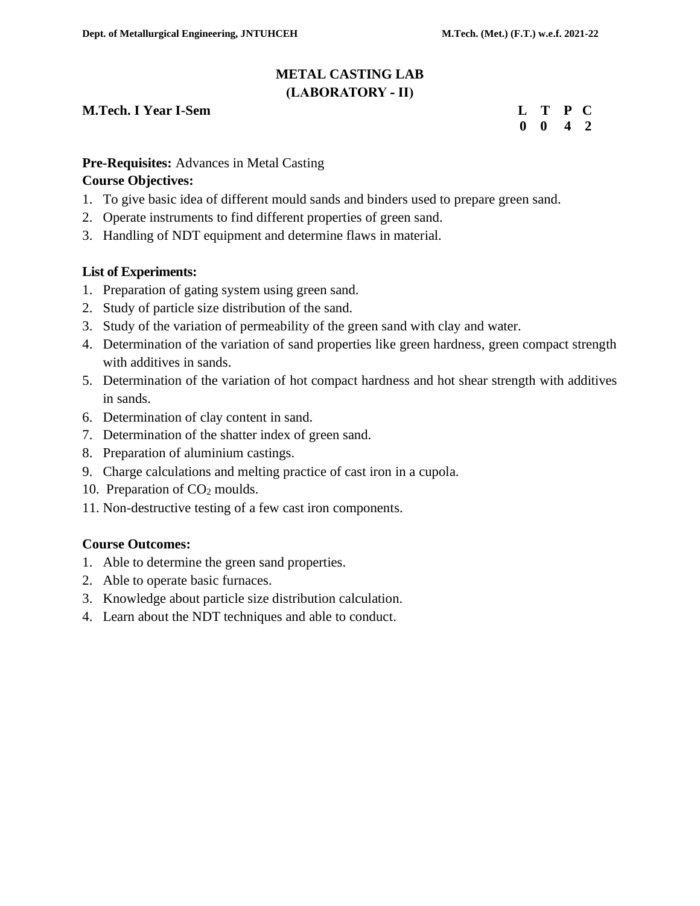# METAL CASTING LAB
## (LABORATORY - II)

**M.Tech. I Year I-Sem**

| L | T | P | C |
|---|---|---|---|
| 0 | 0 | 4 | 2 |

**Pre-Requisites:** Advances in Metal Casting

**Course Objectives:**

1. To give basic idea of different mould sands and binders used to prepare green sand.
2. Operate instruments to find different properties of green sand.
3. Handling of NDT equipment and determine flaws in material.

**List of Experiments:**

1. Preparation of gating system using green sand.
2. Study of particle size distribution of the sand.
3. Study of the variation of permeability of the green sand with clay and water.
4. Determination of the variation of sand properties like green hardness, green compact strength with additives in sands.
5. Determination of the variation of hot compact hardness and hot shear strength with additives in sands.
6. Determination of clay content in sand.
7. Determination of the shatter index of green sand.
8. Preparation of aluminium castings.
9. Charge calculations and melting practice of cast iron in a cupola.
10. Preparation of $CO_2$ moulds.
11. Non-destructive testing of a few cast iron components.

**Course Outcomes:**

1. Able to determine the green sand properties.
2. Able to operate basic furnaces.
3. Knowledge about particle size distribution calculation.
4. Learn about the NDT techniques and able to conduct.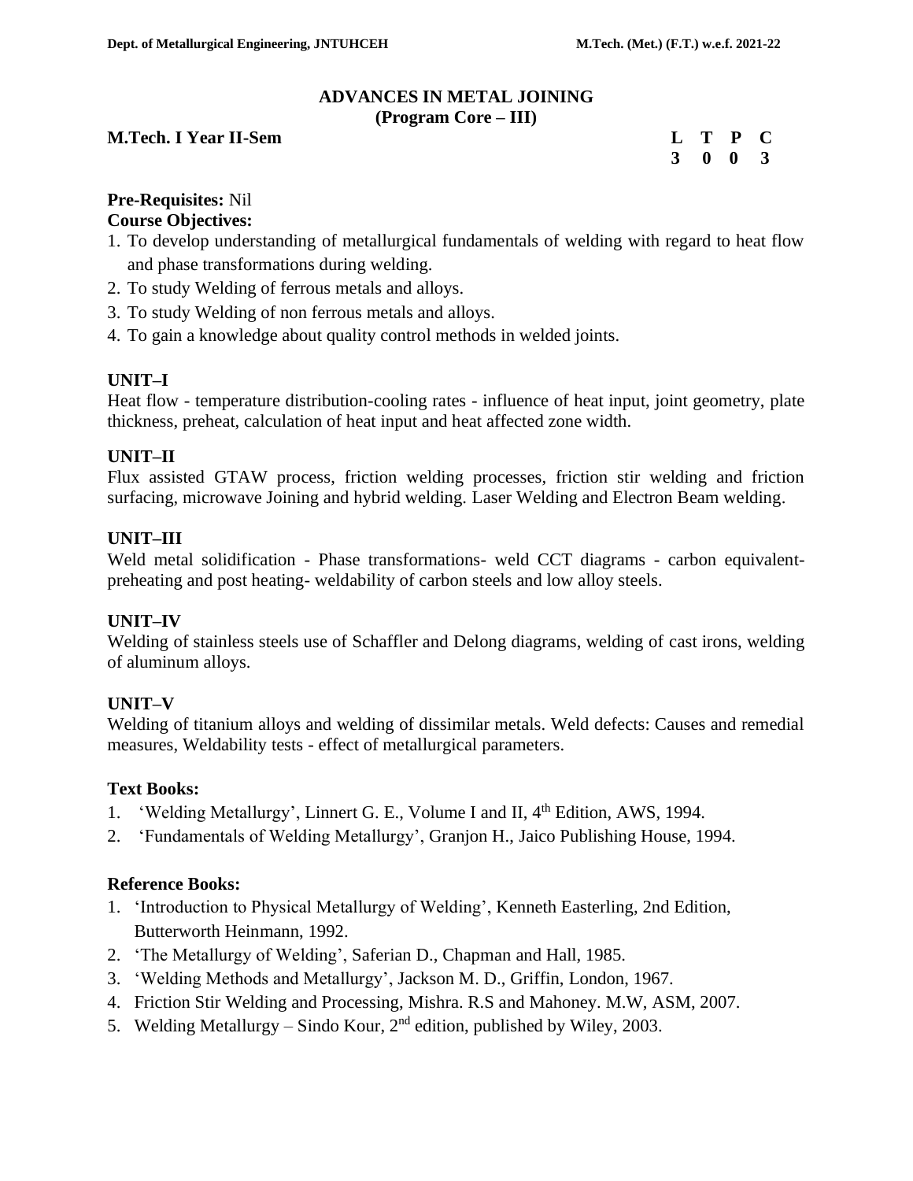## ADVANCES IN METAL JOINING
### (Program Core – III)

**M.Tech. I Year II-Sem**

| L | T | P | C |
|---|---|---|---|
| 3 | 0 | 0 | 3 |

**Pre-Requisites:** Nil

**Course Objectives:**

1. To develop understanding of metallurgical fundamentals of welding with regard to heat flow and phase transformations during welding.
2. To study Welding of ferrous metals and alloys.
3. To study Welding of non ferrous metals and alloys.
4. To gain a knowledge about quality control methods in welded joints.

**UNIT–I**

Heat flow - temperature distribution-cooling rates - influence of heat input, joint geometry, plate thickness, preheat, calculation of heat input and heat affected zone width.

**UNIT–II**

Flux assisted GTAW process, friction welding processes, friction stir welding and friction surfacing, microwave Joining and hybrid welding. Laser Welding and Electron Beam welding.

**UNIT–III**

Weld metal solidification - Phase transformations- weld CCT diagrams - carbon equivalent-preheating and post heating- weldability of carbon steels and low alloy steels.

**UNIT–IV**

Welding of stainless steels use of Schaffler and Delong diagrams, welding of cast irons, welding of aluminum alloys.

**UNIT–V**

Welding of titanium alloys and welding of dissimilar metals. Weld defects: Causes and remedial measures, Weldability tests - effect of metallurgical parameters.

**Text Books:**

1. 'Welding Metallurgy', Linnert G. E., Volume I and II, 4th Edition, AWS, 1994.
2. 'Fundamentals of Welding Metallurgy', Granjon H., Jaico Publishing House, 1994.

**Reference Books:**

1. 'Introduction to Physical Metallurgy of Welding', Kenneth Easterling, 2nd Edition, Butterworth Heinmann, 1992.
2. 'The Metallurgy of Welding', Saferian D., Chapman and Hall, 1985.
3. 'Welding Methods and Metallurgy', Jackson M. D., Griffin, London, 1967.
4. Friction Stir Welding and Processing, Mishra. R.S and Mahoney. M.W, ASM, 2007.
5. Welding Metallurgy – Sindo Kour, 2nd edition, published by Wiley, 2003.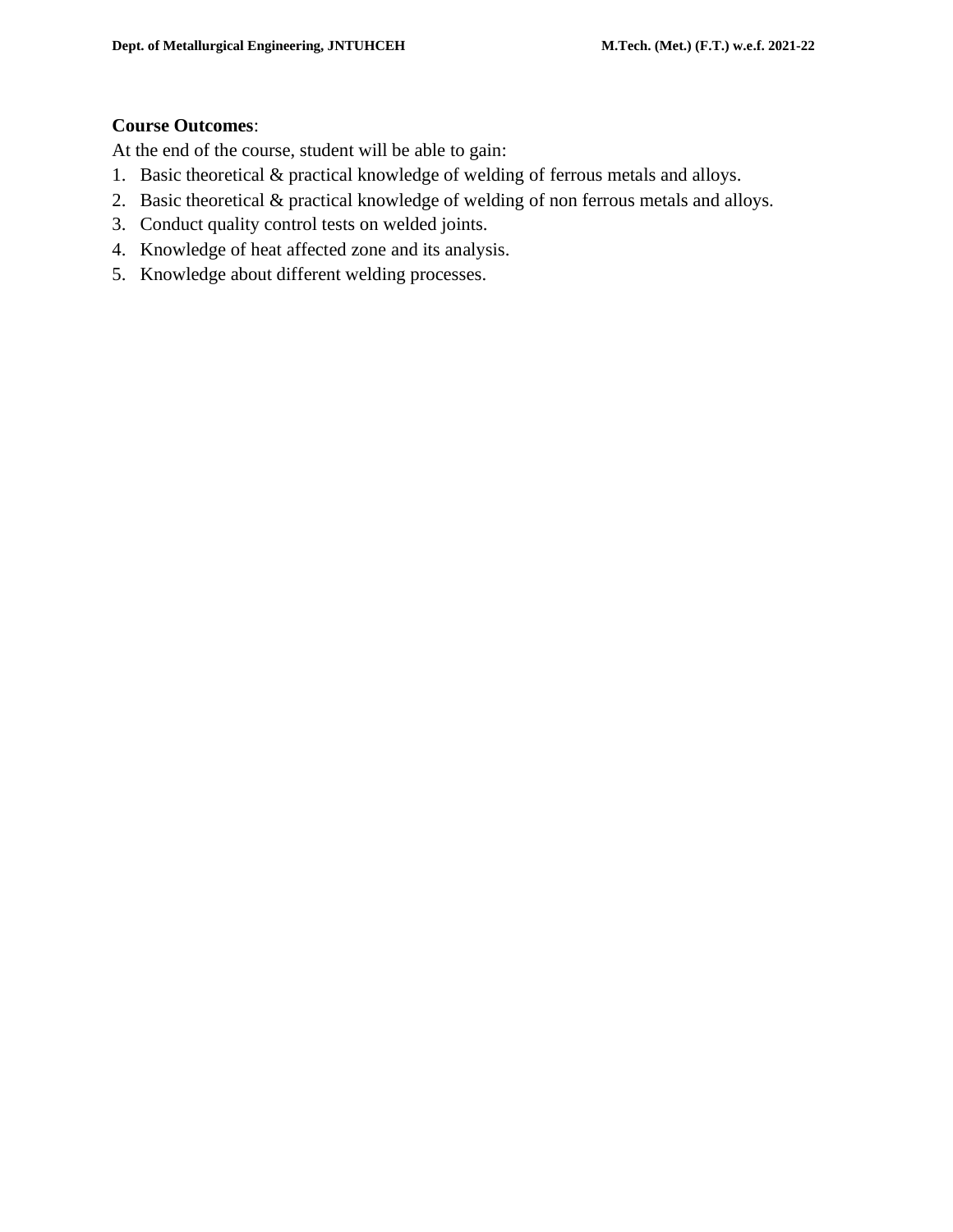**Course Outcomes**:

At the end of the course, student will be able to gain:

1. Basic theoretical & practical knowledge of welding of ferrous metals and alloys.
2. Basic theoretical & practical knowledge of welding of non ferrous metals and alloys.
3. Conduct quality control tests on welded joints.
4. Knowledge of heat affected zone and its analysis.
5. Knowledge about different welding processes.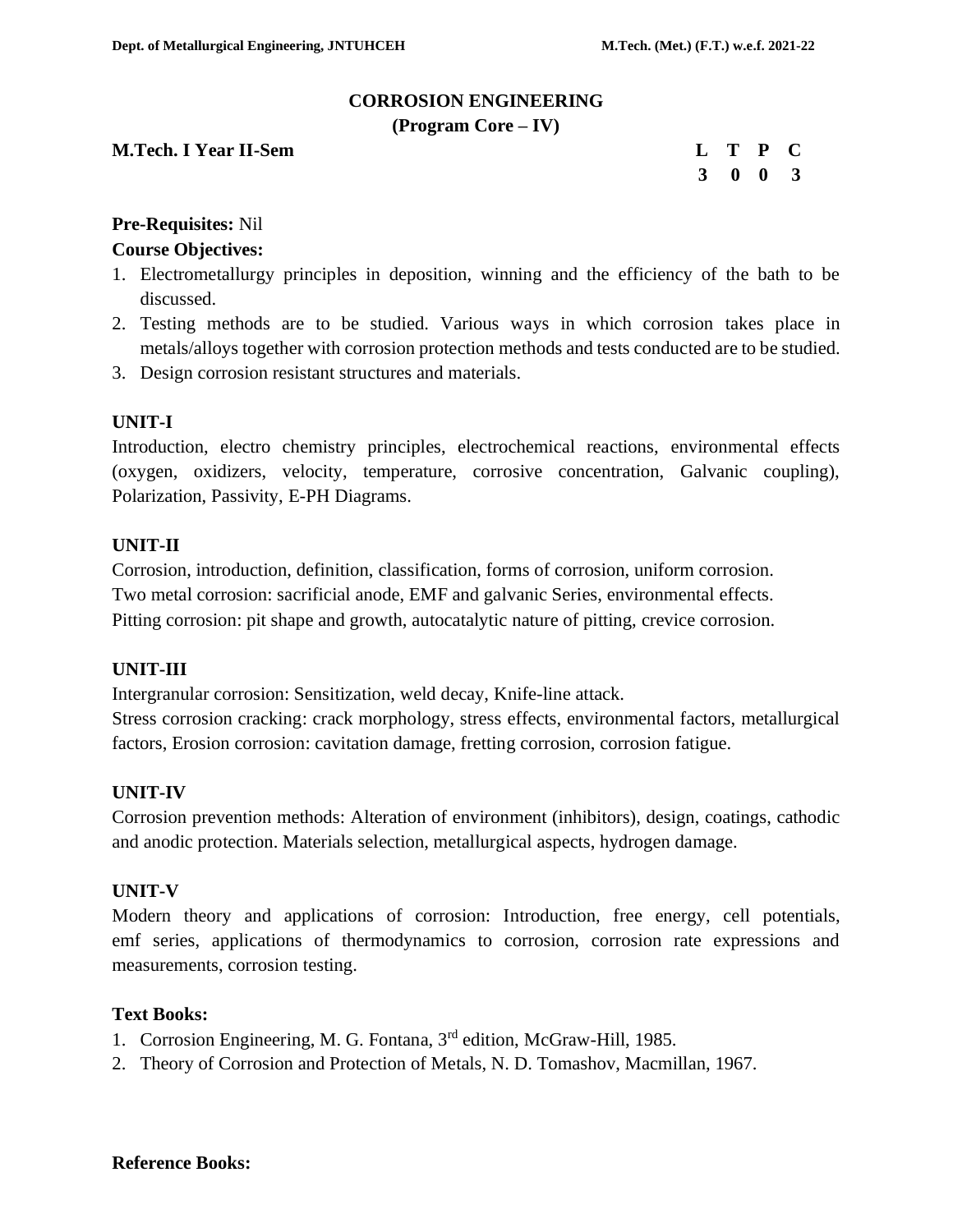# CORROSION ENGINEERING

## (Program Core – IV)

**M.Tech. I Year II-Sem**

| L | T | P | C |
|---|---|---|---|
| 3 | 0 | 0 | 3 |

**Pre-Requisites:** Nil

**Course Objectives:**

1. Electrometallurgy principles in deposition, winning and the efficiency of the bath to be discussed.
2. Testing methods are to be studied. Various ways in which corrosion takes place in metals/alloys together with corrosion protection methods and tests conducted are to be studied.
3. Design corrosion resistant structures and materials.

### UNIT-I

Introduction, electro chemistry principles, electrochemical reactions, environmental effects (oxygen, oxidizers, velocity, temperature, corrosive concentration, Galvanic coupling), Polarization, Passivity, E-PH Diagrams.

### UNIT-II

Corrosion, introduction, definition, classification, forms of corrosion, uniform corrosion.
Two metal corrosion: sacrificial anode, EMF and galvanic Series, environmental effects.
Pitting corrosion: pit shape and growth, autocatalytic nature of pitting, crevice corrosion.

### UNIT-III

Intergranular corrosion: Sensitization, weld decay, Knife-line attack.
Stress corrosion cracking: crack morphology, stress effects, environmental factors, metallurgical factors, Erosion corrosion: cavitation damage, fretting corrosion, corrosion fatigue.

### UNIT-IV

Corrosion prevention methods: Alteration of environment (inhibitors), design, coatings, cathodic and anodic protection. Materials selection, metallurgical aspects, hydrogen damage.

### UNIT-V

Modern theory and applications of corrosion: Introduction, free energy, cell potentials, emf series, applications of thermodynamics to corrosion, corrosion rate expressions and measurements, corrosion testing.

**Text Books:**

1. Corrosion Engineering, M. G. Fontana, 3rd edition, McGraw-Hill, 1985.
2. Theory of Corrosion and Protection of Metals, N. D. Tomashov, Macmillan, 1967.

**Reference Books:**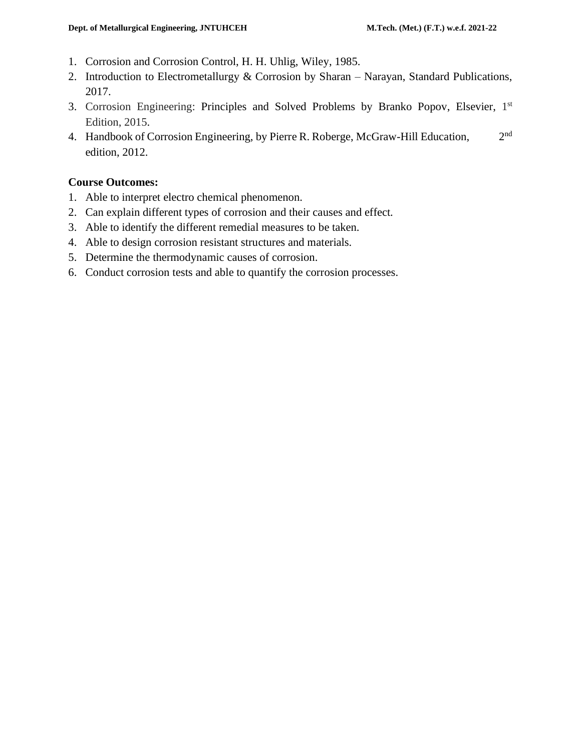1. Corrosion and Corrosion Control, H. H. Uhlig, Wiley, 1985.
2. Introduction to Electrometallurgy & Corrosion by Sharan – Narayan, Standard Publications, 2017.
3. Corrosion Engineering: Principles and Solved Problems by Branko Popov, Elsevier, 1st Edition, 2015.
4. Handbook of Corrosion Engineering, by Pierre R. Roberge, McGraw-Hill Education, 2nd edition, 2012.

**Course Outcomes:**

1. Able to interpret electro chemical phenomenon.
2. Can explain different types of corrosion and their causes and effect.
3. Able to identify the different remedial measures to be taken.
4. Able to design corrosion resistant structures and materials.
5. Determine the thermodynamic causes of corrosion.
6. Conduct corrosion tests and able to quantify the corrosion processes.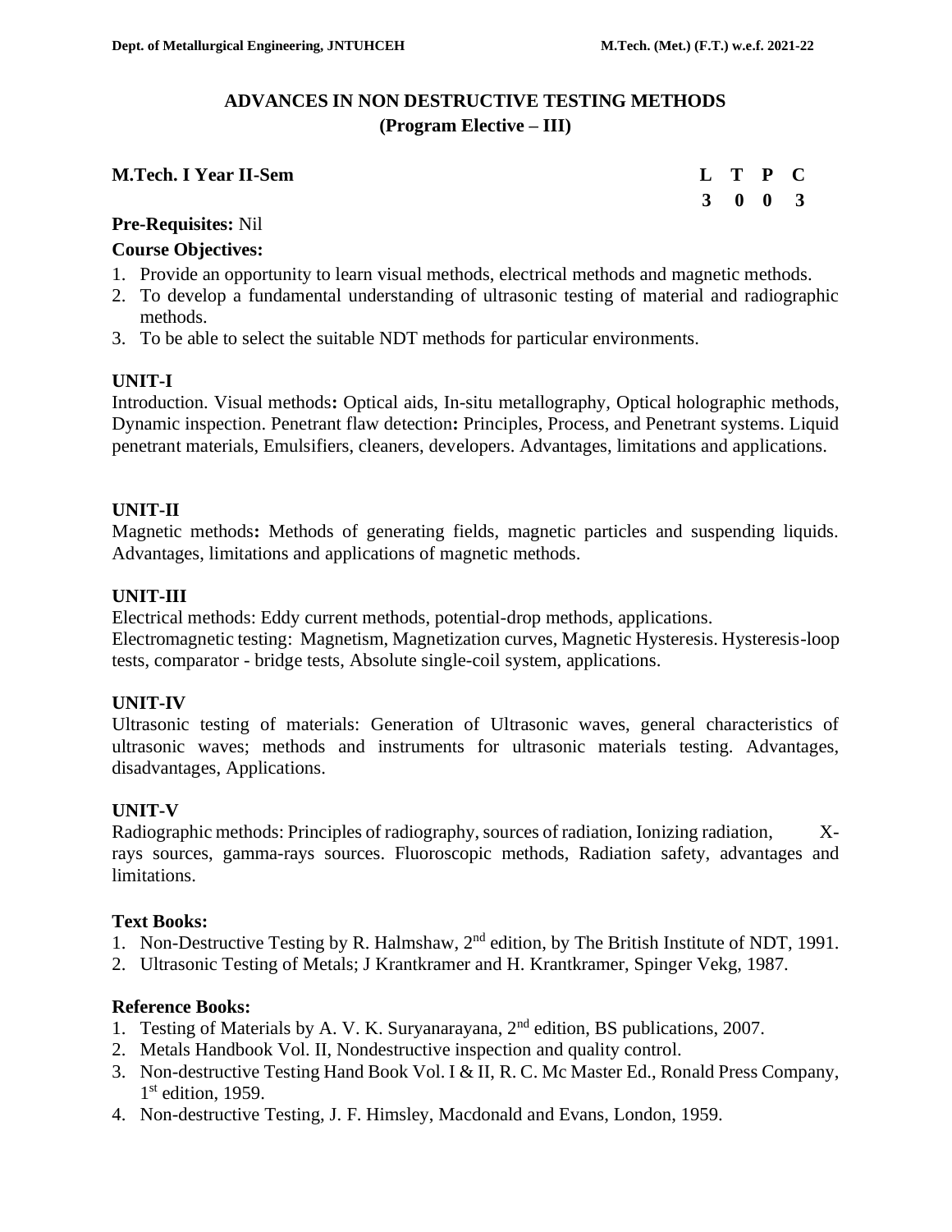# ADVANCES IN NON DESTRUCTIVE TESTING METHODS
## (Program Elective – III)

**M.Tech. I Year II-Sem**

| L | T | P | C |
|---|---|---|---|
| 3 | 0 | 0 | 3 |

**Pre-Requisites:** Nil

**Course Objectives:**

1. Provide an opportunity to learn visual methods, electrical methods and magnetic methods.
2. To develop a fundamental understanding of ultrasonic testing of material and radiographic methods.
3. To be able to select the suitable NDT methods for particular environments.

**UNIT-I**

Introduction. Visual methods**:** Optical aids, In-situ metallography, Optical holographic methods, Dynamic inspection. Penetrant flaw detection**:** Principles, Process, and Penetrant systems. Liquid penetrant materials, Emulsifiers, cleaners, developers. Advantages, limitations and applications.

**UNIT-II**

Magnetic methods**:** Methods of generating fields, magnetic particles and suspending liquids. Advantages, limitations and applications of magnetic methods.

**UNIT-III**

Electrical methods: Eddy current methods, potential-drop methods, applications.
Electromagnetic testing: Magnetism, Magnetization curves, Magnetic Hysteresis. Hysteresis-loop tests, comparator - bridge tests, Absolute single-coil system, applications.

**UNIT-IV**

Ultrasonic testing of materials: Generation of Ultrasonic waves, general characteristics of ultrasonic waves; methods and instruments for ultrasonic materials testing. Advantages, disadvantages, Applications.

**UNIT-V**

Radiographic methods: Principles of radiography, sources of radiation, Ionizing radiation, X-rays sources, gamma-rays sources. Fluoroscopic methods, Radiation safety, advantages and limitations.

**Text Books:**

1. Non-Destructive Testing by R. Halmshaw, 2nd edition, by The British Institute of NDT, 1991.
2. Ultrasonic Testing of Metals; J Krantkramer and H. Krantkramer, Spinger Vekg, 1987.

**Reference Books:**

1. Testing of Materials by A. V. K. Suryanarayana, 2nd edition, BS publications, 2007.
2. Metals Handbook Vol. II, Nondestructive inspection and quality control.
3. Non-destructive Testing Hand Book Vol. I & II, R. C. Mc Master Ed., Ronald Press Company, 1st edition, 1959.
4. Non-destructive Testing, J. F. Himsley, Macdonald and Evans, London, 1959.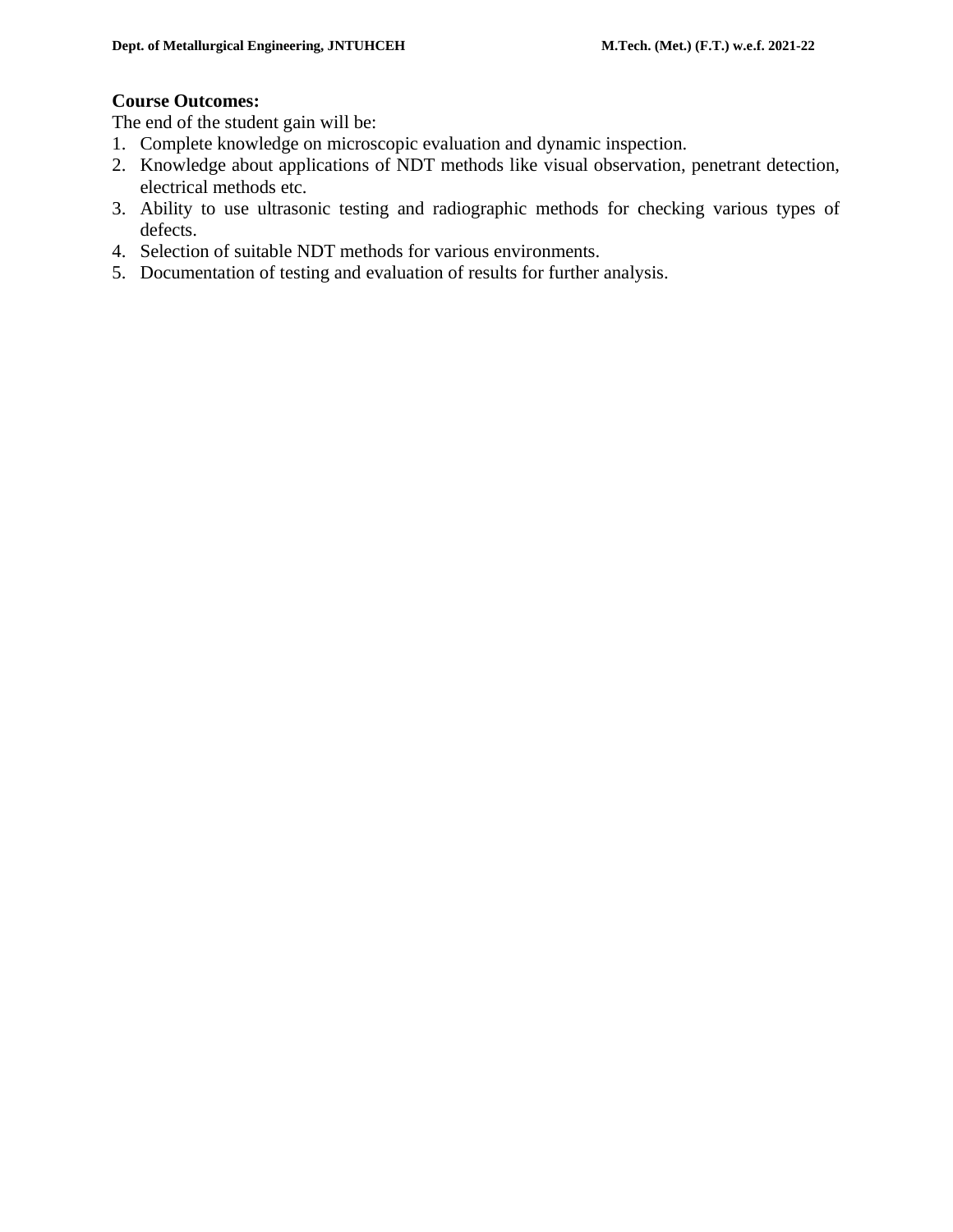**Course Outcomes:**

The end of the student gain will be:

1. Complete knowledge on microscopic evaluation and dynamic inspection.
2. Knowledge about applications of NDT methods like visual observation, penetrant detection, electrical methods etc.
3. Ability to use ultrasonic testing and radiographic methods for checking various types of defects.
4. Selection of suitable NDT methods for various environments.
5. Documentation of testing and evaluation of results for further analysis.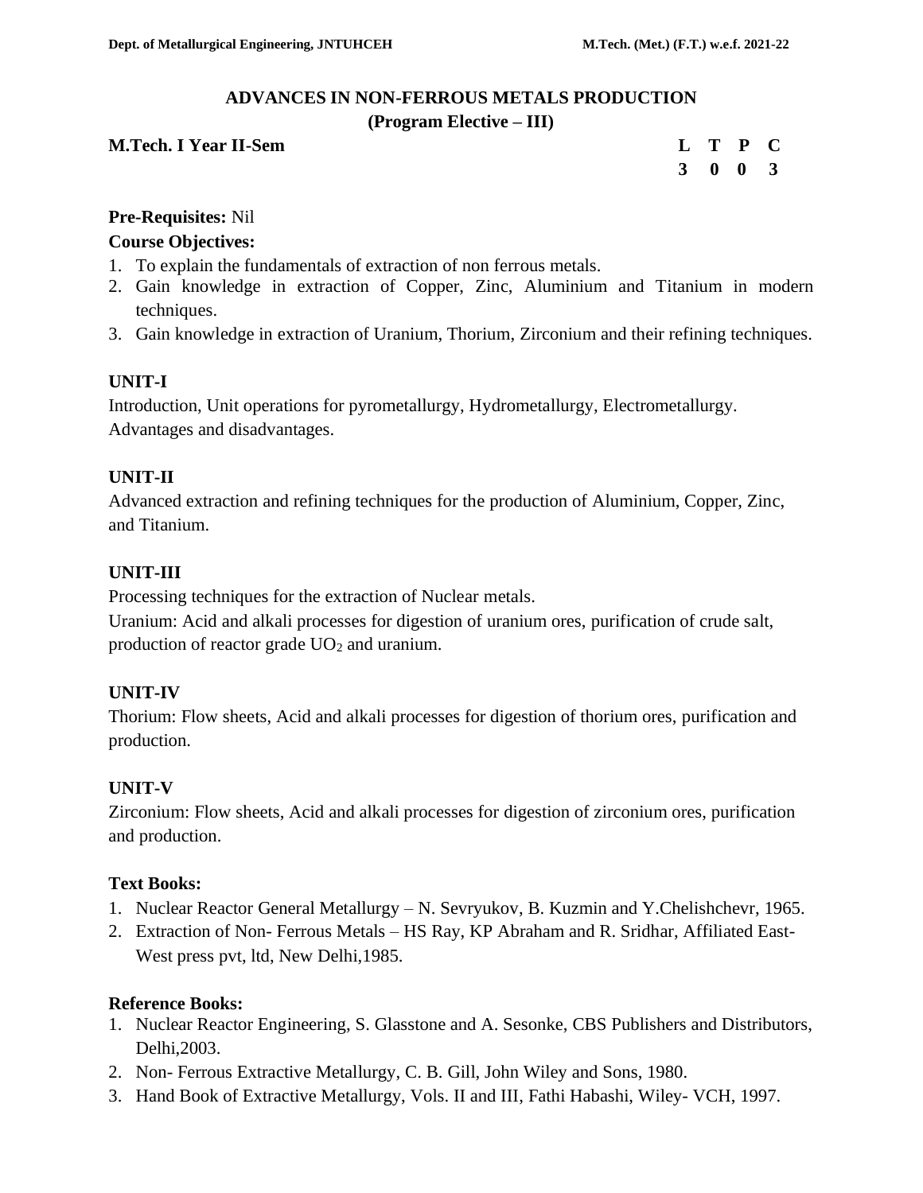# ADVANCES IN NON-FERROUS METALS PRODUCTION

## (Program Elective – III)

**M.Tech. I Year II-Sem**

| L | T | P | C |
|---|---|---|---|
| 3 | 0 | 0 | 3 |

**Pre-Requisites:** Nil

**Course Objectives:**

1. To explain the fundamentals of extraction of non ferrous metals.
2. Gain knowledge in extraction of Copper, Zinc, Aluminium and Titanium in modern techniques.
3. Gain knowledge in extraction of Uranium, Thorium, Zirconium and their refining techniques.

**UNIT-I**

Introduction, Unit operations for pyrometallurgy, Hydrometallurgy, Electrometallurgy. Advantages and disadvantages.

**UNIT-II**

Advanced extraction and refining techniques for the production of Aluminium, Copper, Zinc, and Titanium.

**UNIT-III**

Processing techniques for the extraction of Nuclear metals.

Uranium: Acid and alkali processes for digestion of uranium ores, purification of crude salt, production of reactor grade $UO_2$ and uranium.

**UNIT-IV**

Thorium: Flow sheets, Acid and alkali processes for digestion of thorium ores, purification and production.

**UNIT-V**

Zirconium: Flow sheets, Acid and alkali processes for digestion of zirconium ores, purification and production.

**Text Books:**

1. Nuclear Reactor General Metallurgy – N. Sevryukov, B. Kuzmin and Y.Chelishchevr, 1965.
2. Extraction of Non- Ferrous Metals – HS Ray, KP Abraham and R. Sridhar, Affiliated East-West press pvt, ltd, New Delhi,1985.

**Reference Books:**

1. Nuclear Reactor Engineering, S. Glasstone and A. Sesonke, CBS Publishers and Distributors, Delhi,2003.
2. Non- Ferrous Extractive Metallurgy, C. B. Gill, John Wiley and Sons, 1980.
3. Hand Book of Extractive Metallurgy, Vols. II and III, Fathi Habashi, Wiley- VCH, 1997.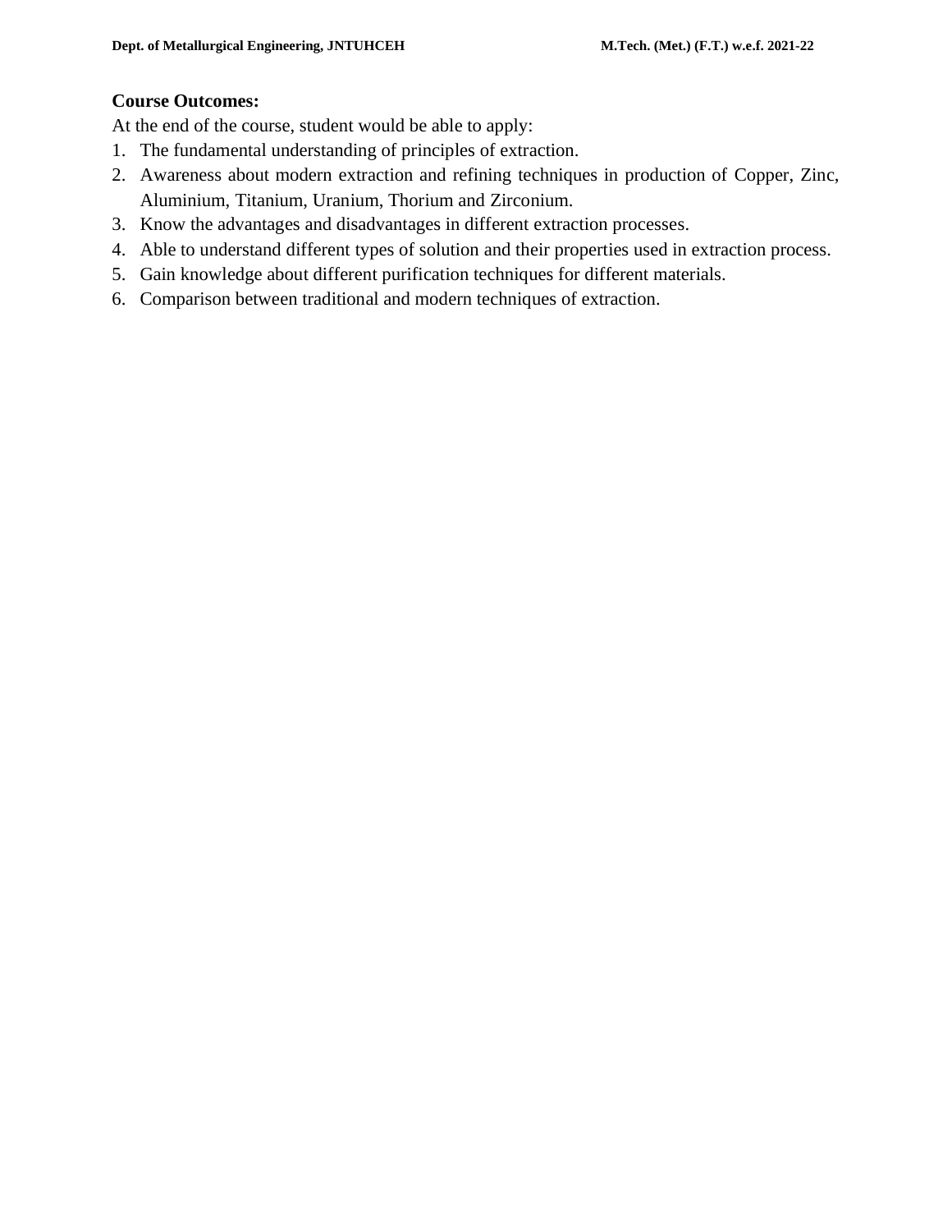**Course Outcomes:**

At the end of the course, student would be able to apply:

1. The fundamental understanding of principles of extraction.
2. Awareness about modern extraction and refining techniques in production of Copper, Zinc, Aluminium, Titanium, Uranium, Thorium and Zirconium.
3. Know the advantages and disadvantages in different extraction processes.
4. Able to understand different types of solution and their properties used in extraction process.
5. Gain knowledge about different purification techniques for different materials.
6. Comparison between traditional and modern techniques of extraction.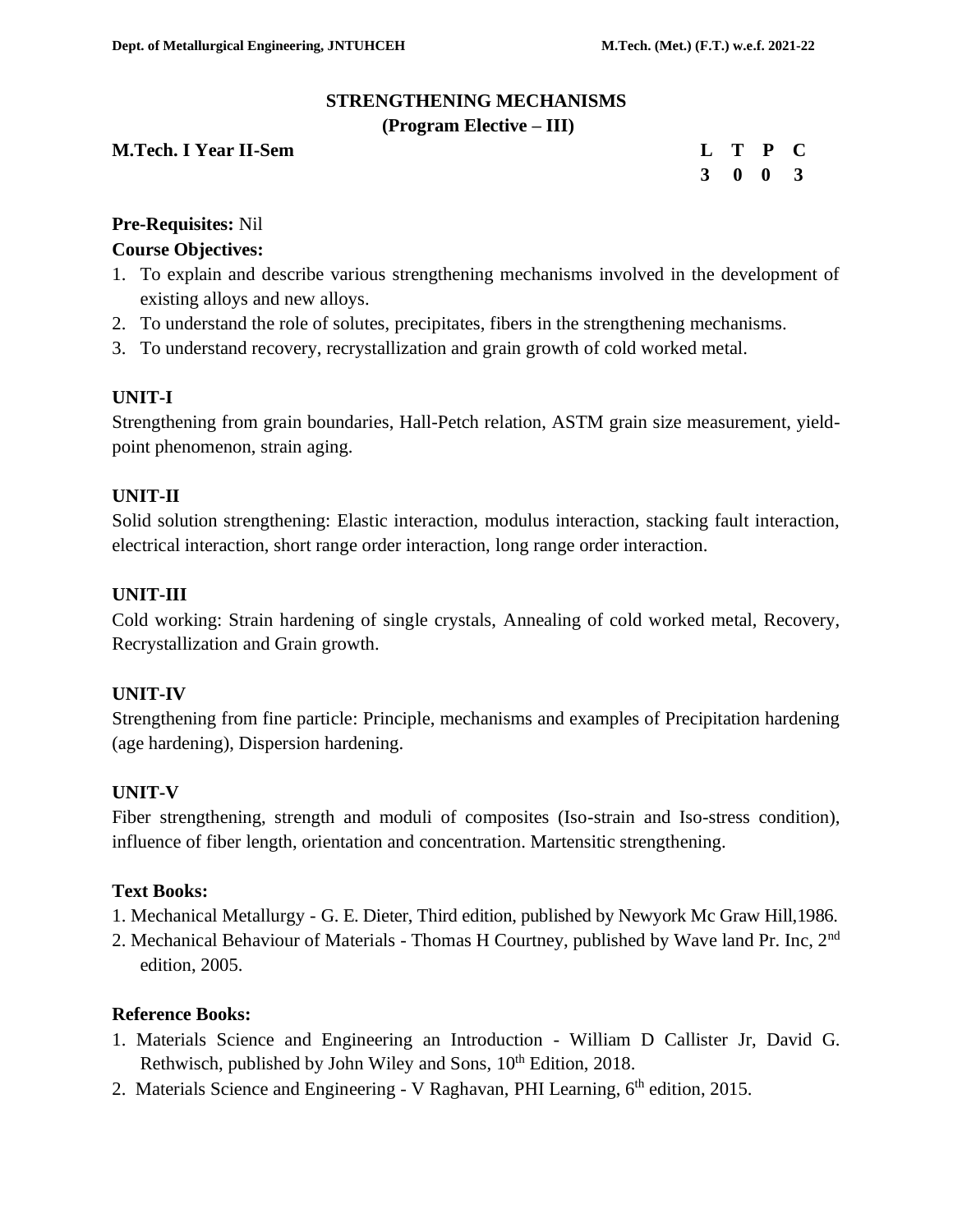# STRENGTHENING MECHANISMS

## (Program Elective – III)

**M.Tech. I Year II-Sem**

| L | T | P | C |
|---|---|---|---|
| 3 | 0 | 0 | 3 |

**Pre-Requisites:** Nil

**Course Objectives:**

1. To explain and describe various strengthening mechanisms involved in the development of existing alloys and new alloys.
2. To understand the role of solutes, precipitates, fibers in the strengthening mechanisms.
3. To understand recovery, recrystallization and grain growth of cold worked metal.

**UNIT-I**

Strengthening from grain boundaries, Hall-Petch relation, ASTM grain size measurement, yield-point phenomenon, strain aging.

**UNIT-II**

Solid solution strengthening: Elastic interaction, modulus interaction, stacking fault interaction, electrical interaction, short range order interaction, long range order interaction.

**UNIT-III**

Cold working: Strain hardening of single crystals, Annealing of cold worked metal, Recovery, Recrystallization and Grain growth.

**UNIT-IV**

Strengthening from fine particle: Principle, mechanisms and examples of Precipitation hardening (age hardening), Dispersion hardening.

**UNIT-V**

Fiber strengthening, strength and moduli of composites (Iso-strain and Iso-stress condition), influence of fiber length, orientation and concentration. Martensitic strengthening.

**Text Books:**

1. Mechanical Metallurgy - G. E. Dieter, Third edition, published by Newyork Mc Graw Hill,1986.
2. Mechanical Behaviour of Materials - Thomas H Courtney, published by Wave land Pr. Inc, 2nd edition, 2005.

**Reference Books:**

1. Materials Science and Engineering an Introduction - William D Callister Jr, David G. Rethwisch, published by John Wiley and Sons, 10th Edition, 2018.
2. Materials Science and Engineering - V Raghavan, PHI Learning, 6th edition, 2015.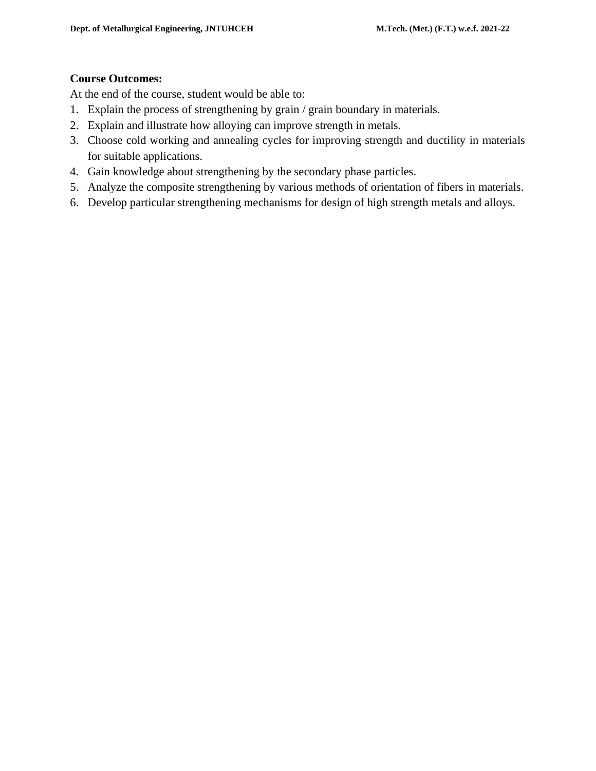**Course Outcomes:**

At the end of the course, student would be able to:

1. Explain the process of strengthening by grain / grain boundary in materials.
2. Explain and illustrate how alloying can improve strength in metals.
3. Choose cold working and annealing cycles for improving strength and ductility in materials for suitable applications.
4. Gain knowledge about strengthening by the secondary phase particles.
5. Analyze the composite strengthening by various methods of orientation of fibers in materials.
6. Develop particular strengthening mechanisms for design of high strength metals and alloys.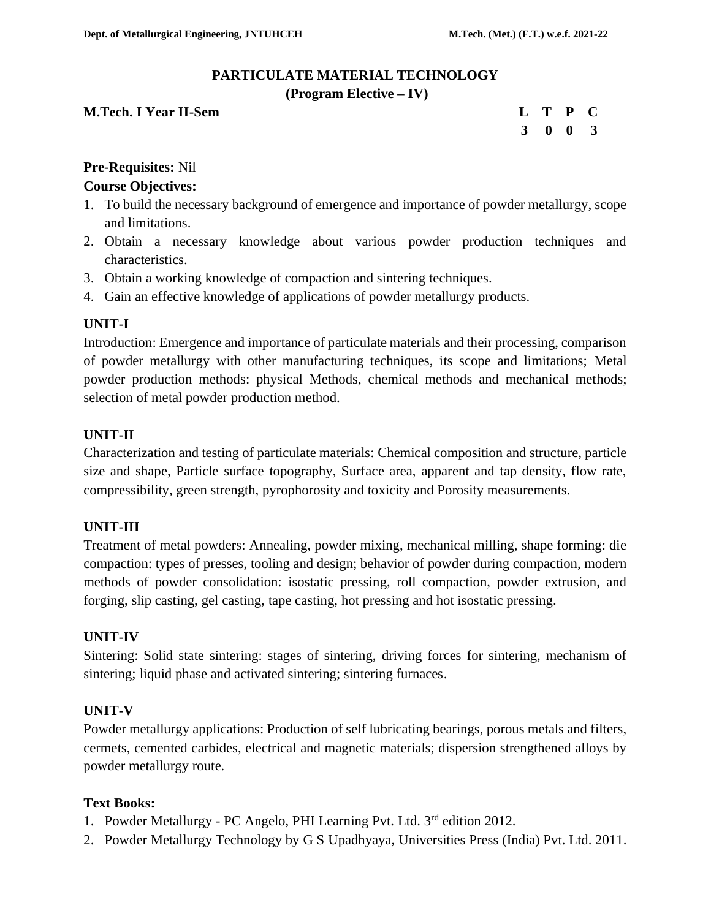# PARTICULATE MATERIAL TECHNOLOGY

**(Program Elective – IV)**

**M.Tech. I Year II-Sem**

| L | T | P | C |
|---|---|---|---|
| 3 | 0 | 0 | 3 |

**Pre-Requisites:** Nil

**Course Objectives:**

1. To build the necessary background of emergence and importance of powder metallurgy, scope and limitations.
2. Obtain a necessary knowledge about various powder production techniques and characteristics.
3. Obtain a working knowledge of compaction and sintering techniques.
4. Gain an effective knowledge of applications of powder metallurgy products.

**UNIT-I**

Introduction: Emergence and importance of particulate materials and their processing, comparison of powder metallurgy with other manufacturing techniques, its scope and limitations; Metal powder production methods: physical Methods, chemical methods and mechanical methods; selection of metal powder production method.

**UNIT-II**

Characterization and testing of particulate materials: Chemical composition and structure, particle size and shape, Particle surface topography, Surface area, apparent and tap density, flow rate, compressibility, green strength, pyrophorosity and toxicity and Porosity measurements.

**UNIT-III**

Treatment of metal powders: Annealing, powder mixing, mechanical milling, shape forming: die compaction: types of presses, tooling and design; behavior of powder during compaction, modern methods of powder consolidation: isostatic pressing, roll compaction, powder extrusion, and forging, slip casting, gel casting, tape casting, hot pressing and hot isostatic pressing.

**UNIT-IV**

Sintering: Solid state sintering: stages of sintering, driving forces for sintering, mechanism of sintering; liquid phase and activated sintering; sintering furnaces.

**UNIT-V**

Powder metallurgy applications: Production of self lubricating bearings, porous metals and filters, cermets, cemented carbides, electrical and magnetic materials; dispersion strengthened alloys by powder metallurgy route.

**Text Books:**

1. Powder Metallurgy - PC Angelo, PHI Learning Pvt. Ltd. 3rd edition 2012.
2. Powder Metallurgy Technology by G S Upadhyaya, Universities Press (India) Pvt. Ltd. 2011.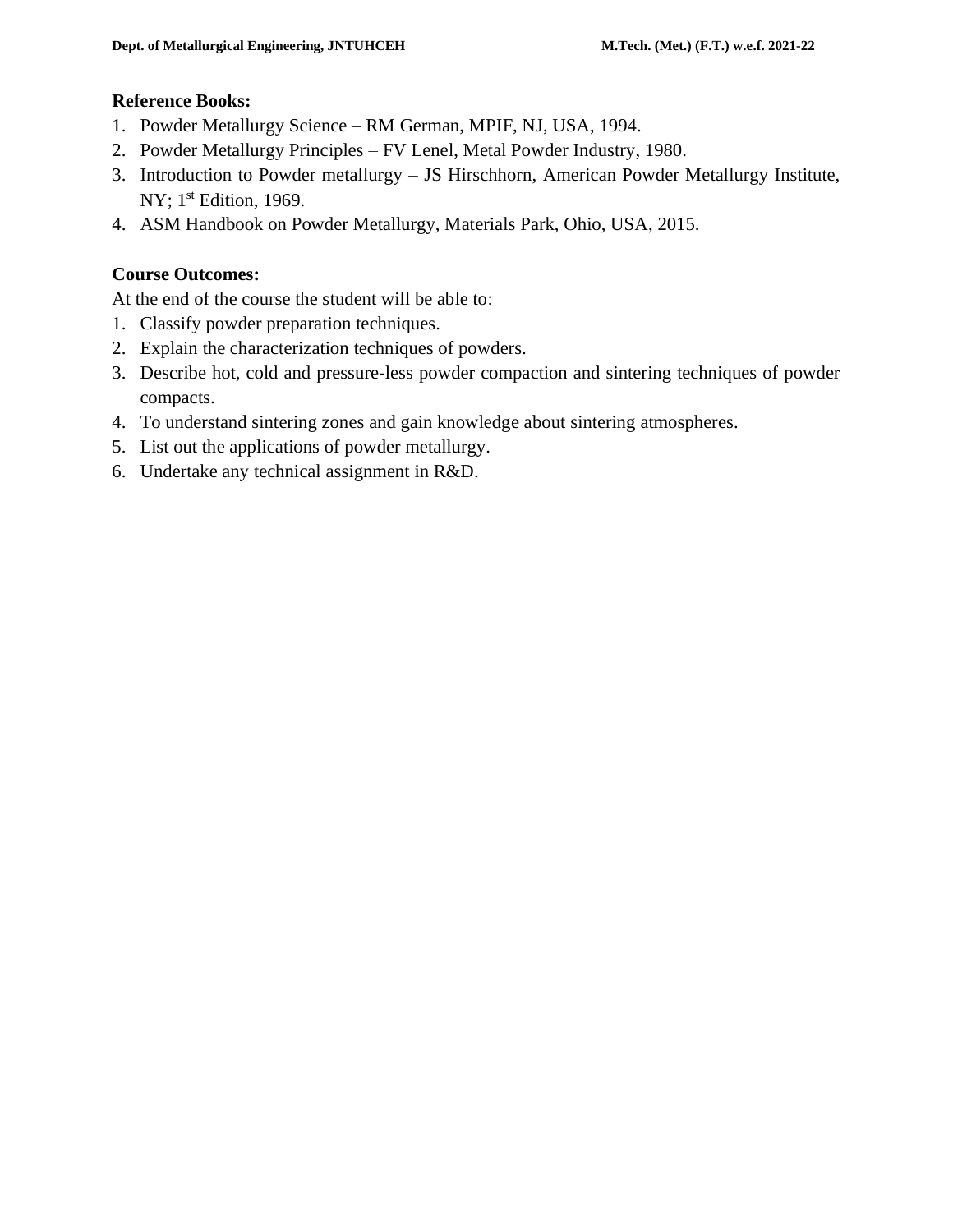**Reference Books:**

1. Powder Metallurgy Science – RM German, MPIF, NJ, USA, 1994.
2. Powder Metallurgy Principles – FV Lenel, Metal Powder Industry, 1980.
3. Introduction to Powder metallurgy – JS Hirschhorn, American Powder Metallurgy Institute, NY; 1st Edition, 1969.
4. ASM Handbook on Powder Metallurgy, Materials Park, Ohio, USA, 2015.

**Course Outcomes:**

At the end of the course the student will be able to:

1. Classify powder preparation techniques.
2. Explain the characterization techniques of powders.
3. Describe hot, cold and pressure-less powder compaction and sintering techniques of powder compacts.
4. To understand sintering zones and gain knowledge about sintering atmospheres.
5. List out the applications of powder metallurgy.
6. Undertake any technical assignment in R&D.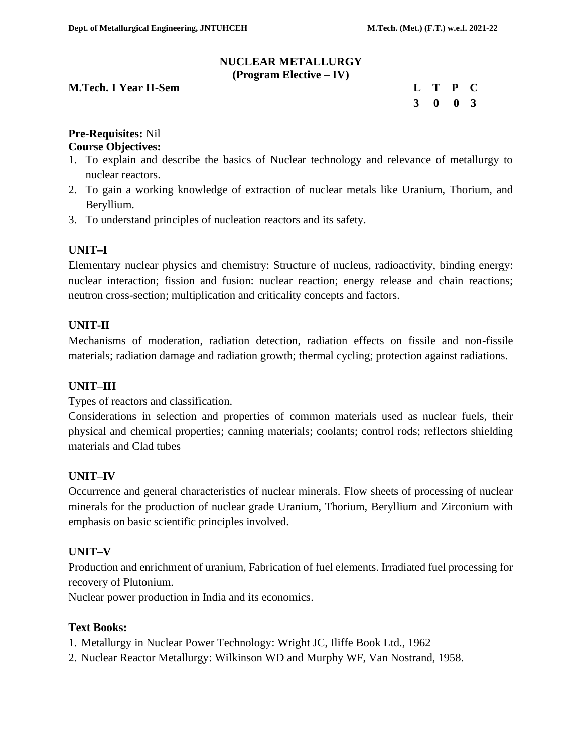# NUCLEAR METALLURGY
## (Program Elective – IV)

**M.Tech. I Year II-Sem**

| L | T | P | C |
|---|---|---|---|
| 3 | 0 | 0 | 3 |

**Pre-Requisites:** Nil

**Course Objectives:**

1. To explain and describe the basics of Nuclear technology and relevance of metallurgy to nuclear reactors.
2. To gain a working knowledge of extraction of nuclear metals like Uranium, Thorium, and Beryllium.
3. To understand principles of nucleation reactors and its safety.

### UNIT–I

Elementary nuclear physics and chemistry: Structure of nucleus, radioactivity, binding energy: nuclear interaction; fission and fusion: nuclear reaction; energy release and chain reactions; neutron cross-section; multiplication and criticality concepts and factors.

### UNIT-II

Mechanisms of moderation, radiation detection, radiation effects on fissile and non-fissile materials; radiation damage and radiation growth; thermal cycling; protection against radiations.

### UNIT–III

Types of reactors and classification.

Considerations in selection and properties of common materials used as nuclear fuels, their physical and chemical properties; canning materials; coolants; control rods; reflectors shielding materials and Clad tubes

### UNIT–IV

Occurrence and general characteristics of nuclear minerals. Flow sheets of processing of nuclear minerals for the production of nuclear grade Uranium, Thorium, Beryllium and Zirconium with emphasis on basic scientific principles involved.

### UNIT–V

Production and enrichment of uranium, Fabrication of fuel elements. Irradiated fuel processing for recovery of Plutonium.

Nuclear power production in India and its economics.

**Text Books:**

1. Metallurgy in Nuclear Power Technology: Wright JC, Iliffe Book Ltd., 1962
2. Nuclear Reactor Metallurgy: Wilkinson WD and Murphy WF, Van Nostrand, 1958.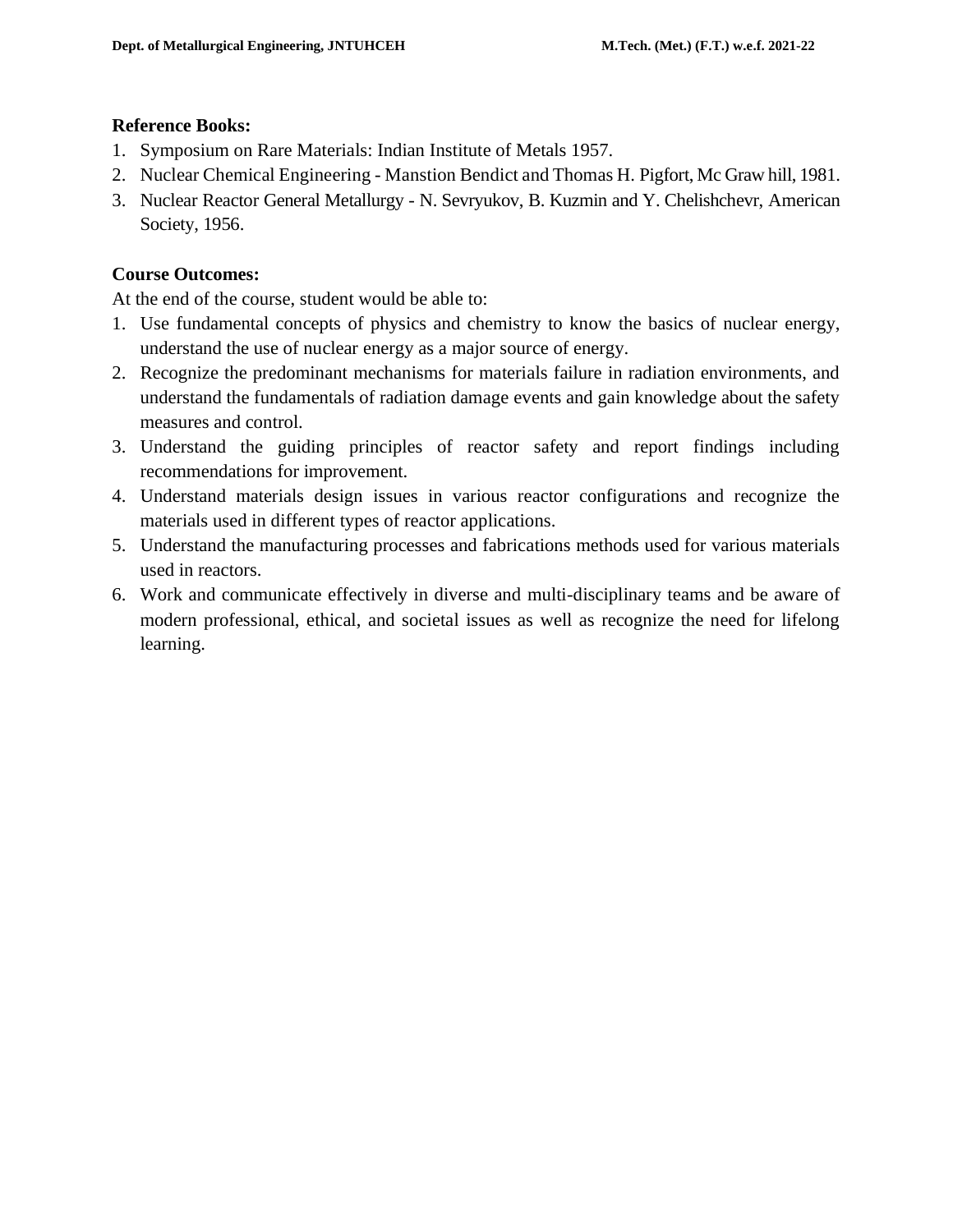**Reference Books:**

1. Symposium on Rare Materials: Indian Institute of Metals 1957.
2. Nuclear Chemical Engineering - Manstion Bendict and Thomas H. Pigfort, Mc Graw hill, 1981.
3. Nuclear Reactor General Metallurgy - N. Sevryukov, B. Kuzmin and Y. Chelishchevr, American Society, 1956.

**Course Outcomes:**

At the end of the course, student would be able to:

1. Use fundamental concepts of physics and chemistry to know the basics of nuclear energy, understand the use of nuclear energy as a major source of energy.
2. Recognize the predominant mechanisms for materials failure in radiation environments, and understand the fundamentals of radiation damage events and gain knowledge about the safety measures and control.
3. Understand the guiding principles of reactor safety and report findings including recommendations for improvement.
4. Understand materials design issues in various reactor configurations and recognize the materials used in different types of reactor applications.
5. Understand the manufacturing processes and fabrications methods used for various materials used in reactors.
6. Work and communicate effectively in diverse and multi-disciplinary teams and be aware of modern professional, ethical, and societal issues as well as recognize the need for lifelong learning.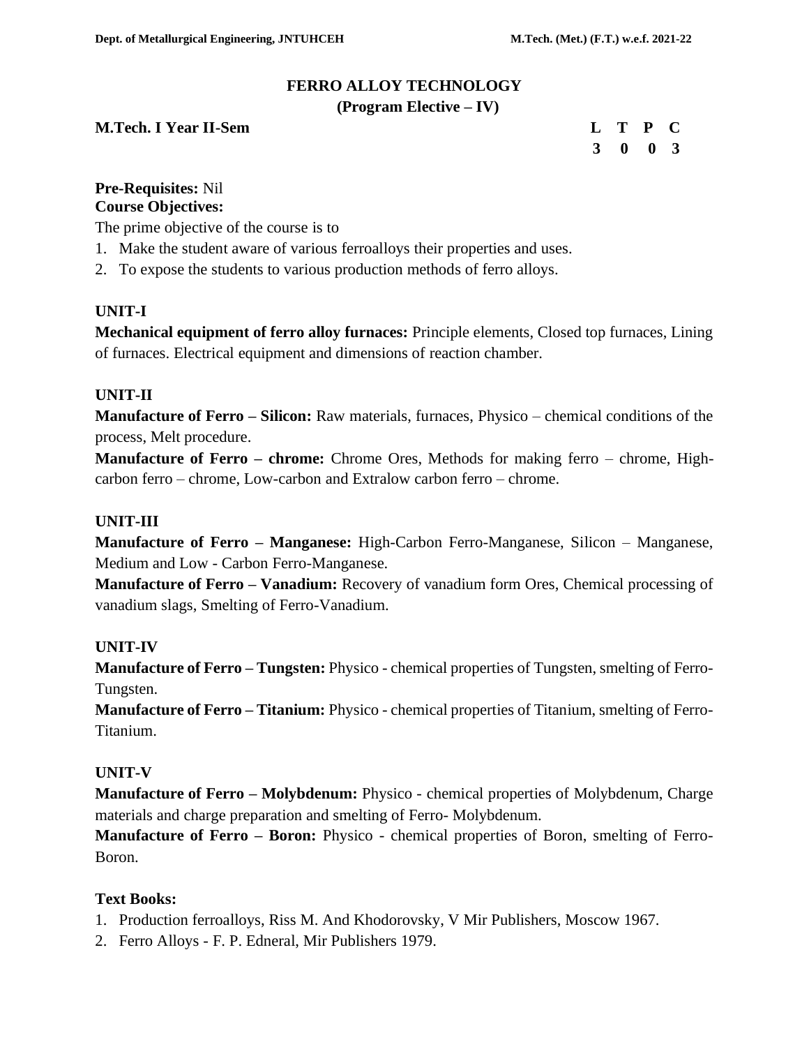# FERRO ALLOY TECHNOLOGY

## (Program Elective – IV)

**M.Tech. I Year II-Sem**

| L | T | P | C |
|---|---|---|---|
| 3 | 0 | 0 | 3 |

**Pre-Requisites:** Nil

**Course Objectives:**

The prime objective of the course is to

1. Make the student aware of various ferroalloys their properties and uses.
2. To expose the students to various production methods of ferro alloys.

### UNIT-I

**Mechanical equipment of ferro alloy furnaces:** Principle elements, Closed top furnaces, Lining of furnaces. Electrical equipment and dimensions of reaction chamber.

### UNIT-II

**Manufacture of Ferro – Silicon:** Raw materials, furnaces, Physico – chemical conditions of the process, Melt procedure.

**Manufacture of Ferro – chrome:** Chrome Ores, Methods for making ferro – chrome, High-carbon ferro – chrome, Low-carbon and Extralow carbon ferro – chrome.

### UNIT-III

**Manufacture of Ferro – Manganese:** High-Carbon Ferro-Manganese, Silicon – Manganese, Medium and Low - Carbon Ferro-Manganese.

**Manufacture of Ferro – Vanadium:** Recovery of vanadium form Ores, Chemical processing of vanadium slags, Smelting of Ferro-Vanadium.

### UNIT-IV

**Manufacture of Ferro – Tungsten:** Physico - chemical properties of Tungsten, smelting of Ferro-Tungsten.

**Manufacture of Ferro – Titanium:** Physico - chemical properties of Titanium, smelting of Ferro-Titanium.

### UNIT-V

**Manufacture of Ferro – Molybdenum:** Physico - chemical properties of Molybdenum, Charge materials and charge preparation and smelting of Ferro- Molybdenum.

**Manufacture of Ferro – Boron:** Physico - chemical properties of Boron, smelting of Ferro-Boron.

### Text Books:

1. Production ferroalloys, Riss M. And Khodorovsky, V Mir Publishers, Moscow 1967.
2. Ferro Alloys - F. P. Edneral, Mir Publishers 1979.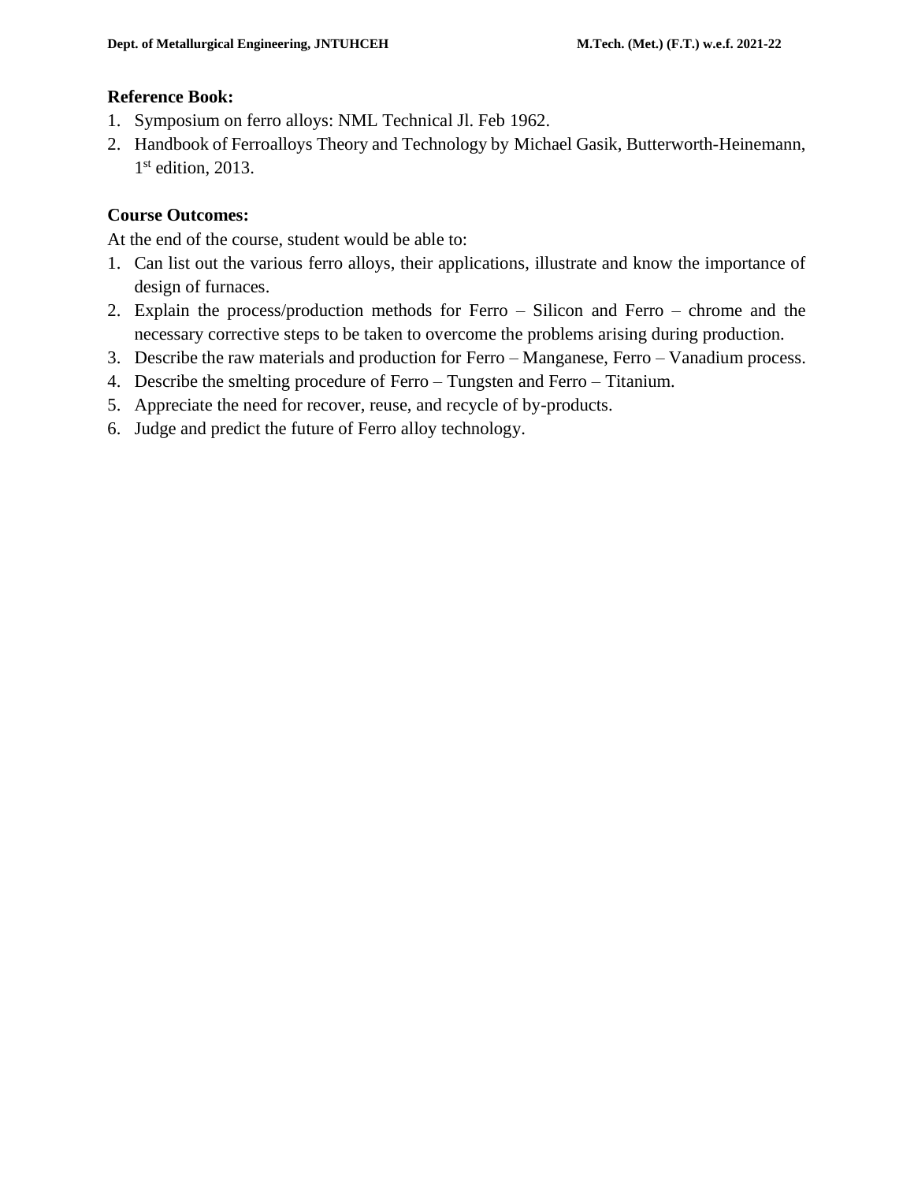**Reference Book:**

1. Symposium on ferro alloys: NML Technical Jl. Feb 1962.
2. Handbook of Ferroalloys Theory and Technology by Michael Gasik, Butterworth-Heinemann, 1st edition, 2013.

**Course Outcomes:**

At the end of the course, student would be able to:

1. Can list out the various ferro alloys, their applications, illustrate and know the importance of design of furnaces.
2. Explain the process/production methods for Ferro – Silicon and Ferro – chrome and the necessary corrective steps to be taken to overcome the problems arising during production.
3. Describe the raw materials and production for Ferro – Manganese, Ferro – Vanadium process.
4. Describe the smelting procedure of Ferro – Tungsten and Ferro – Titanium.
5. Appreciate the need for recover, reuse, and recycle of by-products.
6. Judge and predict the future of Ferro alloy technology.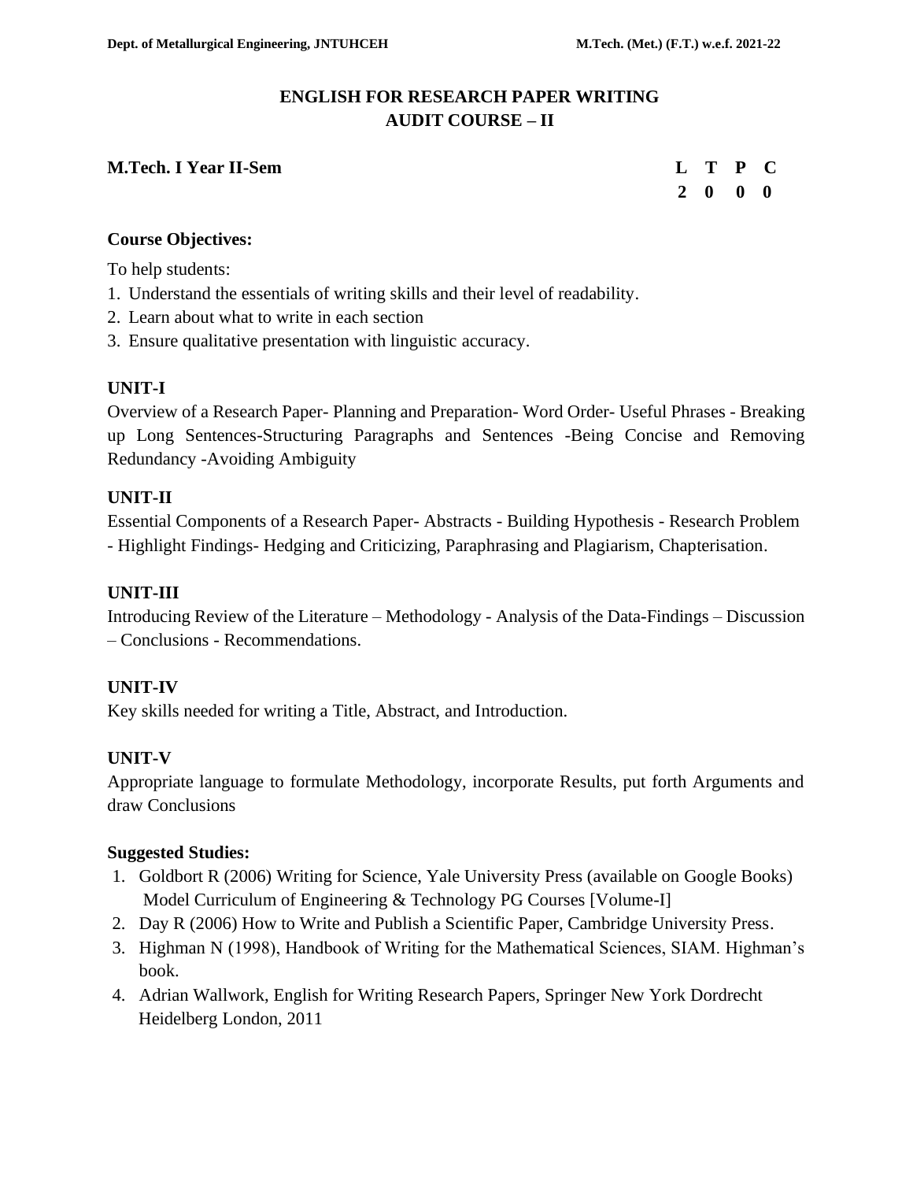# ENGLISH FOR RESEARCH PAPER WRITING
## AUDIT COURSE – II

**M.Tech. I Year II-Sem**

| L | T | P | C |
|---|---|---|---|
| 2 | 0 | 0 | 0 |

### Course Objectives:

To help students:

1. Understand the essentials of writing skills and their level of readability.
2. Learn about what to write in each section
3. Ensure qualitative presentation with linguistic accuracy.

### UNIT-I

Overview of a Research Paper- Planning and Preparation- Word Order- Useful Phrases - Breaking up Long Sentences-Structuring Paragraphs and Sentences -Being Concise and Removing Redundancy -Avoiding Ambiguity

### UNIT-II

Essential Components of a Research Paper- Abstracts - Building Hypothesis - Research Problem - Highlight Findings- Hedging and Criticizing, Paraphrasing and Plagiarism, Chapterisation.

### UNIT-III

Introducing Review of the Literature – Methodology - Analysis of the Data-Findings – Discussion – Conclusions - Recommendations.

### UNIT-IV

Key skills needed for writing a Title, Abstract, and Introduction.

### UNIT-V

Appropriate language to formulate Methodology, incorporate Results, put forth Arguments and draw Conclusions

### Suggested Studies:

1. Goldbort R (2006) Writing for Science, Yale University Press (available on Google Books) Model Curriculum of Engineering & Technology PG Courses [Volume-I]
2. Day R (2006) How to Write and Publish a Scientific Paper, Cambridge University Press.
3. Highman N (1998), Handbook of Writing for the Mathematical Sciences, SIAM. Highman's book.
4. Adrian Wallwork, English for Writing Research Papers, Springer New York Dordrecht Heidelberg London, 2011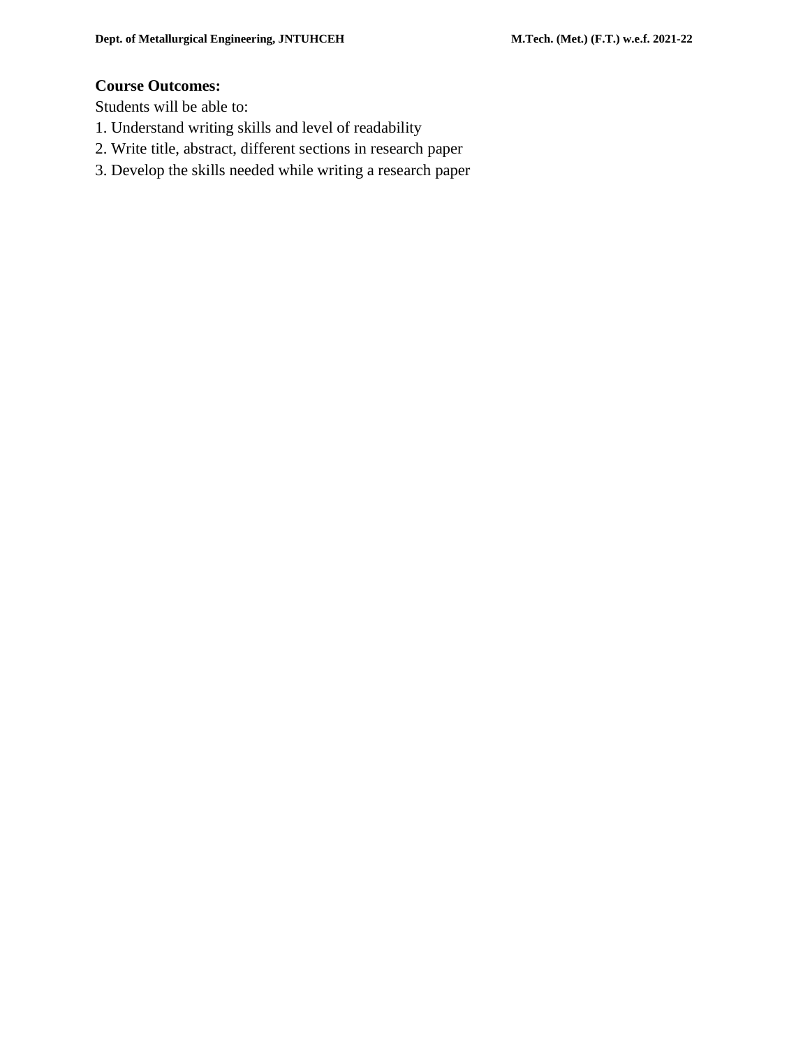**Course Outcomes:**

Students will be able to:

1. Understand writing skills and level of readability
2. Write title, abstract, different sections in research paper
3. Develop the skills needed while writing a research paper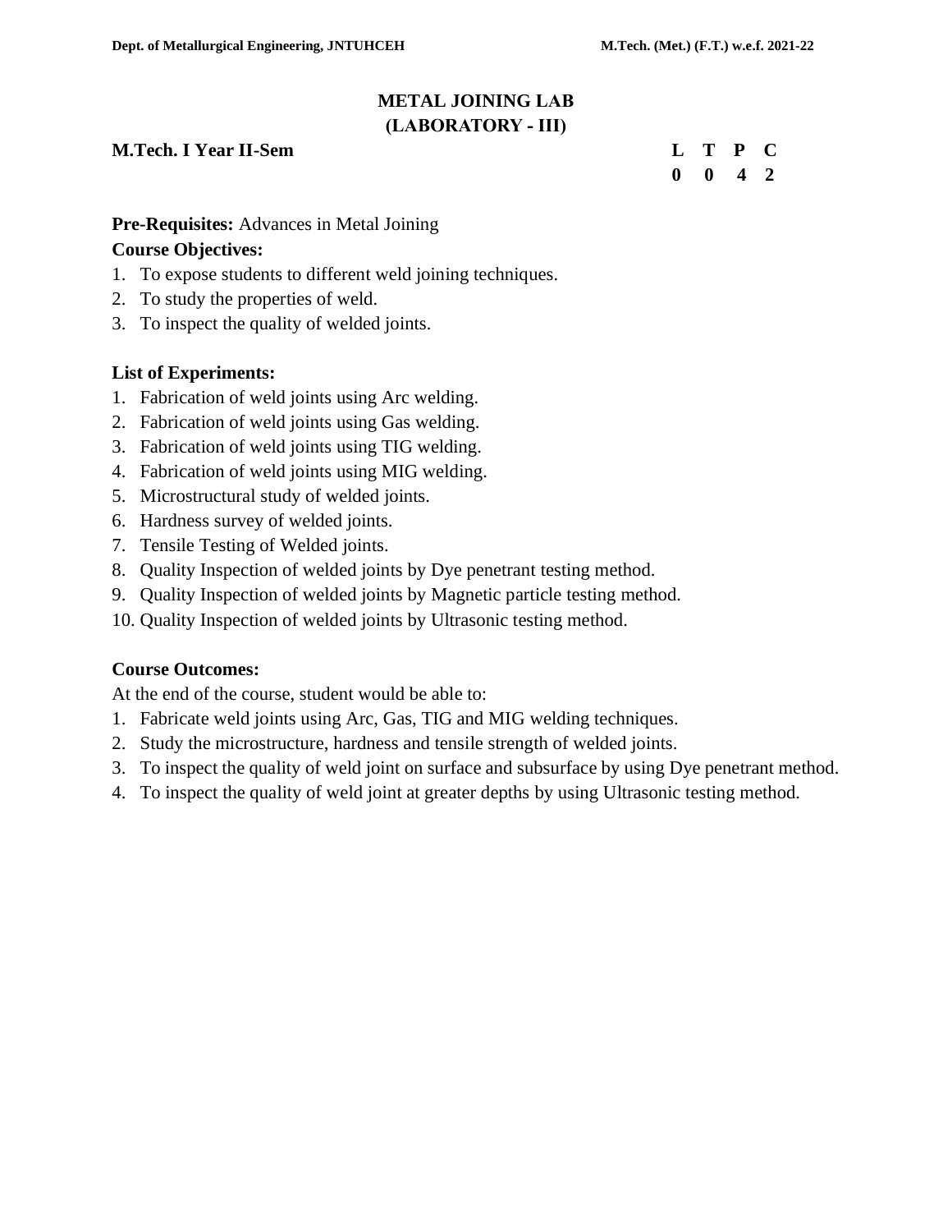# METAL JOINING LAB
## (LABORATORY - III)

**M.Tech. I Year II-Sem**

| L | T | P | C |
|---|---|---|---|
| 0 | 0 | 4 | 2 |

**Pre-Requisites:** Advances in Metal Joining

**Course Objectives:**

1. To expose students to different weld joining techniques.
2. To study the properties of weld.
3. To inspect the quality of welded joints.

**List of Experiments:**

1. Fabrication of weld joints using Arc welding.
2. Fabrication of weld joints using Gas welding.
3. Fabrication of weld joints using TIG welding.
4. Fabrication of weld joints using MIG welding.
5. Microstructural study of welded joints.
6. Hardness survey of welded joints.
7. Tensile Testing of Welded joints.
8. Quality Inspection of welded joints by Dye penetrant testing method.
9. Quality Inspection of welded joints by Magnetic particle testing method.
10. Quality Inspection of welded joints by Ultrasonic testing method.

**Course Outcomes:**

At the end of the course, student would be able to:

1. Fabricate weld joints using Arc, Gas, TIG and MIG welding techniques.
2. Study the microstructure, hardness and tensile strength of welded joints.
3. To inspect the quality of weld joint on surface and subsurface by using Dye penetrant method.
4. To inspect the quality of weld joint at greater depths by using Ultrasonic testing method.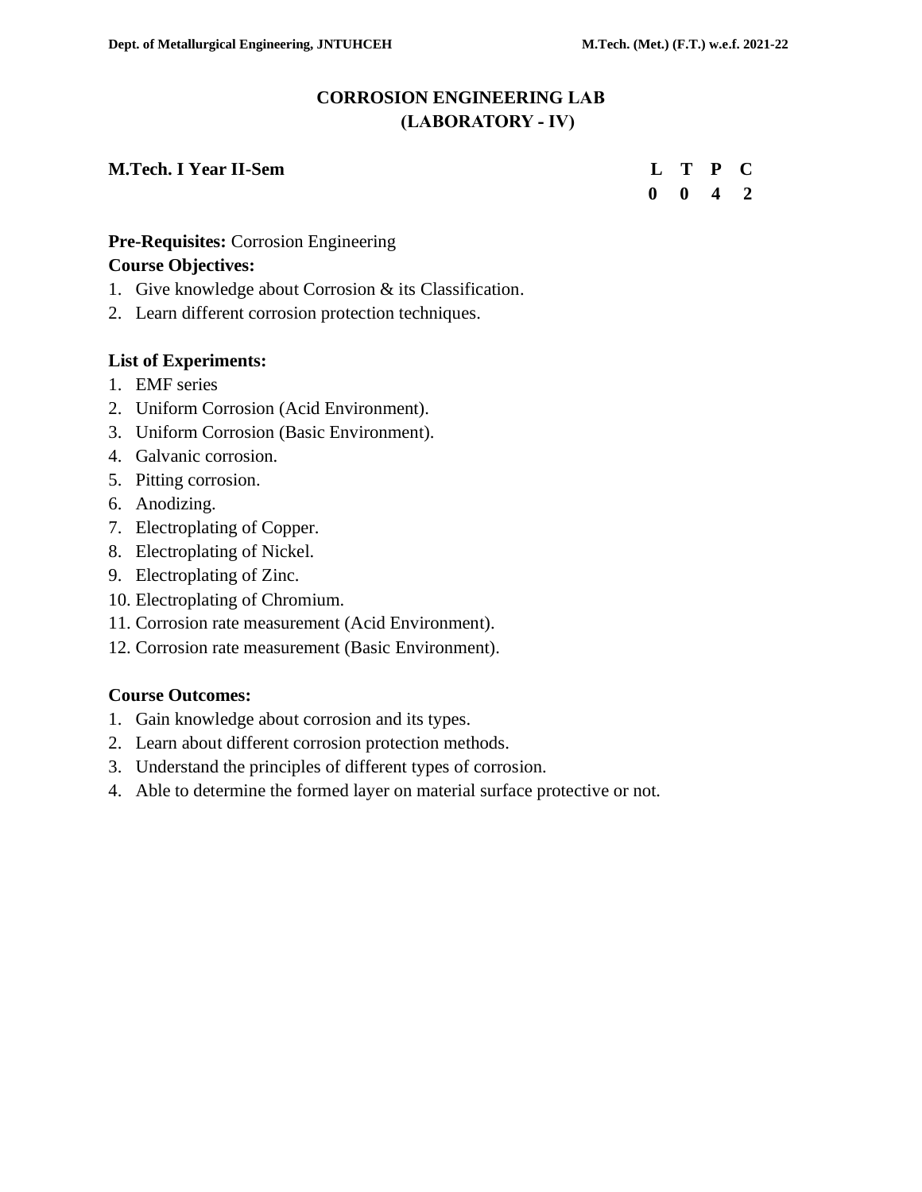# CORROSION ENGINEERING LAB
## (LABORATORY - IV)

**M.Tech. I Year II-Sem**

| L | T | P | C |
|---|---|---|---|
| 0 | 0 | 4 | 2 |

**Pre-Requisites:** Corrosion Engineering

**Course Objectives:**
1. Give knowledge about Corrosion & its Classification.
2. Learn different corrosion protection techniques.

**List of Experiments:**
1. EMF series
2. Uniform Corrosion (Acid Environment).
3. Uniform Corrosion (Basic Environment).
4. Galvanic corrosion.
5. Pitting corrosion.
6. Anodizing.
7. Electroplating of Copper.
8. Electroplating of Nickel.
9. Electroplating of Zinc.
10. Electroplating of Chromium.
11. Corrosion rate measurement (Acid Environment).
12. Corrosion rate measurement (Basic Environment).

**Course Outcomes:**
1. Gain knowledge about corrosion and its types.
2. Learn about different corrosion protection methods.
3. Understand the principles of different types of corrosion.
4. Able to determine the formed layer on material surface protective or not.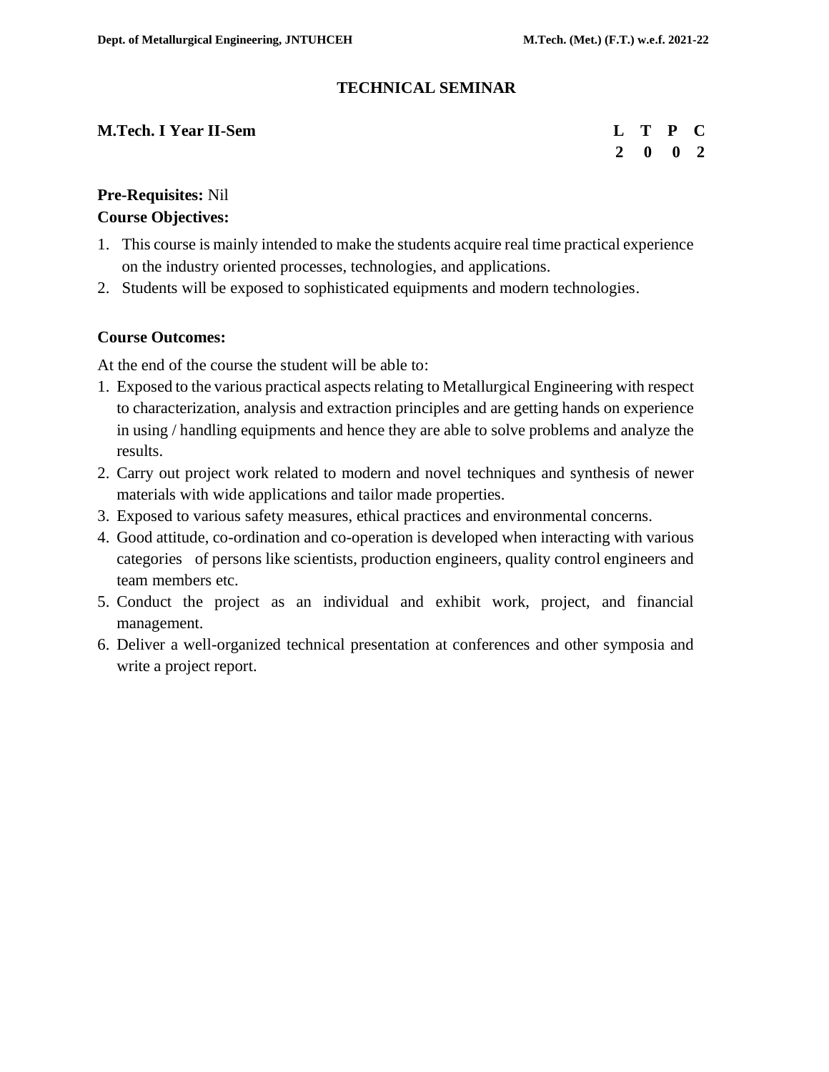# TECHNICAL SEMINAR

**M.Tech. I Year II-Sem**

| L | T | P | C |
|---|---|---|---|
| 2 | 0 | 0 | 2 |

**Pre-Requisites:** Nil

**Course Objectives:**

1. This course is mainly intended to make the students acquire real time practical experience on the industry oriented processes, technologies, and applications.
2. Students will be exposed to sophisticated equipments and modern technologies.

**Course Outcomes:**

At the end of the course the student will be able to:

1. Exposed to the various practical aspects relating to Metallurgical Engineering with respect to characterization, analysis and extraction principles and are getting hands on experience in using / handling equipments and hence they are able to solve problems and analyze the results.
2. Carry out project work related to modern and novel techniques and synthesis of newer materials with wide applications and tailor made properties.
3. Exposed to various safety measures, ethical practices and environmental concerns.
4. Good attitude, co-ordination and co-operation is developed when interacting with various categories of persons like scientists, production engineers, quality control engineers and team members etc.
5. Conduct the project as an individual and exhibit work, project, and financial management.
6. Deliver a well-organized technical presentation at conferences and other symposia and write a project report.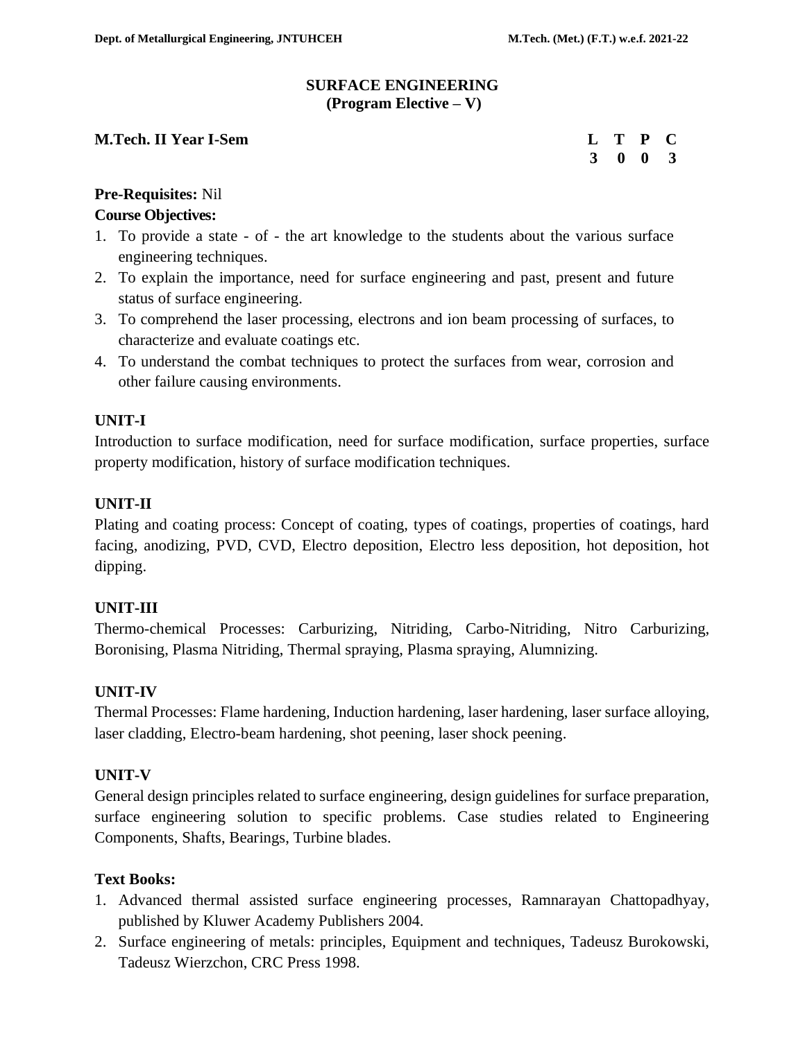# SURFACE ENGINEERING
## (Program Elective – V)

**M.Tech. II Year I-Sem**

| L | T | P | C |
|---|---|---|---|
| 3 | 0 | 0 | 3 |

**Pre-Requisites:** Nil

**Course Objectives:**

1. To provide a state - of - the art knowledge to the students about the various surface engineering techniques.
2. To explain the importance, need for surface engineering and past, present and future status of surface engineering.
3. To comprehend the laser processing, electrons and ion beam processing of surfaces, to characterize and evaluate coatings etc.
4. To understand the combat techniques to protect the surfaces from wear, corrosion and other failure causing environments.

**UNIT-I**

Introduction to surface modification, need for surface modification, surface properties, surface property modification, history of surface modification techniques.

**UNIT-II**

Plating and coating process: Concept of coating, types of coatings, properties of coatings, hard facing, anodizing, PVD, CVD, Electro deposition, Electro less deposition, hot deposition, hot dipping.

**UNIT-III**

Thermo-chemical Processes: Carburizing, Nitriding, Carbo-Nitriding, Nitro Carburizing, Boronising, Plasma Nitriding, Thermal spraying, Plasma spraying, Alumnizing.

**UNIT-IV**

Thermal Processes: Flame hardening, Induction hardening, laser hardening, laser surface alloying, laser cladding, Electro-beam hardening, shot peening, laser shock peening.

**UNIT-V**

General design principles related to surface engineering, design guidelines for surface preparation, surface engineering solution to specific problems. Case studies related to Engineering Components, Shafts, Bearings, Turbine blades.

**Text Books:**

1. Advanced thermal assisted surface engineering processes, Ramnarayan Chattopadhyay, published by Kluwer Academy Publishers 2004.
2. Surface engineering of metals: principles, Equipment and techniques, Tadeusz Burokowski, Tadeusz Wierzchon, CRC Press 1998.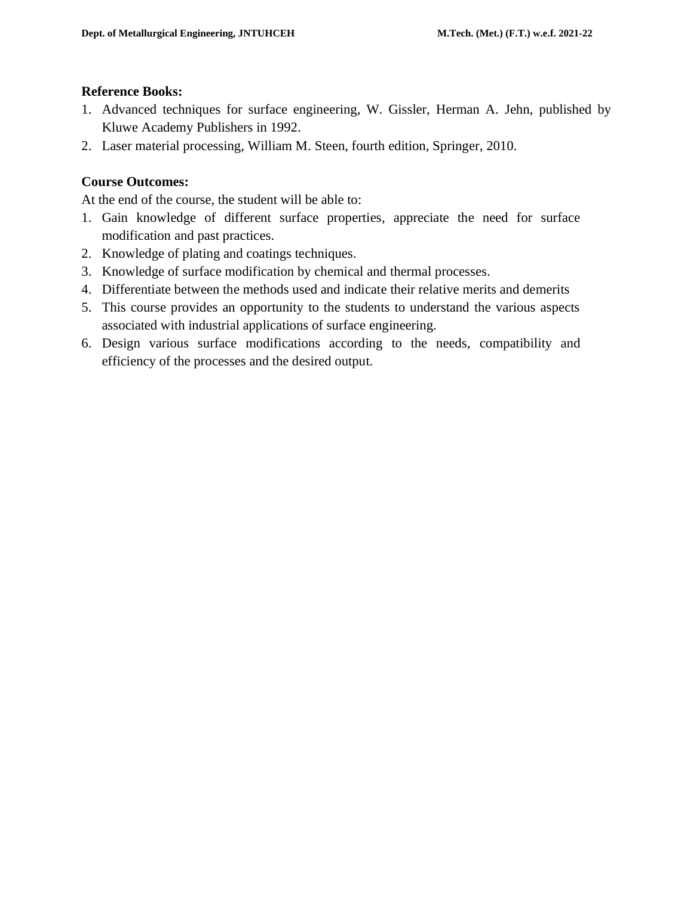**Reference Books:**

1. Advanced techniques for surface engineering, W. Gissler, Herman A. Jehn, published by Kluwe Academy Publishers in 1992.
2. Laser material processing, William M. Steen, fourth edition, Springer, 2010.

**Course Outcomes:**

At the end of the course, the student will be able to:

1. Gain knowledge of different surface properties, appreciate the need for surface modification and past practices.
2. Knowledge of plating and coatings techniques.
3. Knowledge of surface modification by chemical and thermal processes.
4. Differentiate between the methods used and indicate their relative merits and demerits
5. This course provides an opportunity to the students to understand the various aspects associated with industrial applications of surface engineering.
6. Design various surface modifications according to the needs, compatibility and efficiency of the processes and the desired output.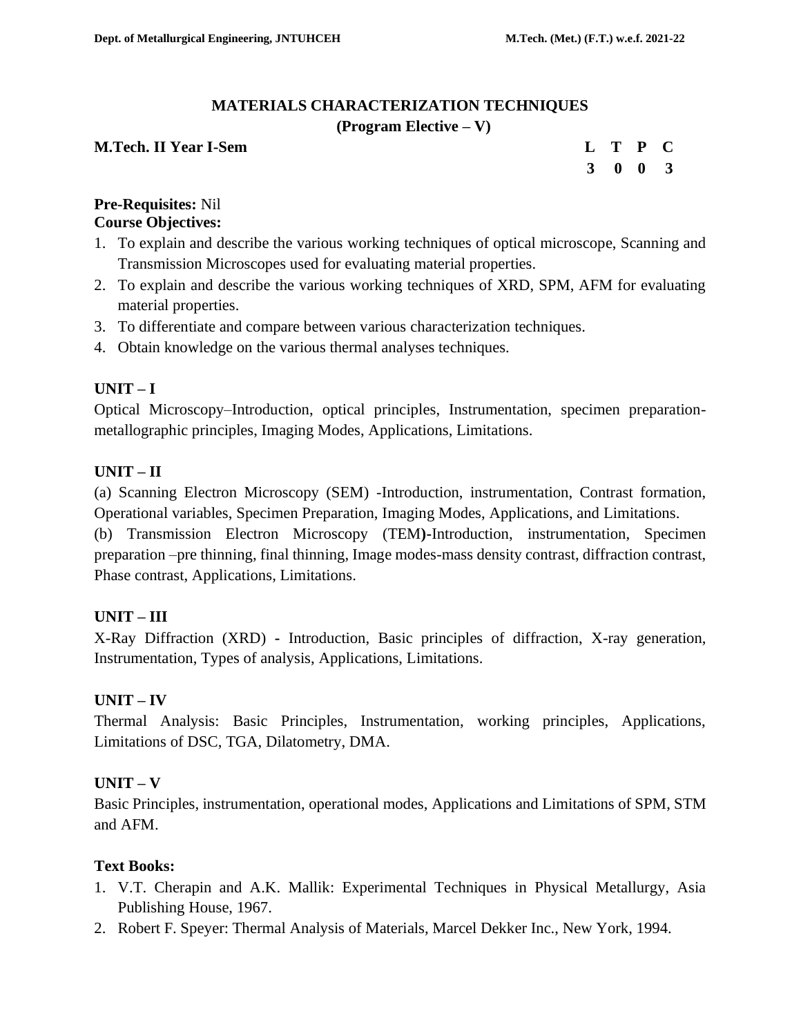# MATERIALS CHARACTERIZATION TECHNIQUES

**(Program Elective – V)**

**M.Tech. II Year I-Sem**

| L | T | P | C |
|---|---|---|---|
| 3 | 0 | 0 | 3 |

**Pre-Requisites:** Nil

**Course Objectives:**

1. To explain and describe the various working techniques of optical microscope, Scanning and Transmission Microscopes used for evaluating material properties.
2. To explain and describe the various working techniques of XRD, SPM, AFM for evaluating material properties.
3. To differentiate and compare between various characterization techniques.
4. Obtain knowledge on the various thermal analyses techniques.

## UNIT – I

Optical Microscopy–Introduction, optical principles, Instrumentation, specimen preparation-metallographic principles, Imaging Modes, Applications, Limitations.

## UNIT – II

(a) Scanning Electron Microscopy (SEM) -Introduction, instrumentation, Contrast formation, Operational variables, Specimen Preparation, Imaging Modes, Applications, and Limitations.

(b) Transmission Electron Microscopy (TEM**)-**Introduction, instrumentation, Specimen preparation –pre thinning, final thinning, Image modes-mass density contrast, diffraction contrast, Phase contrast, Applications, Limitations.

## UNIT – III

X-Ray Diffraction (XRD) **-** Introduction, Basic principles of diffraction, X-ray generation, Instrumentation, Types of analysis, Applications, Limitations.

## UNIT – IV

Thermal Analysis: Basic Principles, Instrumentation, working principles, Applications, Limitations of DSC, TGA, Dilatometry, DMA.

## UNIT – V

Basic Principles, instrumentation, operational modes, Applications and Limitations of SPM, STM and AFM.

**Text Books:**

1. V.T. Cherapin and A.K. Mallik: Experimental Techniques in Physical Metallurgy, Asia Publishing House, 1967.
2. Robert F. Speyer: Thermal Analysis of Materials, Marcel Dekker Inc., New York, 1994.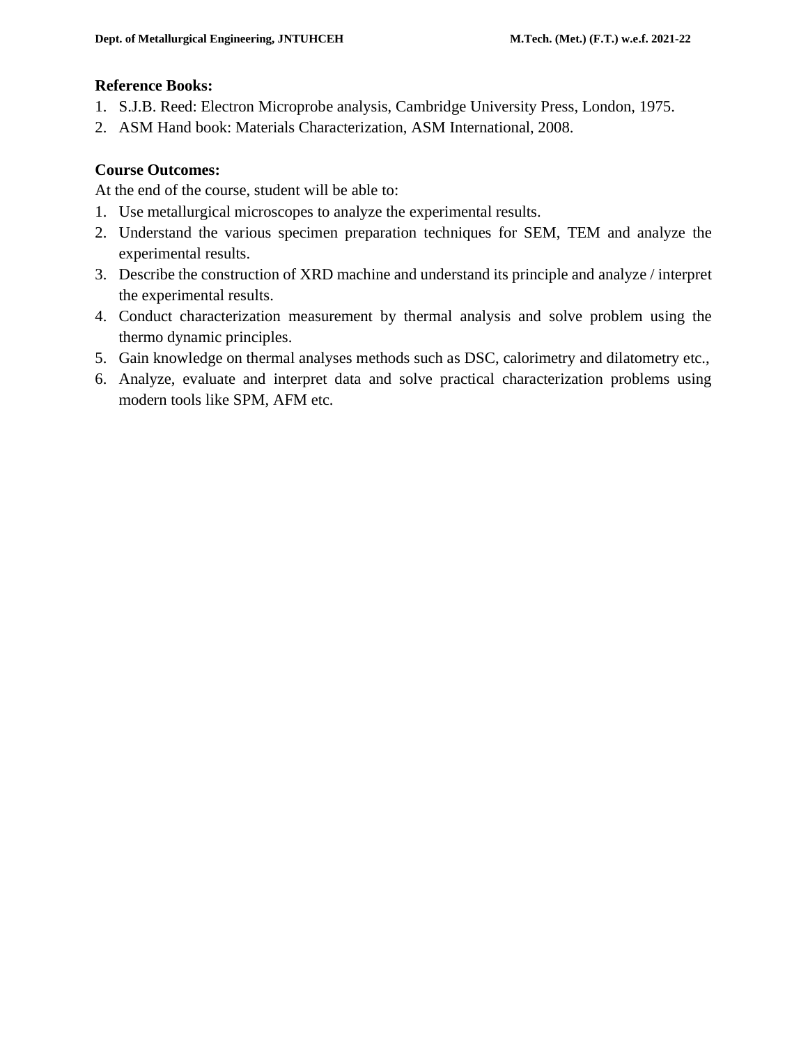**Reference Books:**

1. S.J.B. Reed: Electron Microprobe analysis, Cambridge University Press, London, 1975.
2. ASM Hand book: Materials Characterization, ASM International, 2008.

**Course Outcomes:**

At the end of the course, student will be able to:

1. Use metallurgical microscopes to analyze the experimental results.
2. Understand the various specimen preparation techniques for SEM, TEM and analyze the experimental results.
3. Describe the construction of XRD machine and understand its principle and analyze / interpret the experimental results.
4. Conduct characterization measurement by thermal analysis and solve problem using the thermo dynamic principles.
5. Gain knowledge on thermal analyses methods such as DSC, calorimetry and dilatometry etc.,
6. Analyze, evaluate and interpret data and solve practical characterization problems using modern tools like SPM, AFM etc.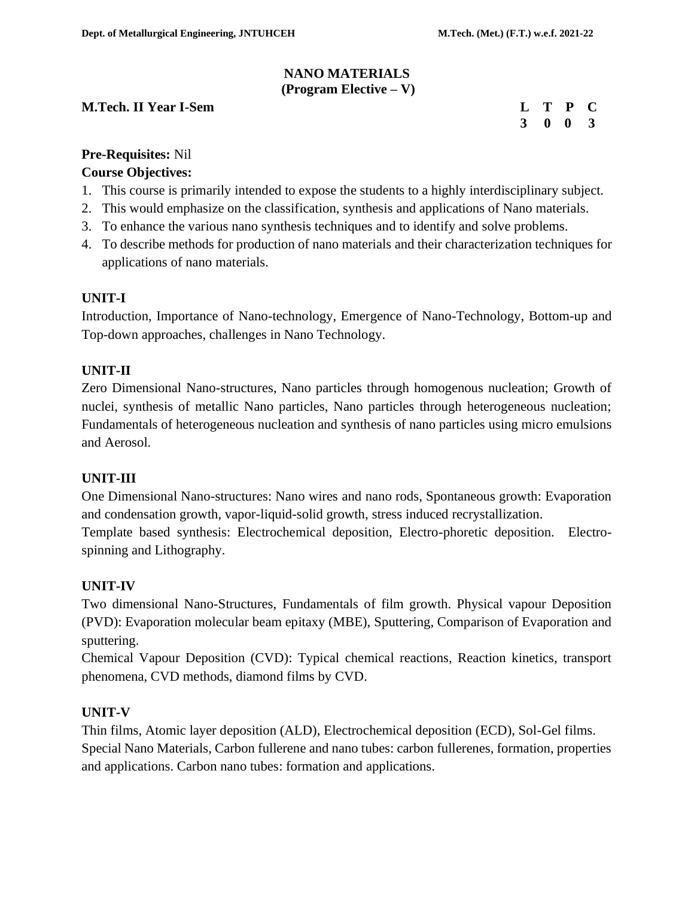# NANO MATERIALS
## (Program Elective – V)

**M.Tech. II Year I-Sem**

| L | T | P | C |
|---|---|---|---|
| 3 | 0 | 0 | 3 |

**Pre-Requisites:** Nil

**Course Objectives:**

1. This course is primarily intended to expose the students to a highly interdisciplinary subject.
2. This would emphasize on the classification, synthesis and applications of Nano materials.
3. To enhance the various nano synthesis techniques and to identify and solve problems.
4. To describe methods for production of nano materials and their characterization techniques for applications of nano materials.

**UNIT-I**

Introduction, Importance of Nano-technology, Emergence of Nano-Technology, Bottom-up and Top-down approaches, challenges in Nano Technology.

**UNIT-II**

Zero Dimensional Nano-structures, Nano particles through homogenous nucleation; Growth of nuclei, synthesis of metallic Nano particles, Nano particles through heterogeneous nucleation; Fundamentals of heterogeneous nucleation and synthesis of nano particles using micro emulsions and Aerosol.

**UNIT-III**

One Dimensional Nano-structures: Nano wires and nano rods, Spontaneous growth: Evaporation and condensation growth, vapor-liquid-solid growth, stress induced recrystallization.

Template based synthesis: Electrochemical deposition, Electro-phoretic deposition. Electro-spinning and Lithography.

**UNIT-IV**

Two dimensional Nano-Structures, Fundamentals of film growth. Physical vapour Deposition (PVD): Evaporation molecular beam epitaxy (MBE), Sputtering, Comparison of Evaporation and sputtering.

Chemical Vapour Deposition (CVD): Typical chemical reactions, Reaction kinetics, transport phenomena, CVD methods, diamond films by CVD.

**UNIT-V**

Thin films, Atomic layer deposition (ALD), Electrochemical deposition (ECD), Sol-Gel films.

Special Nano Materials, Carbon fullerene and nano tubes: carbon fullerenes, formation, properties and applications. Carbon nano tubes: formation and applications.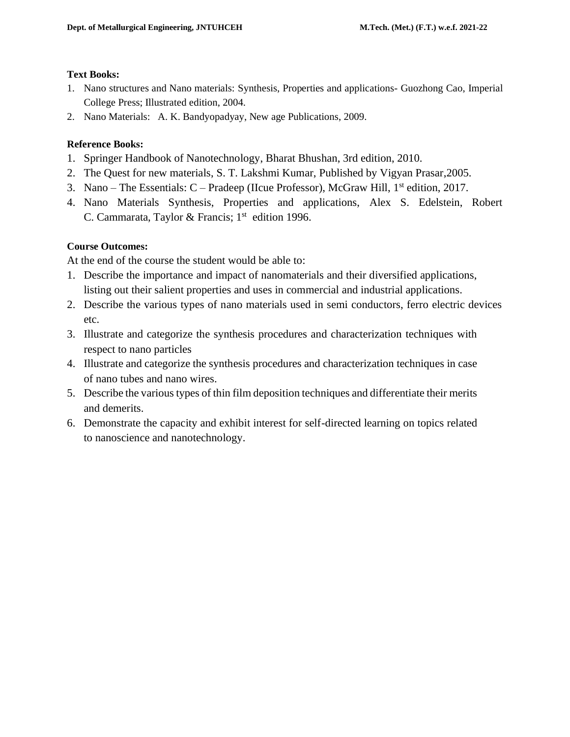**Text Books:**

1. Nano structures and Nano materials: Synthesis, Properties and applications- Guozhong Cao, Imperial College Press; Illustrated edition, 2004.
2. Nano Materials: A. K. Bandyopadyay, New age Publications, 2009.

**Reference Books:**

1. Springer Handbook of Nanotechnology, Bharat Bhushan, 3rd edition, 2010.
2. The Quest for new materials, S. T. Lakshmi Kumar, Published by Vigyan Prasar,2005.
3. Nano – The Essentials: C – Pradeep (IIcue Professor), McGraw Hill, 1st edition, 2017.
4. Nano Materials Synthesis, Properties and applications, Alex S. Edelstein, Robert C. Cammarata, Taylor & Francis; 1st edition 1996.

**Course Outcomes:**

At the end of the course the student would be able to:

1. Describe the importance and impact of nanomaterials and their diversified applications, listing out their salient properties and uses in commercial and industrial applications.
2. Describe the various types of nano materials used in semi conductors, ferro electric devices etc.
3. Illustrate and categorize the synthesis procedures and characterization techniques with respect to nano particles
4. Illustrate and categorize the synthesis procedures and characterization techniques in case of nano tubes and nano wires.
5. Describe the various types of thin film deposition techniques and differentiate their merits and demerits.
6. Demonstrate the capacity and exhibit interest for self-directed learning on topics related to nanoscience and nanotechnology.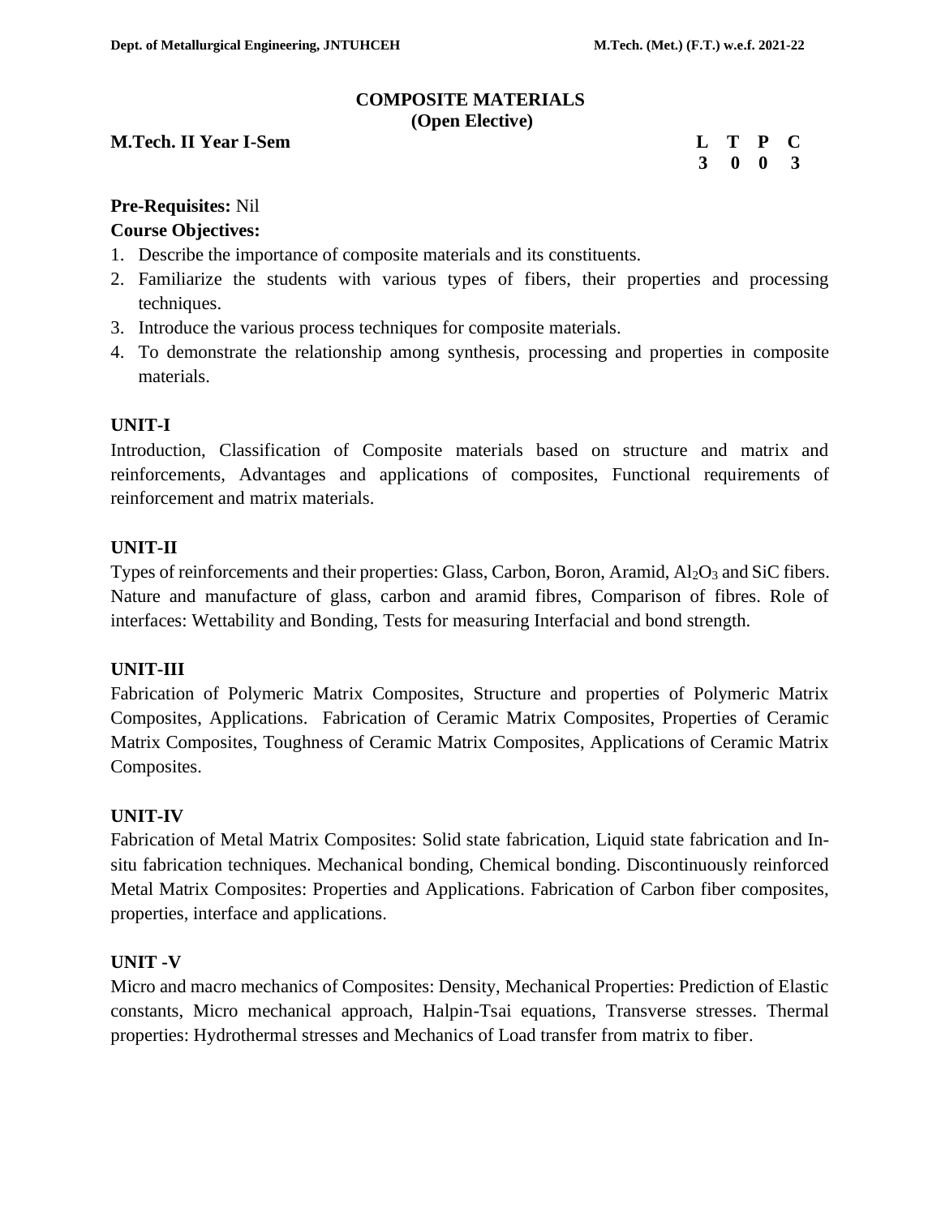# COMPOSITE MATERIALS
## (Open Elective)

**M.Tech. II Year I-Sem**

| L | T | P | C |
|---|---|---|---|
| 3 | 0 | 0 | 3 |

**Pre-Requisites:** Nil

**Course Objectives:**

1. Describe the importance of composite materials and its constituents.
2. Familiarize the students with various types of fibers, their properties and processing techniques.
3. Introduce the various process techniques for composite materials.
4. To demonstrate the relationship among synthesis, processing and properties in composite materials.

**UNIT-I**

Introduction, Classification of Composite materials based on structure and matrix and reinforcements, Advantages and applications of composites, Functional requirements of reinforcement and matrix materials.

**UNIT-II**

Types of reinforcements and their properties: Glass, Carbon, Boron, Aramid, $Al_2O_3$ and SiC fibers. Nature and manufacture of glass, carbon and aramid fibres, Comparison of fibres. Role of interfaces: Wettability and Bonding, Tests for measuring Interfacial and bond strength.

**UNIT-III**

Fabrication of Polymeric Matrix Composites, Structure and properties of Polymeric Matrix Composites, Applications. Fabrication of Ceramic Matrix Composites, Properties of Ceramic Matrix Composites, Toughness of Ceramic Matrix Composites, Applications of Ceramic Matrix Composites.

**UNIT-IV**

Fabrication of Metal Matrix Composites: Solid state fabrication, Liquid state fabrication and In-situ fabrication techniques. Mechanical bonding, Chemical bonding. Discontinuously reinforced Metal Matrix Composites: Properties and Applications. Fabrication of Carbon fiber composites, properties, interface and applications.

**UNIT -V**

Micro and macro mechanics of Composites: Density, Mechanical Properties: Prediction of Elastic constants, Micro mechanical approach, Halpin-Tsai equations, Transverse stresses. Thermal properties: Hydrothermal stresses and Mechanics of Load transfer from matrix to fiber.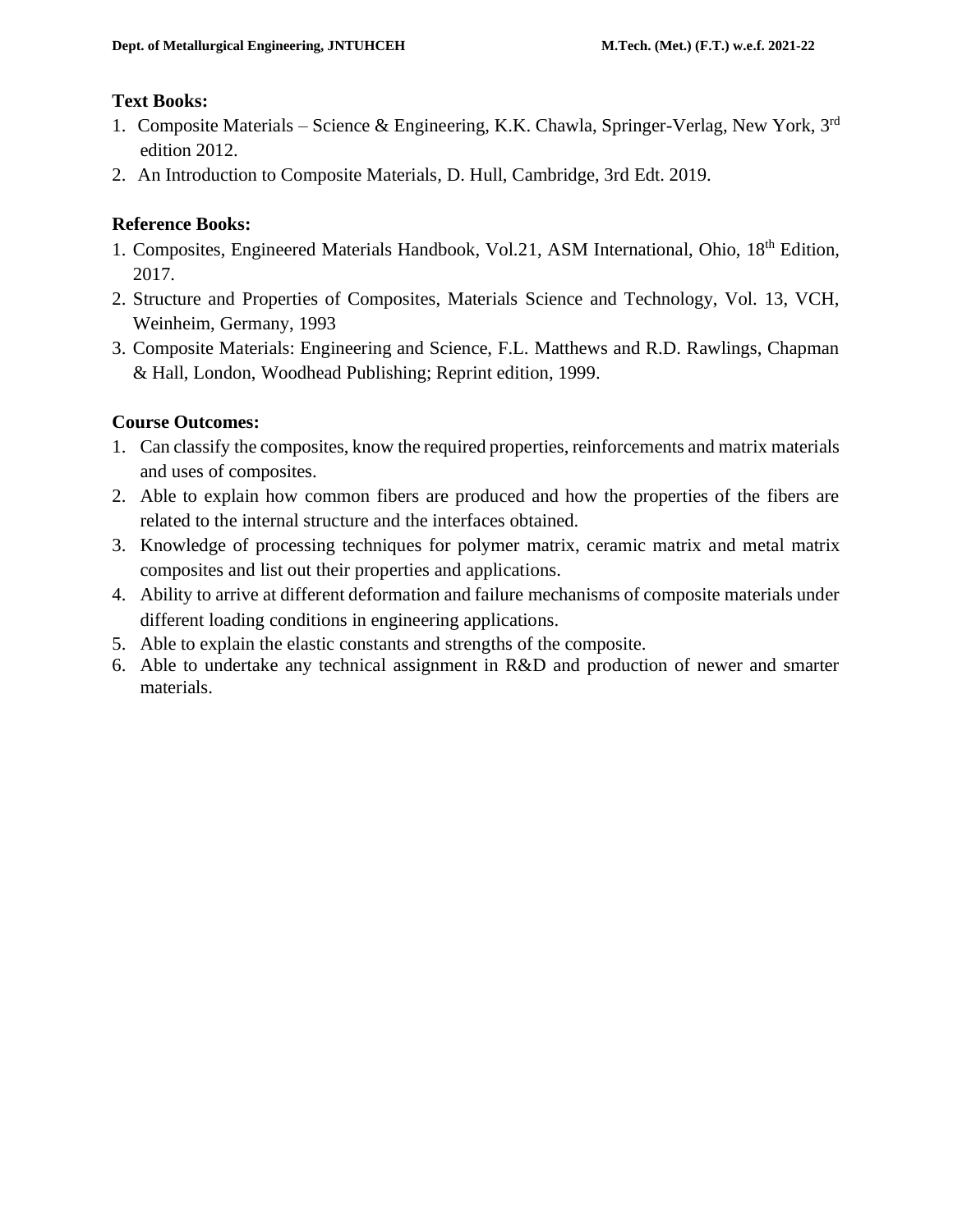**Text Books:**

1. Composite Materials – Science & Engineering, K.K. Chawla, Springer-Verlag, New York, 3rd edition 2012.
2. An Introduction to Composite Materials, D. Hull, Cambridge, 3rd Edt. 2019.

**Reference Books:**

1. Composites, Engineered Materials Handbook, Vol.21, ASM International, Ohio, 18th Edition, 2017.
2. Structure and Properties of Composites, Materials Science and Technology, Vol. 13, VCH, Weinheim, Germany, 1993
3. Composite Materials: Engineering and Science, F.L. Matthews and R.D. Rawlings, Chapman & Hall, London, Woodhead Publishing; Reprint edition, 1999.

**Course Outcomes:**

1. Can classify the composites, know the required properties, reinforcements and matrix materials and uses of composites.
2. Able to explain how common fibers are produced and how the properties of the fibers are related to the internal structure and the interfaces obtained.
3. Knowledge of processing techniques for polymer matrix, ceramic matrix and metal matrix composites and list out their properties and applications.
4. Ability to arrive at different deformation and failure mechanisms of composite materials under different loading conditions in engineering applications.
5. Able to explain the elastic constants and strengths of the composite.
6. Able to undertake any technical assignment in R&D and production of newer and smarter materials.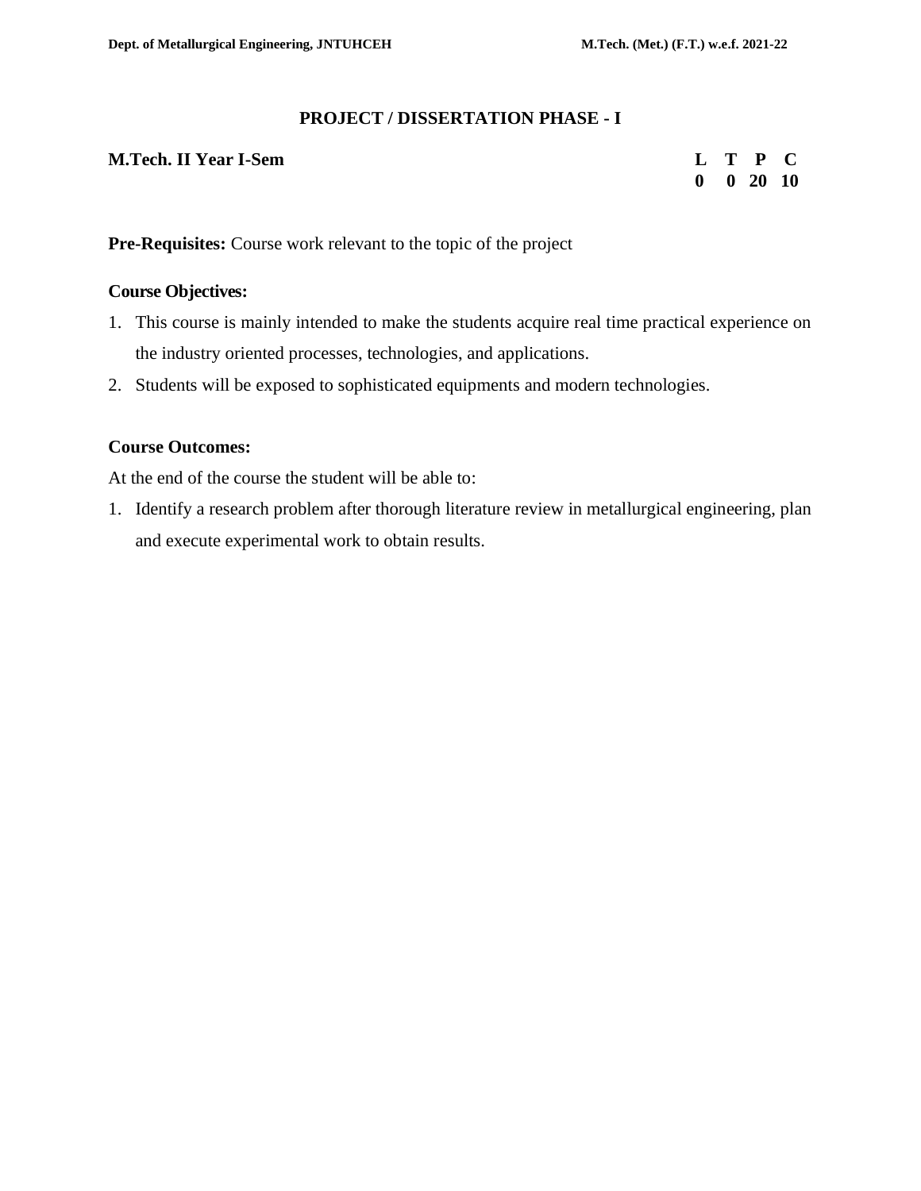## PROJECT / DISSERTATION PHASE - I

**M.Tech. II Year I-Sem**

| L | T | P | C |
|---|---|---|---|
| 0 | 0 | 20 | 10 |

**Pre-Requisites:** Course work relevant to the topic of the project

**Course Objectives:**

1. This course is mainly intended to make the students acquire real time practical experience on the industry oriented processes, technologies, and applications.
2. Students will be exposed to sophisticated equipments and modern technologies.

**Course Outcomes:**

At the end of the course the student will be able to:

1. Identify a research problem after thorough literature review in metallurgical engineering, plan and execute experimental work to obtain results.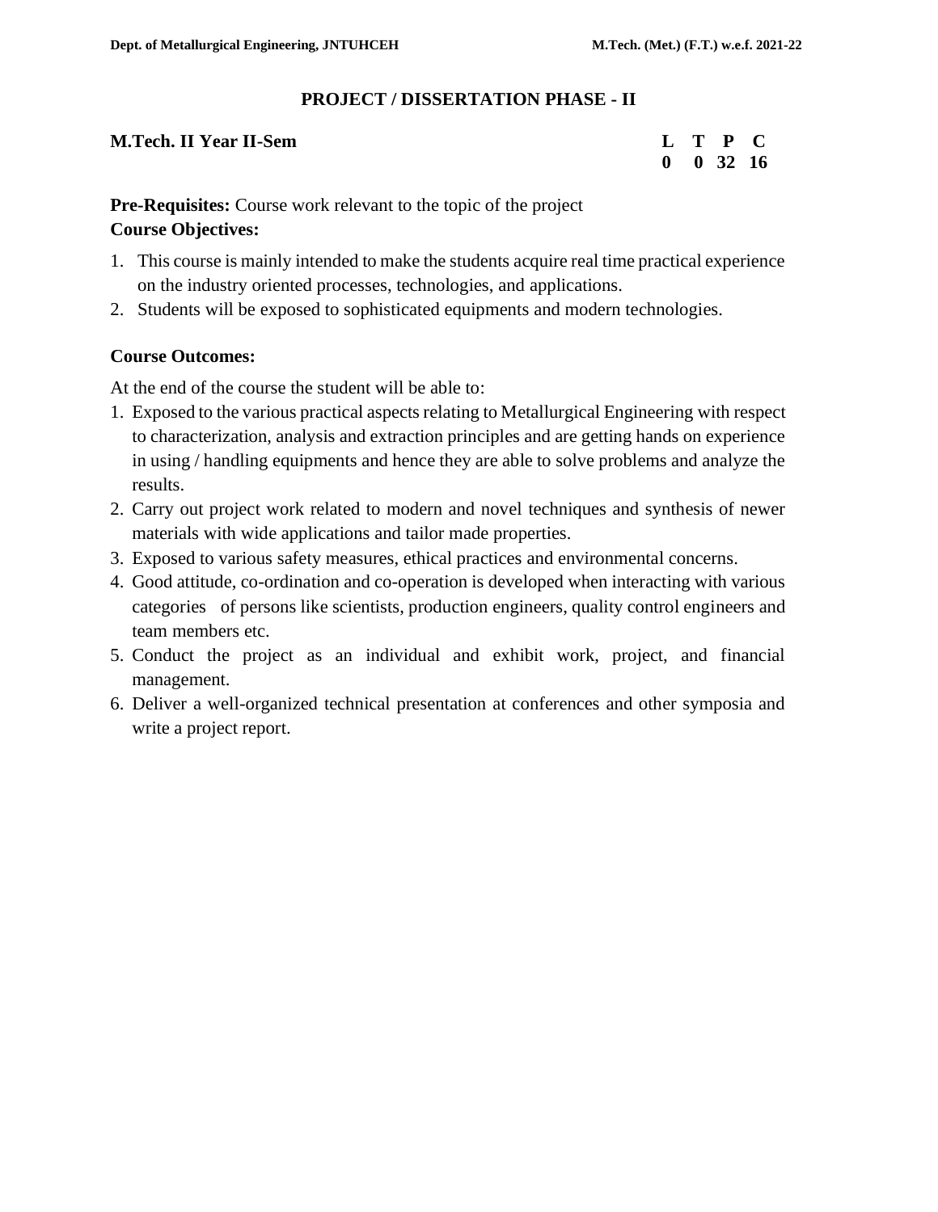# PROJECT / DISSERTATION PHASE - II

**M.Tech. II Year II-Sem**

| L | T | P | C |
|---|---|---|---|
| 0 | 0 | 32 | 16 |

**Pre-Requisites:** Course work relevant to the topic of the project

**Course Objectives:**

1. This course is mainly intended to make the students acquire real time practical experience on the industry oriented processes, technologies, and applications.
2. Students will be exposed to sophisticated equipments and modern technologies.

**Course Outcomes:**

At the end of the course the student will be able to:

1. Exposed to the various practical aspects relating to Metallurgical Engineering with respect to characterization, analysis and extraction principles and are getting hands on experience in using / handling equipments and hence they are able to solve problems and analyze the results.
2. Carry out project work related to modern and novel techniques and synthesis of newer materials with wide applications and tailor made properties.
3. Exposed to various safety measures, ethical practices and environmental concerns.
4. Good attitude, co-ordination and co-operation is developed when interacting with various categories of persons like scientists, production engineers, quality control engineers and team members etc.
5. Conduct the project as an individual and exhibit work, project, and financial management.
6. Deliver a well-organized technical presentation at conferences and other symposia and write a project report.